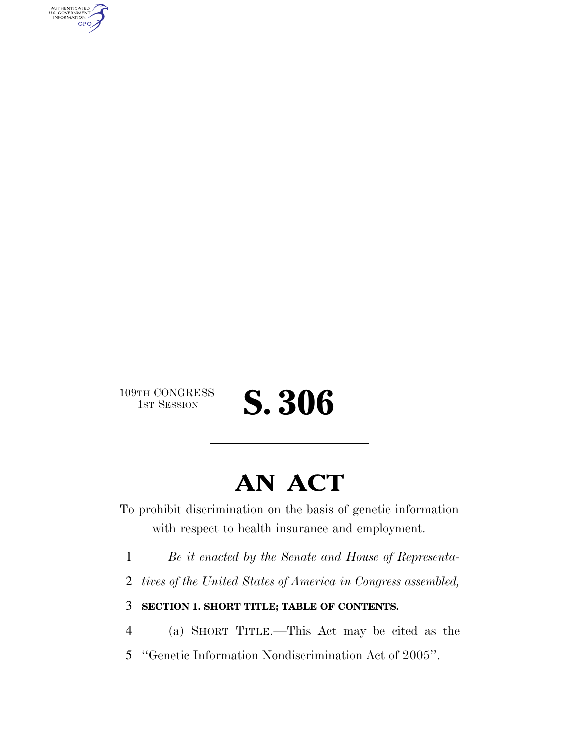109TH CONGRESS
1ST SESSION

# S. 306

---

# AN ACT

To prohibit discrimination on the basis of genetic information with respect to health insurance and employment.

1 *Be it enacted by the Senate and House of Representa-*
2 *tives of the United States of America in Congress assembled,*

3 **SECTION 1. SHORT TITLE; TABLE OF CONTENTS.**

4 (a) SHORT TITLE.—This Act may be cited as the
5 ''Genetic Information Nondiscrimination Act of 2005''.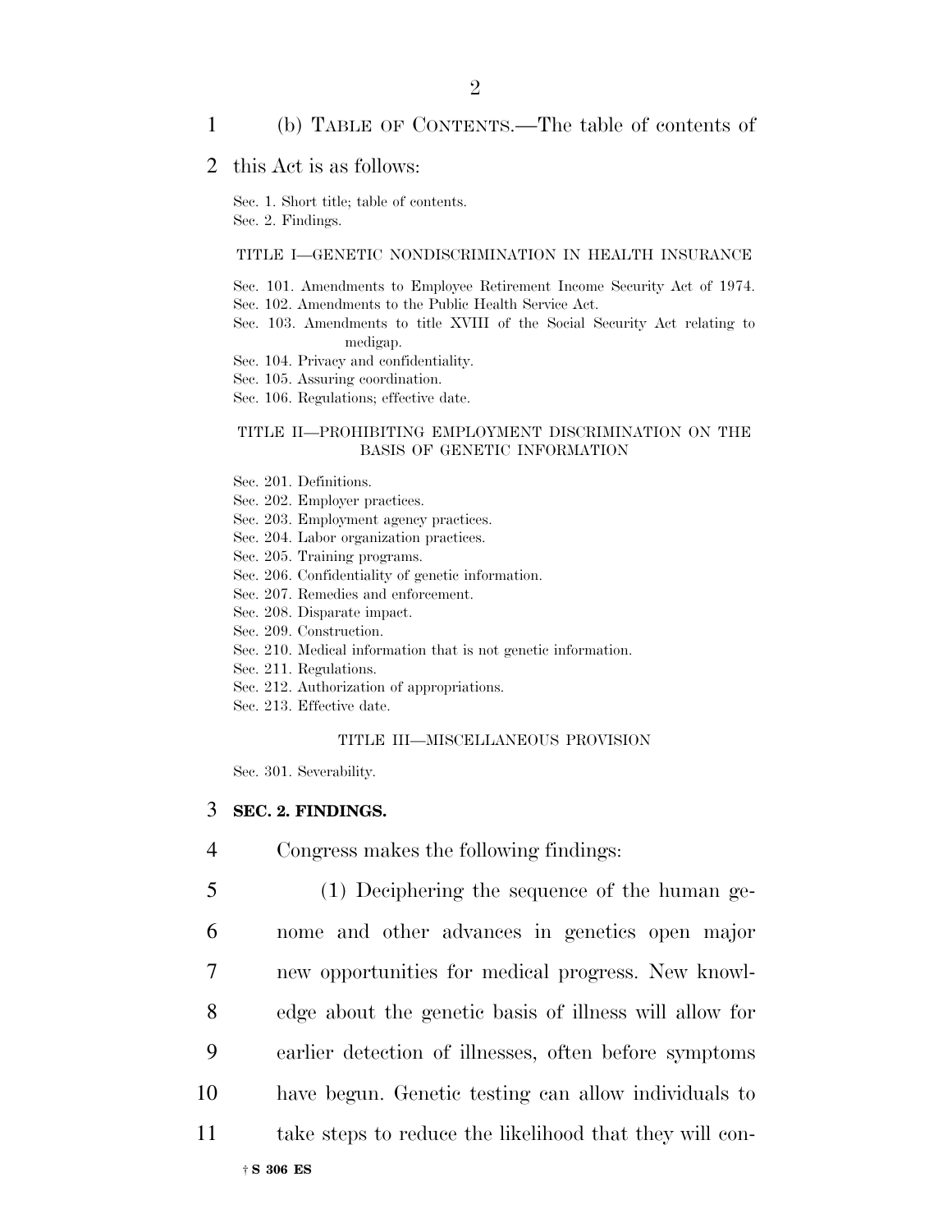(b) TABLE OF CONTENTS.—The table of contents of this Act is as follows:

Sec. 1. Short title; table of contents.
Sec. 2. Findings.

TITLE I—GENETIC NONDISCRIMINATION IN HEALTH INSURANCE

Sec. 101. Amendments to Employee Retirement Income Security Act of 1974.
Sec. 102. Amendments to the Public Health Service Act.
Sec. 103. Amendments to title XVIII of the Social Security Act relating to medigap.
Sec. 104. Privacy and confidentiality.
Sec. 105. Assuring coordination.
Sec. 106. Regulations; effective date.

TITLE II—PROHIBITING EMPLOYMENT DISCRIMINATION ON THE BASIS OF GENETIC INFORMATION

Sec. 201. Definitions.
Sec. 202. Employer practices.
Sec. 203. Employment agency practices.
Sec. 204. Labor organization practices.
Sec. 205. Training programs.
Sec. 206. Confidentiality of genetic information.
Sec. 207. Remedies and enforcement.
Sec. 208. Disparate impact.
Sec. 209. Construction.
Sec. 210. Medical information that is not genetic information.
Sec. 211. Regulations.
Sec. 212. Authorization of appropriations.
Sec. 213. Effective date.

TITLE III—MISCELLANEOUS PROVISION

Sec. 301. Severability.

**SEC. 2. FINDINGS.**

Congress makes the following findings:

(1) Deciphering the sequence of the human genome and other advances in genetics open major new opportunities for medical progress. New knowledge about the genetic basis of illness will allow for earlier detection of illnesses, often before symptoms have begun. Genetic testing can allow individuals to take steps to reduce the likelihood that they will con-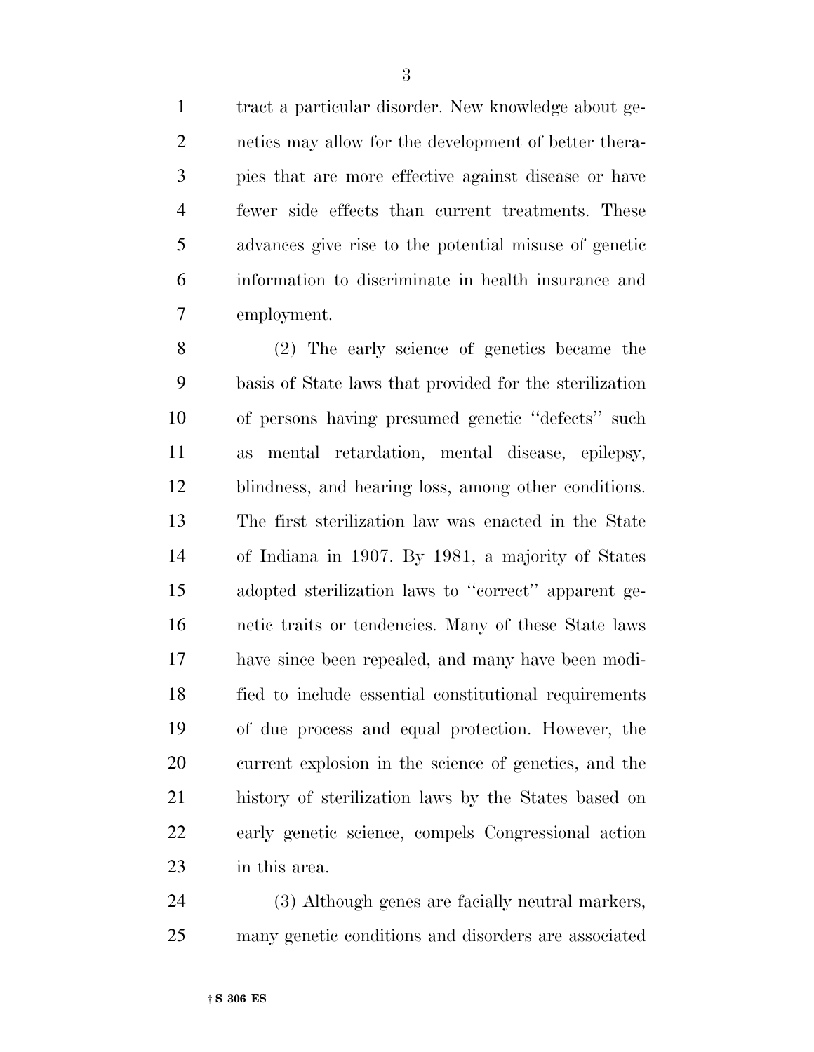tract a particular disorder. New knowledge about genetics may allow for the development of better therapies that are more effective against disease or have fewer side effects than current treatments. These advances give rise to the potential misuse of genetic information to discriminate in health insurance and employment.

(2) The early science of genetics became the basis of State laws that provided for the sterilization of persons having presumed genetic ''defects'' such as mental retardation, mental disease, epilepsy, blindness, and hearing loss, among other conditions. The first sterilization law was enacted in the State of Indiana in 1907. By 1981, a majority of States adopted sterilization laws to ''correct'' apparent genetic traits or tendencies. Many of these State laws have since been repealed, and many have been modified to include essential constitutional requirements of due process and equal protection. However, the current explosion in the science of genetics, and the history of sterilization laws by the States based on early genetic science, compels Congressional action in this area.

(3) Although genes are facially neutral markers, many genetic conditions and disorders are associated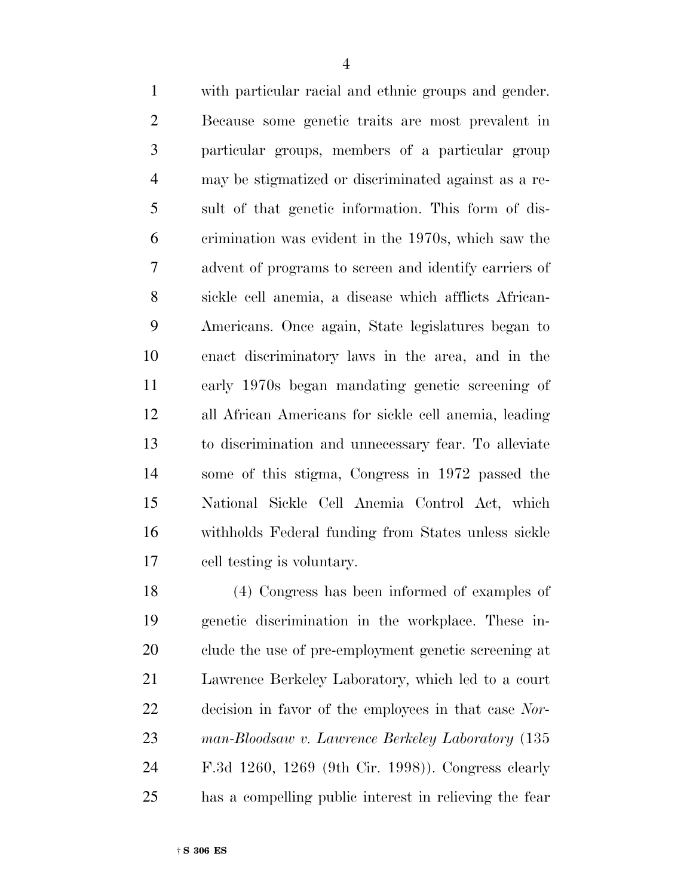with particular racial and ethnic groups and gender. Because some genetic traits are most prevalent in particular groups, members of a particular group may be stigmatized or discriminated against as a result of that genetic information. This form of discrimination was evident in the 1970s, which saw the advent of programs to screen and identify carriers of sickle cell anemia, a disease which afflicts African-Americans. Once again, State legislatures began to enact discriminatory laws in the area, and in the early 1970s began mandating genetic screening of all African Americans for sickle cell anemia, leading to discrimination and unnecessary fear. To alleviate some of this stigma, Congress in 1972 passed the National Sickle Cell Anemia Control Act, which withholds Federal funding from States unless sickle cell testing is voluntary.

(4) Congress has been informed of examples of genetic discrimination in the workplace. These include the use of pre-employment genetic screening at Lawrence Berkeley Laboratory, which led to a court decision in favor of the employees in that case *Norman-Bloodsaw v. Lawrence Berkeley Laboratory* (135 F.3d 1260, 1269 (9th Cir. 1998)). Congress clearly has a compelling public interest in relieving the fear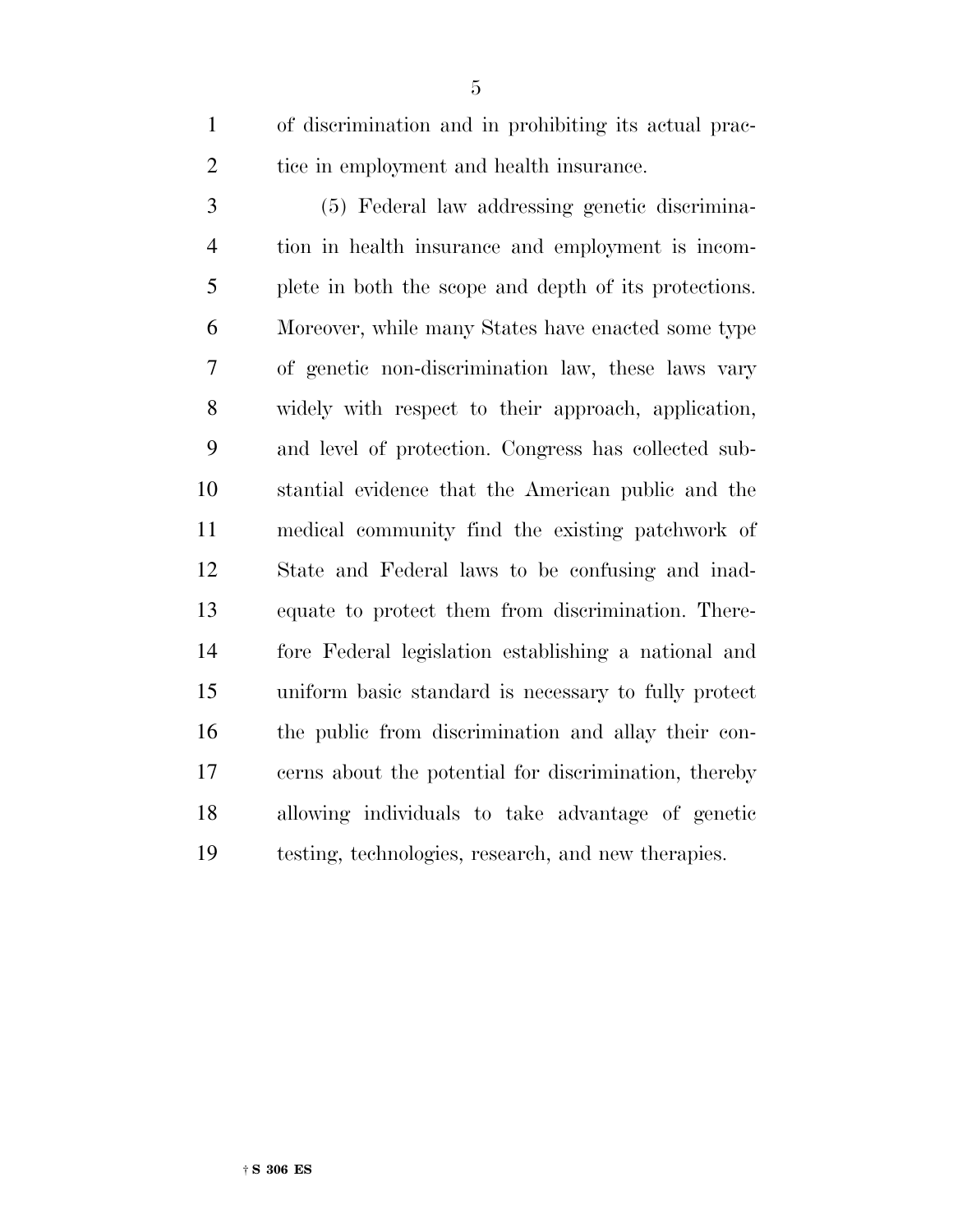of discrimination and in prohibiting its actual practice in employment and health insurance.

(5) Federal law addressing genetic discrimination in health insurance and employment is incomplete in both the scope and depth of its protections. Moreover, while many States have enacted some type of genetic non-discrimination law, these laws vary widely with respect to their approach, application, and level of protection. Congress has collected substantial evidence that the American public and the medical community find the existing patchwork of State and Federal laws to be confusing and inadequate to protect them from discrimination. Therefore Federal legislation establishing a national and uniform basic standard is necessary to fully protect the public from discrimination and allay their concerns about the potential for discrimination, thereby allowing individuals to take advantage of genetic testing, technologies, research, and new therapies.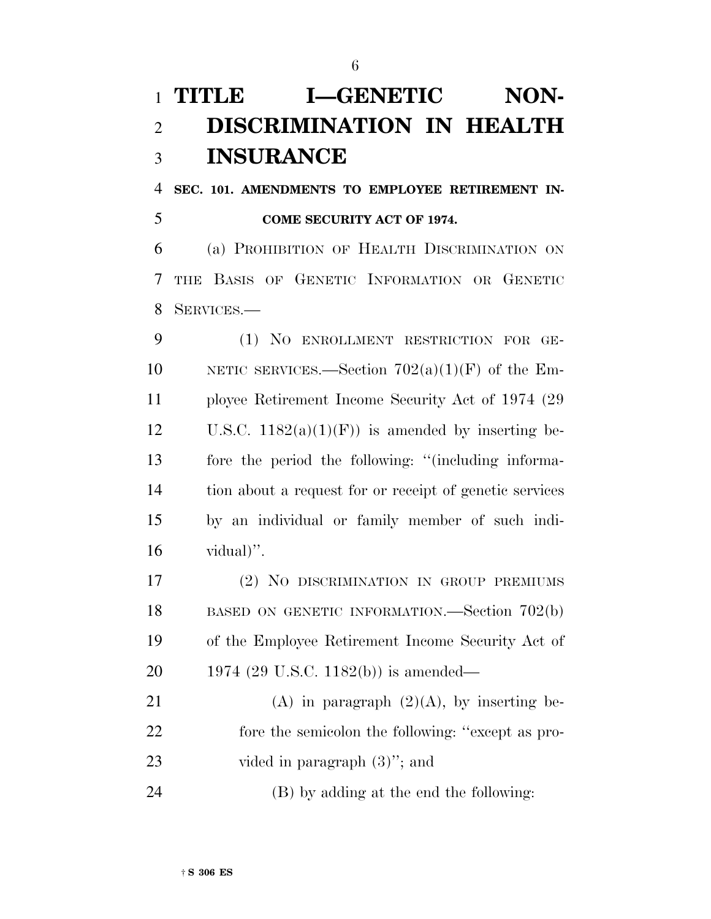# TITLE I—GENETIC NON-DISCRIMINATION IN HEALTH INSURANCE

### SEC. 101. AMENDMENTS TO EMPLOYEE RETIREMENT INCOME SECURITY ACT OF 1974.

(a) PROHIBITION OF HEALTH DISCRIMINATION ON THE BASIS OF GENETIC INFORMATION OR GENETIC SERVICES.—

(1) NO ENROLLMENT RESTRICTION FOR GENETIC SERVICES.—Section 702(a)(1)(F) of the Employee Retirement Income Security Act of 1974 (29 U.S.C. 1182(a)(1)(F)) is amended by inserting before the period the following: "(including information about a request for or receipt of genetic services by an individual or family member of such individual)".

(2) NO DISCRIMINATION IN GROUP PREMIUMS BASED ON GENETIC INFORMATION.—Section 702(b) of the Employee Retirement Income Security Act of 1974 (29 U.S.C. 1182(b)) is amended—

(A) in paragraph (2)(A), by inserting before the semicolon the following: "except as provided in paragraph (3)"; and

(B) by adding at the end the following: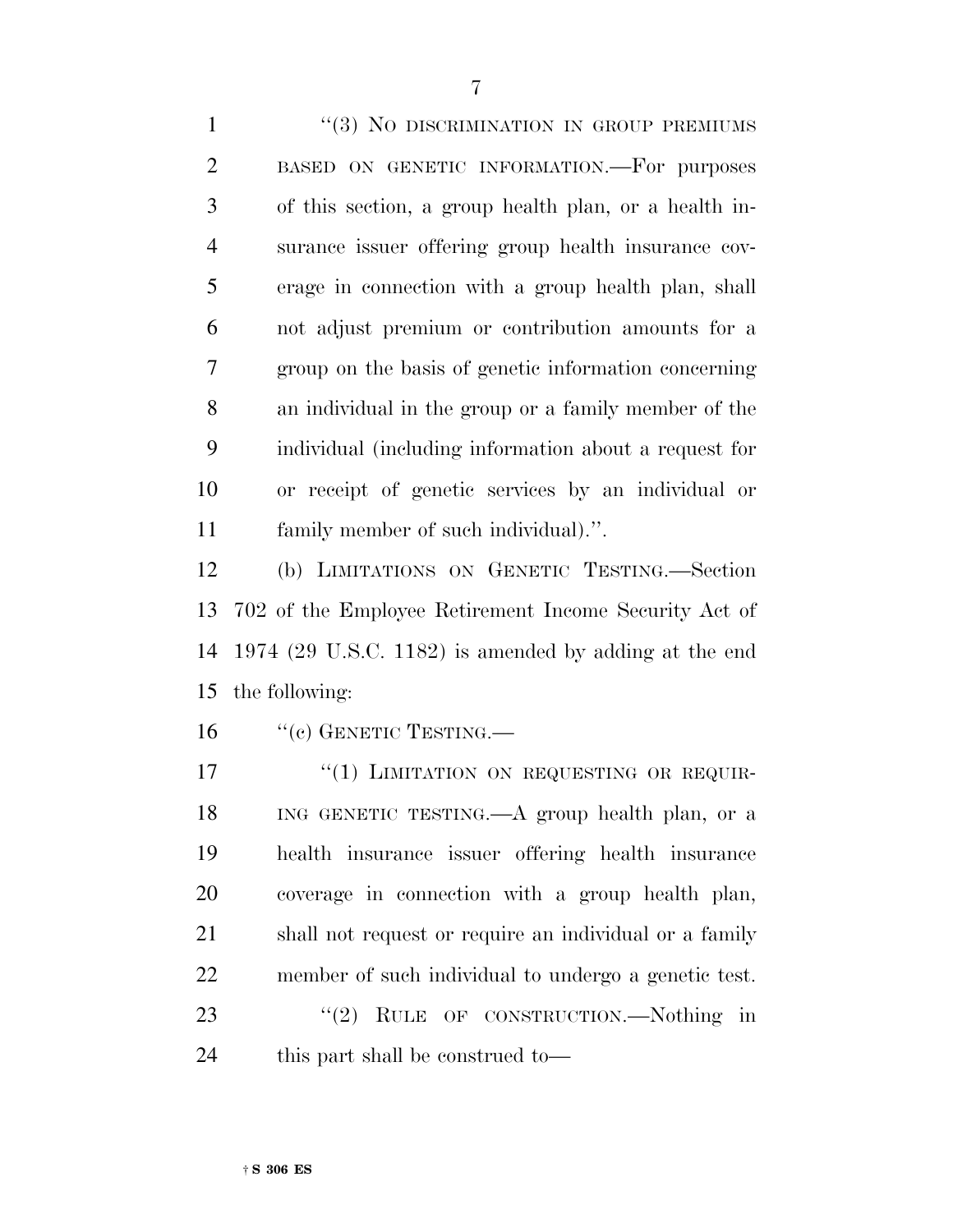"(3) NO DISCRIMINATION IN GROUP PREMIUMS BASED ON GENETIC INFORMATION.—For purposes of this section, a group health plan, or a health insurance issuer offering group health insurance coverage in connection with a group health plan, shall not adjust premium or contribution amounts for a group on the basis of genetic information concerning an individual in the group or a family member of the individual (including information about a request for or receipt of genetic services by an individual or family member of such individual).".

(b) LIMITATIONS ON GENETIC TESTING.—Section 702 of the Employee Retirement Income Security Act of 1974 (29 U.S.C. 1182) is amended by adding at the end the following:

"(c) GENETIC TESTING.—

"(1) LIMITATION ON REQUESTING OR REQUIRING GENETIC TESTING.—A group health plan, or a health insurance issuer offering health insurance coverage in connection with a group health plan, shall not request or require an individual or a family member of such individual to undergo a genetic test.

"(2) RULE OF CONSTRUCTION.—Nothing in this part shall be construed to—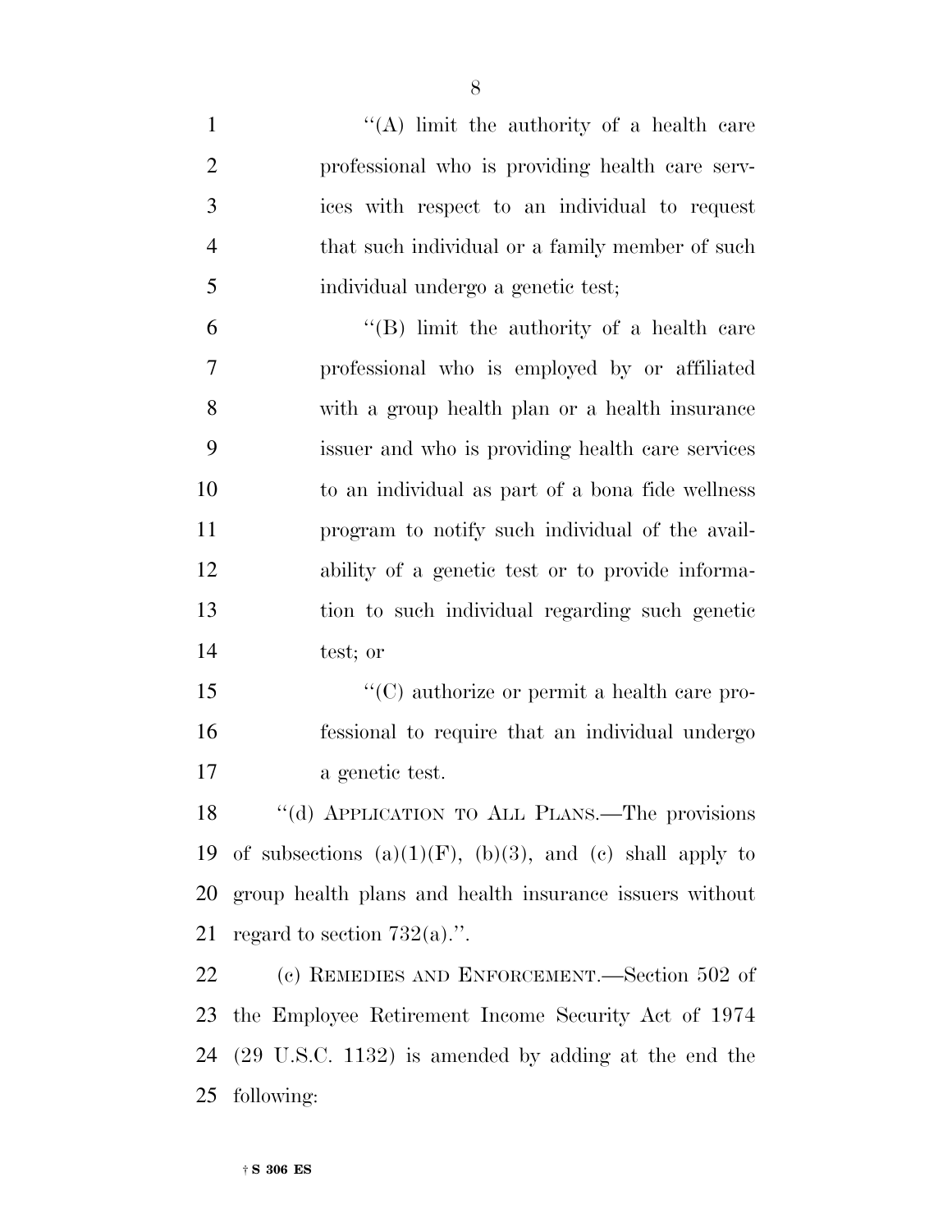''(A) limit the authority of a health care professional who is providing health care services with respect to an individual to request that such individual or a family member of such individual undergo a genetic test;

''(B) limit the authority of a health care professional who is employed by or affiliated with a group health plan or a health insurance issuer and who is providing health care services to an individual as part of a bona fide wellness program to notify such individual of the availability of a genetic test or to provide information to such individual regarding such genetic test; or

''(C) authorize or permit a health care professional to require that an individual undergo a genetic test.

''(d) APPLICATION TO ALL PLANS.—The provisions of subsections (a)(1)(F), (b)(3), and (c) shall apply to group health plans and health insurance issuers without regard to section 732(a).''.

(c) REMEDIES AND ENFORCEMENT.—Section 502 of the Employee Retirement Income Security Act of 1974 (29 U.S.C. 1132) is amended by adding at the end the following: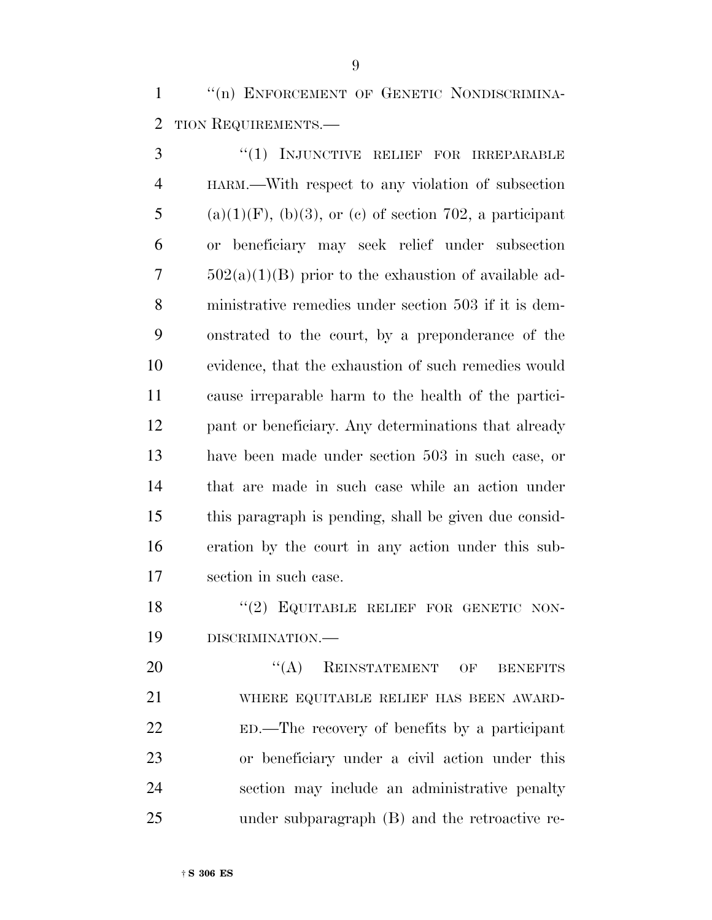"(n) ENFORCEMENT OF GENETIC NONDISCRIMINATION REQUIREMENTS.—

"(1) INJUNCTIVE RELIEF FOR IRREPARABLE HARM.—With respect to any violation of subsection (a)(1)(F), (b)(3), or (c) of section 702, a participant or beneficiary may seek relief under subsection 502(a)(1)(B) prior to the exhaustion of available administrative remedies under section 503 if it is demonstrated to the court, by a preponderance of the evidence, that the exhaustion of such remedies would cause irreparable harm to the health of the participant or beneficiary. Any determinations that already have been made under section 503 in such case, or that are made in such case while an action under this paragraph is pending, shall be given due consideration by the court in any action under this subsection in such case.

"(2) EQUITABLE RELIEF FOR GENETIC NONDISCRIMINATION.—

"(A) REINSTATEMENT OF BENEFITS WHERE EQUITABLE RELIEF HAS BEEN AWARDED.—The recovery of benefits by a participant or beneficiary under a civil action under this section may include an administrative penalty under subparagraph (B) and the retroactive re-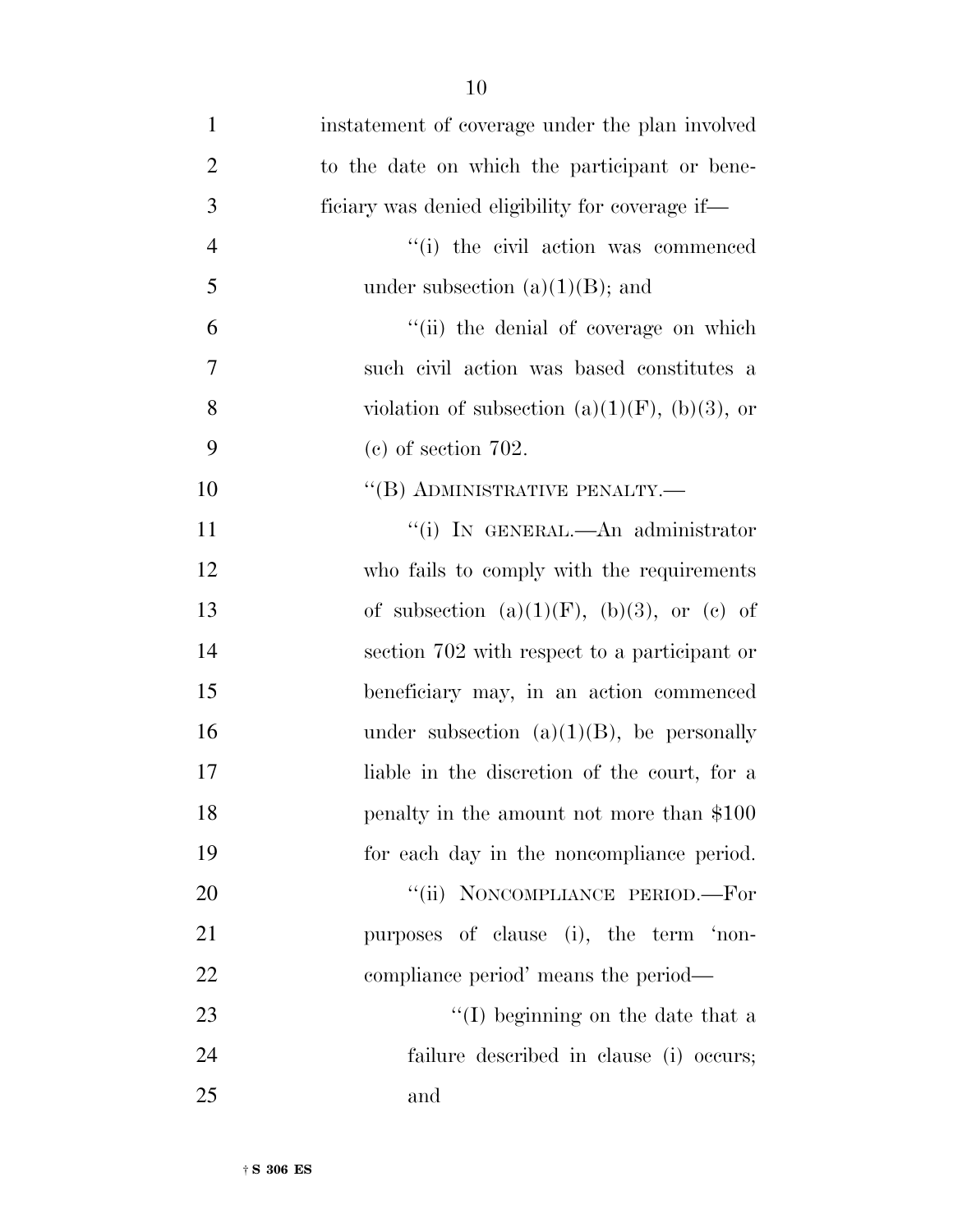instatement of coverage under the plan involved to the date on which the participant or beneficiary was denied eligibility for coverage if—

"(i) the civil action was commenced under subsection (a)(1)(B); and

"(ii) the denial of coverage on which such civil action was based constitutes a violation of subsection (a)(1)(F), (b)(3), or (c) of section 702.

"(B) ADMINISTRATIVE PENALTY.—

"(i) IN GENERAL.—An administrator who fails to comply with the requirements of subsection (a)(1)(F), (b)(3), or (c) of section 702 with respect to a participant or beneficiary may, in an action commenced under subsection (a)(1)(B), be personally liable in the discretion of the court, for a penalty in the amount not more than $100 for each day in the noncompliance period.

"(ii) NONCOMPLIANCE PERIOD.—For purposes of clause (i), the term 'noncompliance period' means the period—

"(I) beginning on the date that a failure described in clause (i) occurs; and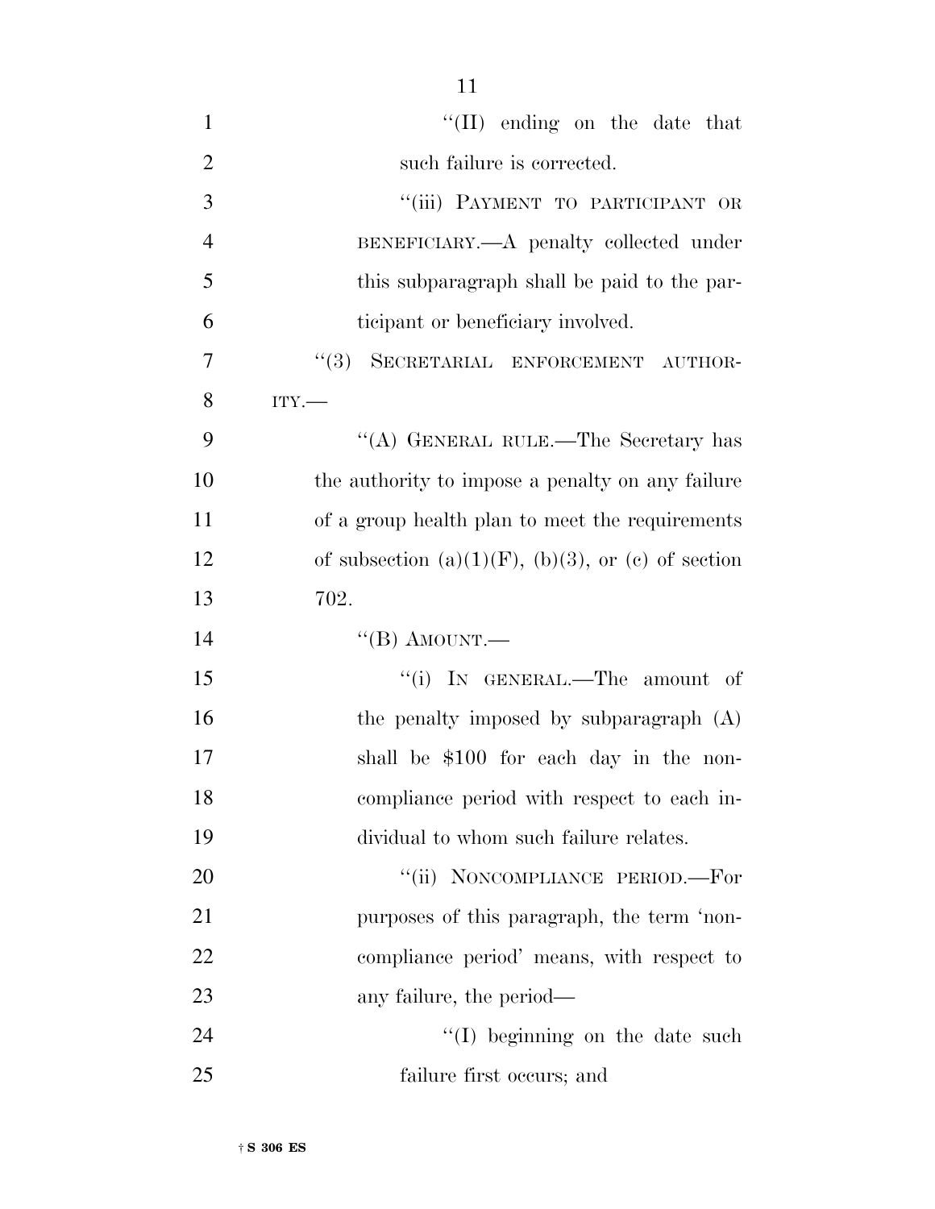"(II) ending on the date that such failure is corrected.

"(iii) PAYMENT TO PARTICIPANT OR BENEFICIARY.—A penalty collected under this subparagraph shall be paid to the participant or beneficiary involved.

"(3) SECRETARIAL ENFORCEMENT AUTHORITY.—

"(A) GENERAL RULE.—The Secretary has the authority to impose a penalty on any failure of a group health plan to meet the requirements of subsection (a)(1)(F), (b)(3), or (c) of section 702.

"(B) AMOUNT.—

"(i) IN GENERAL.—The amount of the penalty imposed by subparagraph (A) shall be $100 for each day in the noncompliance period with respect to each individual to whom such failure relates.

"(ii) NONCOMPLIANCE PERIOD.—For purposes of this paragraph, the term 'noncompliance period' means, with respect to any failure, the period—

"(I) beginning on the date such failure first occurs; and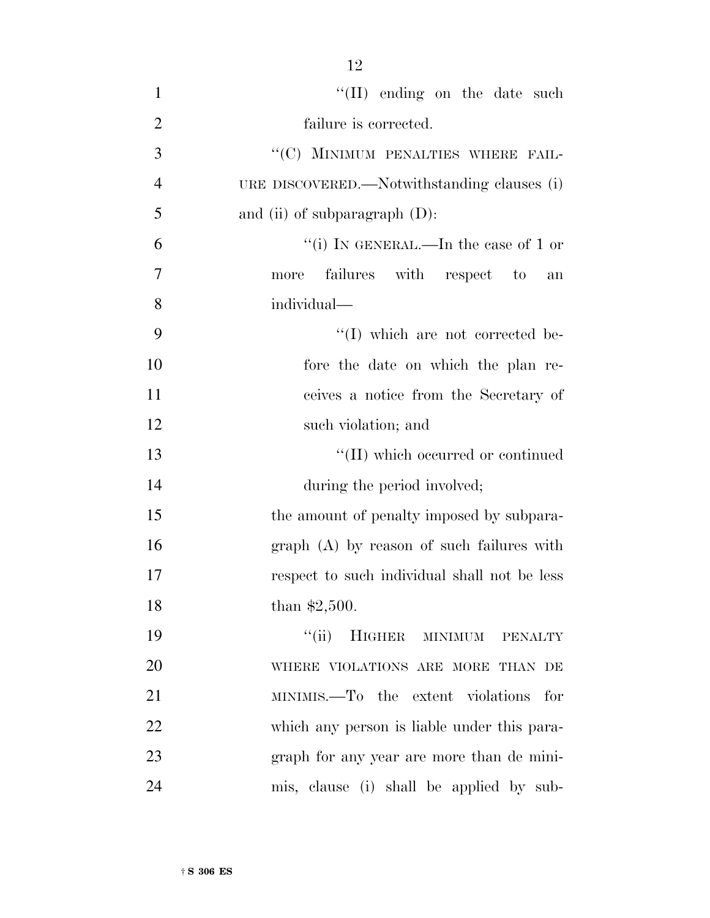''(II) ending on the date such failure is corrected.

''(C) MINIMUM PENALTIES WHERE FAILURE DISCOVERED.—Notwithstanding clauses (i) and (ii) of subparagraph (D):

''(i) IN GENERAL.—In the case of 1 or more failures with respect to an individual—

''(I) which are not corrected before the date on which the plan receives a notice from the Secretary of such violation; and

''(II) which occurred or continued during the period involved;

the amount of penalty imposed by subparagraph (A) by reason of such failures with respect to such individual shall not be less than $2,500.

''(ii) HIGHER MINIMUM PENALTY WHERE VIOLATIONS ARE MORE THAN DE MINIMIS.—To the extent violations for which any person is liable under this paragraph for any year are more than de minimis, clause (i) shall be applied by sub-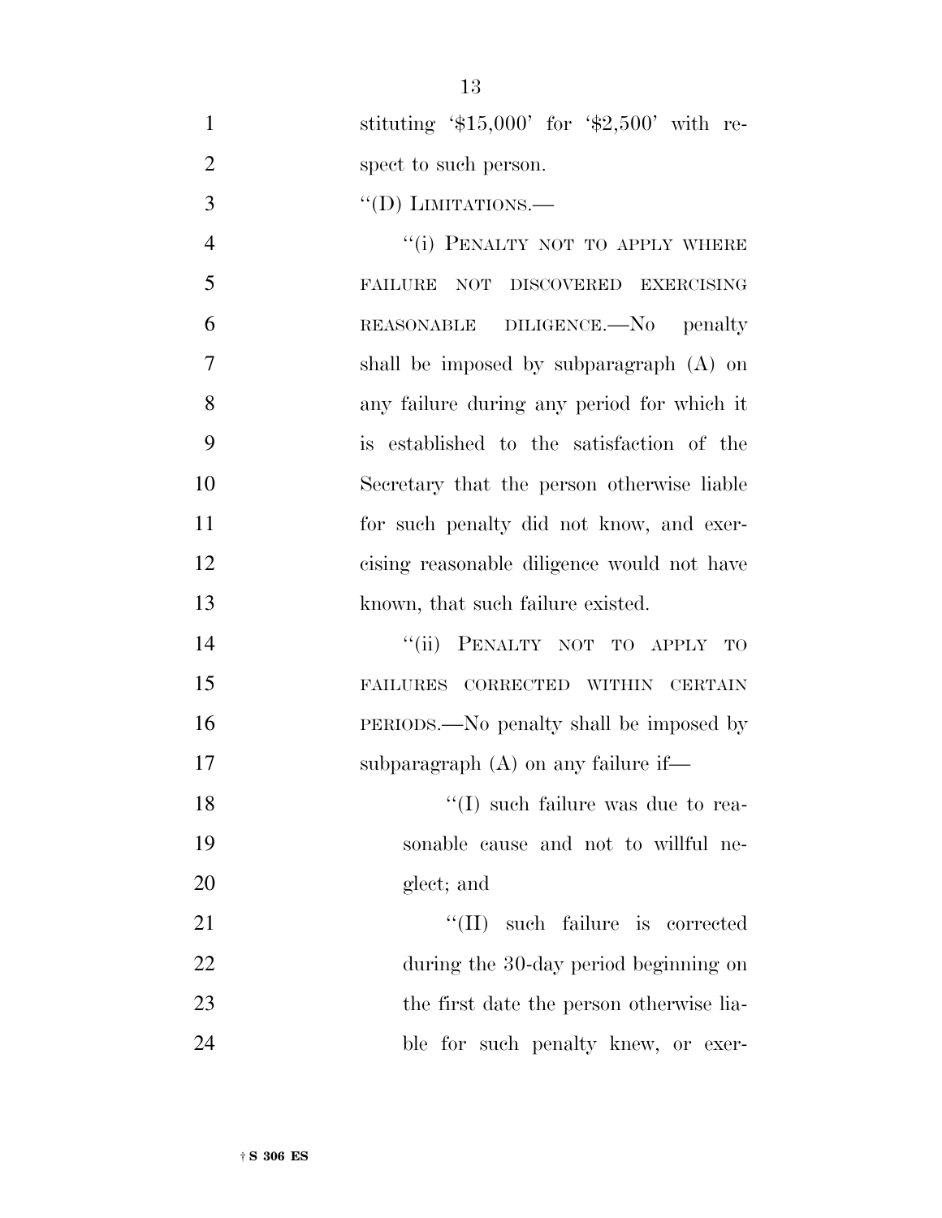stituting '$15,000' for '$2,500' with respect to such person.

''(D) LIMITATIONS.—

''(i) PENALTY NOT TO APPLY WHERE FAILURE NOT DISCOVERED EXERCISING REASONABLE DILIGENCE.—No penalty shall be imposed by subparagraph (A) on any failure during any period for which it is established to the satisfaction of the Secretary that the person otherwise liable for such penalty did not know, and exercising reasonable diligence would not have known, that such failure existed.

''(ii) PENALTY NOT TO APPLY TO FAILURES CORRECTED WITHIN CERTAIN PERIODS.—No penalty shall be imposed by subparagraph (A) on any failure if—

''(I) such failure was due to reasonable cause and not to willful neglect; and

''(II) such failure is corrected during the 30-day period beginning on the first date the person otherwise liable for such penalty knew, or exer-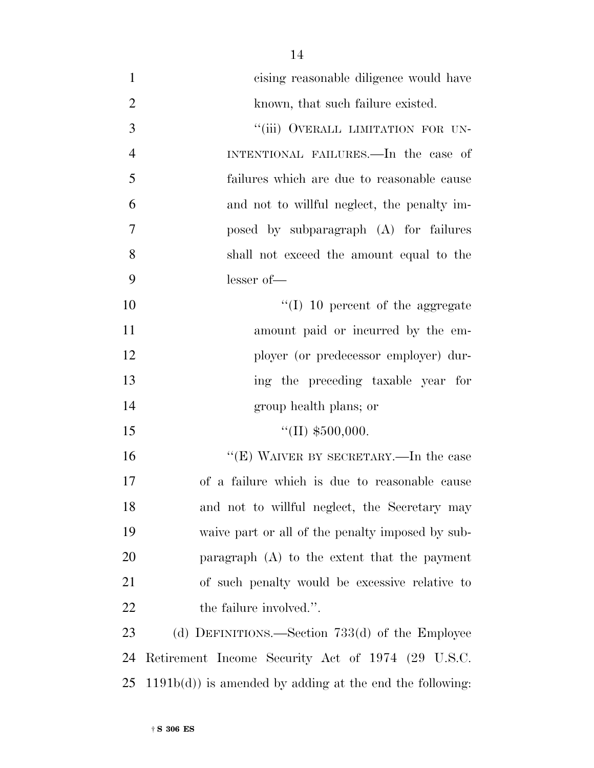cising reasonable diligence would have known, that such failure existed.

"(iii) OVERALL LIMITATION FOR UNINTENTIONAL FAILURES.—In the case of failures which are due to reasonable cause and not to willful neglect, the penalty imposed by subparagraph (A) for failures shall not exceed the amount equal to the lesser of—

"(I) 10 percent of the aggregate amount paid or incurred by the employer (or predecessor employer) during the preceding taxable year for group health plans; or

"(II) $500,000.

"(E) WAIVER BY SECRETARY.—In the case of a failure which is due to reasonable cause and not to willful neglect, the Secretary may waive part or all of the penalty imposed by subparagraph (A) to the extent that the payment of such penalty would be excessive relative to the failure involved.".

(d) DEFINITIONS.—Section 733(d) of the Employee Retirement Income Security Act of 1974 (29 U.S.C. 1191b(d)) is amended by adding at the end the following: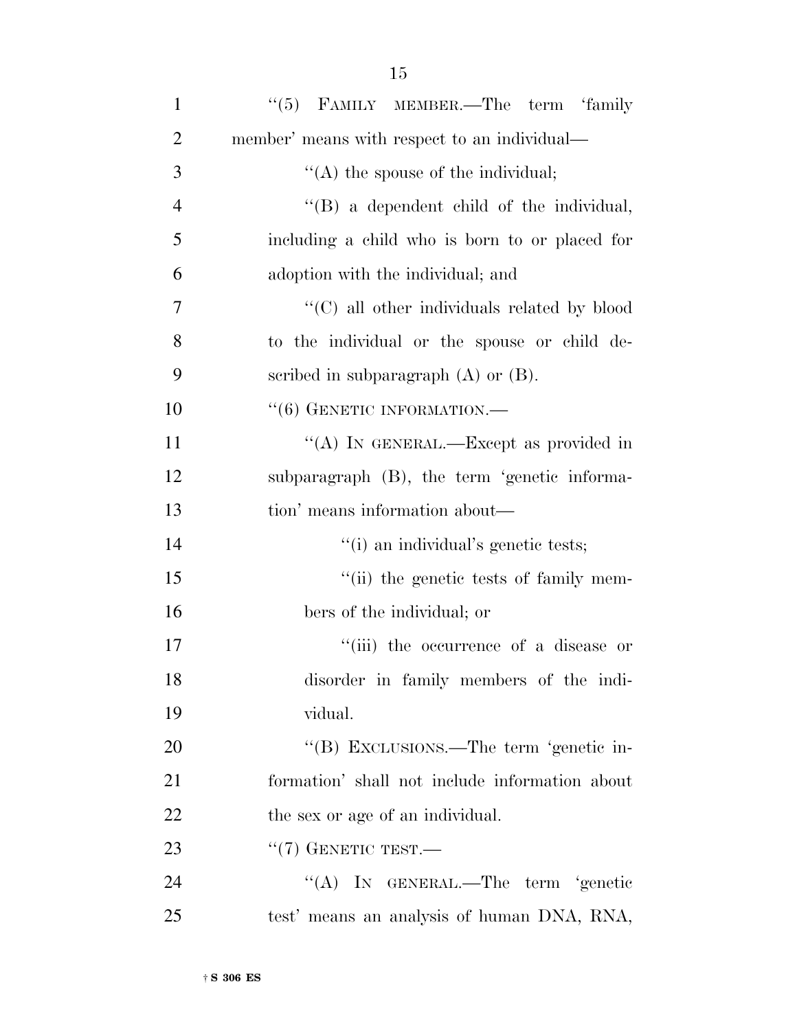"(5) FAMILY MEMBER.—The term 'family member' means with respect to an individual—

"(A) the spouse of the individual;

"(B) a dependent child of the individual, including a child who is born to or placed for adoption with the individual; and

"(C) all other individuals related by blood to the individual or the spouse or child described in subparagraph (A) or (B).

"(6) GENETIC INFORMATION.—

"(A) IN GENERAL.—Except as provided in subparagraph (B), the term 'genetic information' means information about—

"(i) an individual's genetic tests;

"(ii) the genetic tests of family members of the individual; or

"(iii) the occurrence of a disease or disorder in family members of the individual.

"(B) EXCLUSIONS.—The term 'genetic information' shall not include information about the sex or age of an individual.

"(7) GENETIC TEST.—

"(A) IN GENERAL.—The term 'genetic test' means an analysis of human DNA, RNA,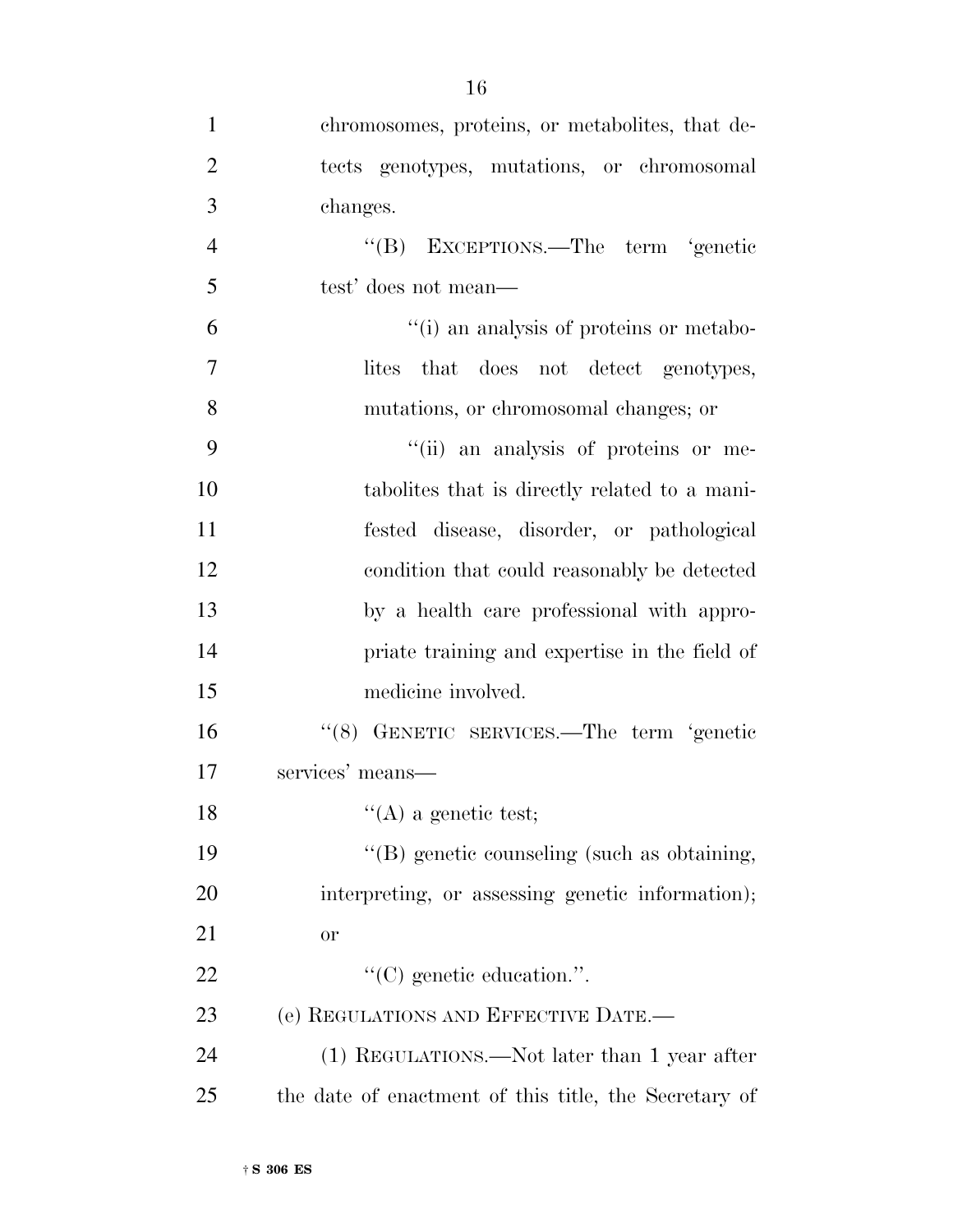chromosomes, proteins, or metabolites, that detects genotypes, mutations, or chromosomal changes.

"(B) EXCEPTIONS.—The term 'genetic test' does not mean—

"(i) an analysis of proteins or metabolites that does not detect genotypes, mutations, or chromosomal changes; or

"(ii) an analysis of proteins or metabolites that is directly related to a manifested disease, disorder, or pathological condition that could reasonably be detected by a health care professional with appropriate training and expertise in the field of medicine involved.

"(8) GENETIC SERVICES.—The term 'genetic services' means—

"(A) a genetic test;

"(B) genetic counseling (such as obtaining, interpreting, or assessing genetic information); or

"(C) genetic education.".

(e) REGULATIONS AND EFFECTIVE DATE.—

(1) REGULATIONS.—Not later than 1 year after the date of enactment of this title, the Secretary of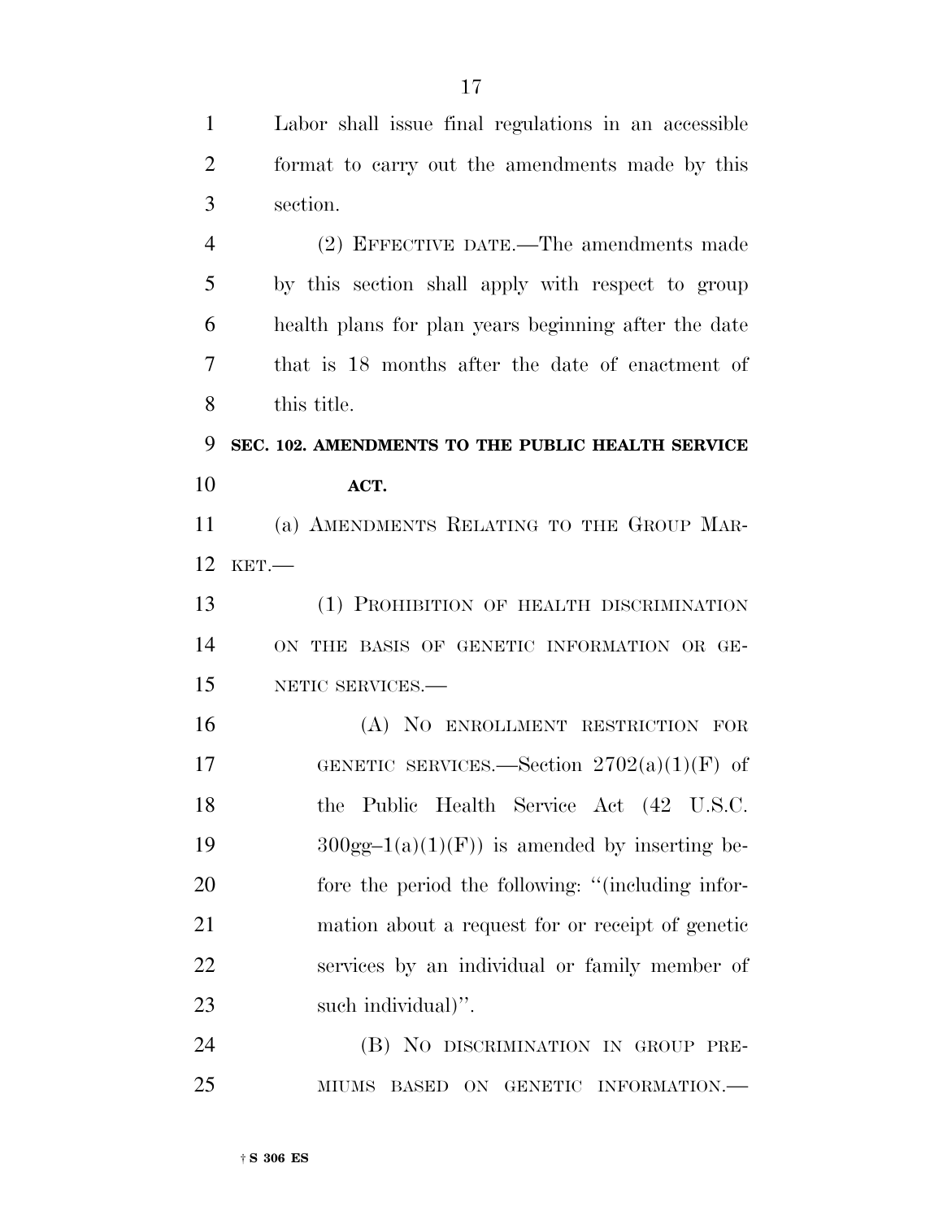Labor shall issue final regulations in an accessible format to carry out the amendments made by this section.

(2) EFFECTIVE DATE.—The amendments made by this section shall apply with respect to group health plans for plan years beginning after the date that is 18 months after the date of enactment of this title.

**SEC. 102. AMENDMENTS TO THE PUBLIC HEALTH SERVICE ACT.**

(a) AMENDMENTS RELATING TO THE GROUP MARKET.—

(1) PROHIBITION OF HEALTH DISCRIMINATION ON THE BASIS OF GENETIC INFORMATION OR GENETIC SERVICES.—

(A) NO ENROLLMENT RESTRICTION FOR GENETIC SERVICES.—Section 2702(a)(1)(F) of the Public Health Service Act (42 U.S.C. 300gg–1(a)(1)(F)) is amended by inserting before the period the following: ''(including information about a request for or receipt of genetic services by an individual or family member of such individual)''.

(B) NO DISCRIMINATION IN GROUP PREMIUMS BASED ON GENETIC INFORMATION.—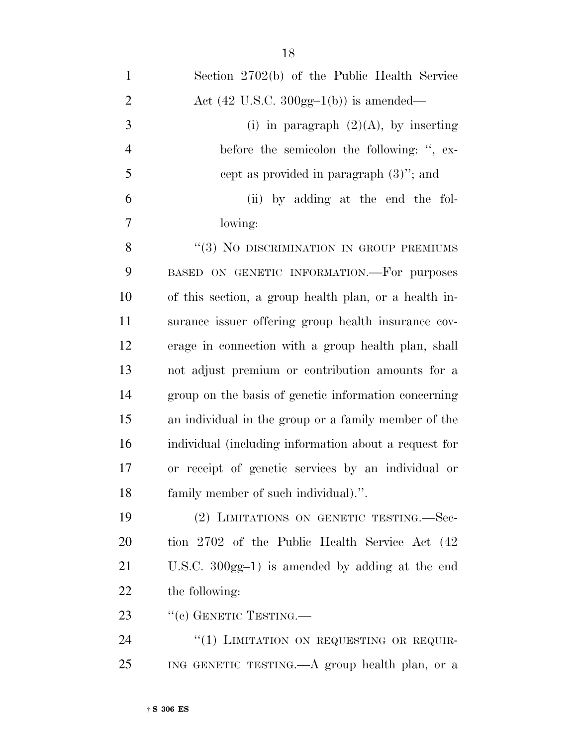Section 2702(b) of the Public Health Service Act (42 U.S.C. 300gg–1(b)) is amended—

(i) in paragraph (2)(A), by inserting before the semicolon the following: ", except as provided in paragraph (3)"; and

(ii) by adding at the end the following:

"(3) NO DISCRIMINATION IN GROUP PREMIUMS BASED ON GENETIC INFORMATION.—For purposes of this section, a group health plan, or a health insurance issuer offering group health insurance coverage in connection with a group health plan, shall not adjust premium or contribution amounts for a group on the basis of genetic information concerning an individual in the group or a family member of the individual (including information about a request for or receipt of genetic services by an individual or family member of such individual).".

(2) LIMITATIONS ON GENETIC TESTING.—Section 2702 of the Public Health Service Act (42 U.S.C. 300gg–1) is amended by adding at the end the following:

"(c) GENETIC TESTING.—

"(1) LIMITATION ON REQUESTING OR REQUIRING GENETIC TESTING.—A group health plan, or a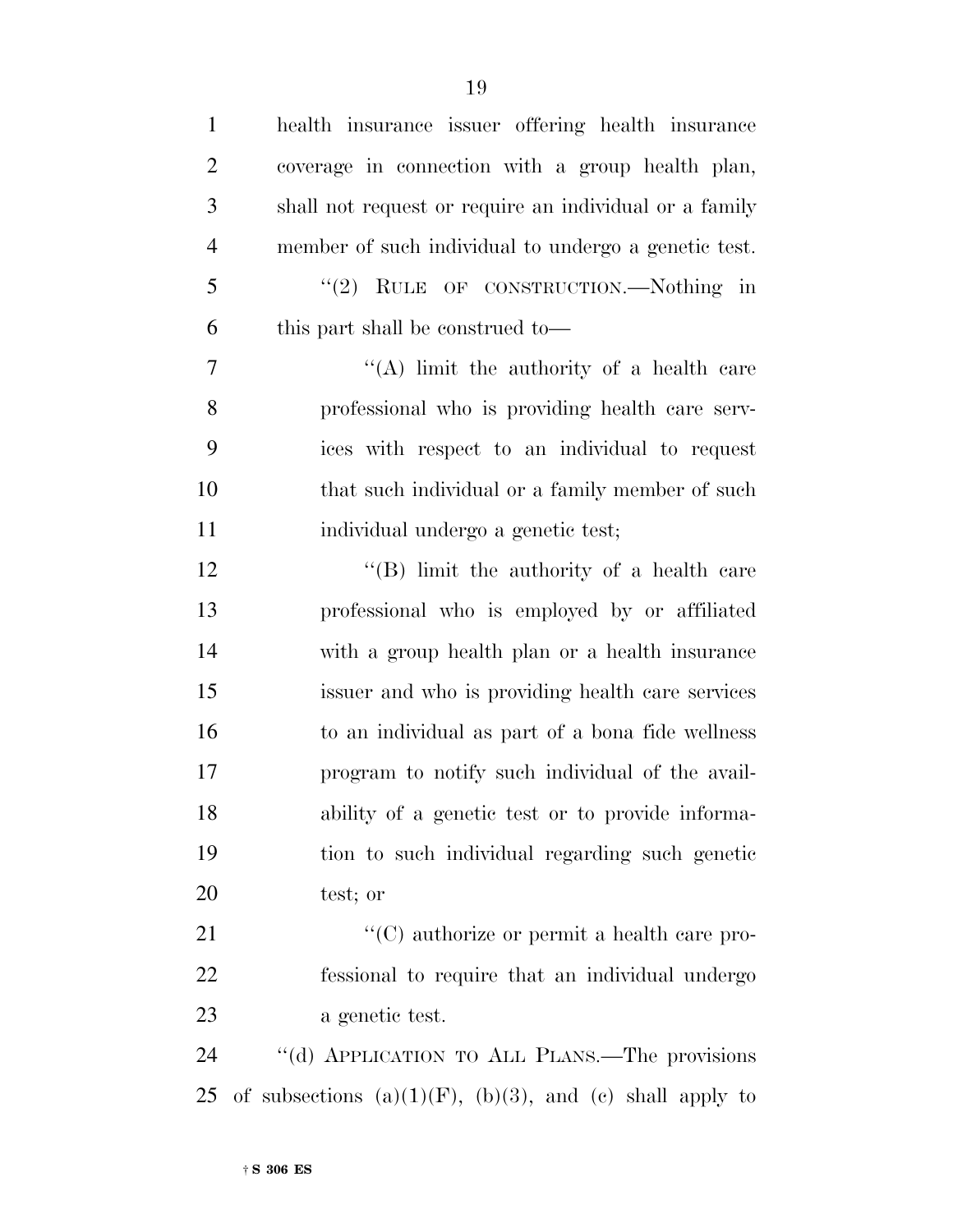health insurance issuer offering health insurance coverage in connection with a group health plan, shall not request or require an individual or a family member of such individual to undergo a genetic test.

"(2) RULE OF CONSTRUCTION.—Nothing in this part shall be construed to—

"(A) limit the authority of a health care professional who is providing health care services with respect to an individual to request that such individual or a family member of such individual undergo a genetic test;

"(B) limit the authority of a health care professional who is employed by or affiliated with a group health plan or a health insurance issuer and who is providing health care services to an individual as part of a bona fide wellness program to notify such individual of the availability of a genetic test or to provide information to such individual regarding such genetic test; or

"(C) authorize or permit a health care professional to require that an individual undergo a genetic test.

"(d) APPLICATION TO ALL PLANS.—The provisions of subsections (a)(1)(F), (b)(3), and (c) shall apply to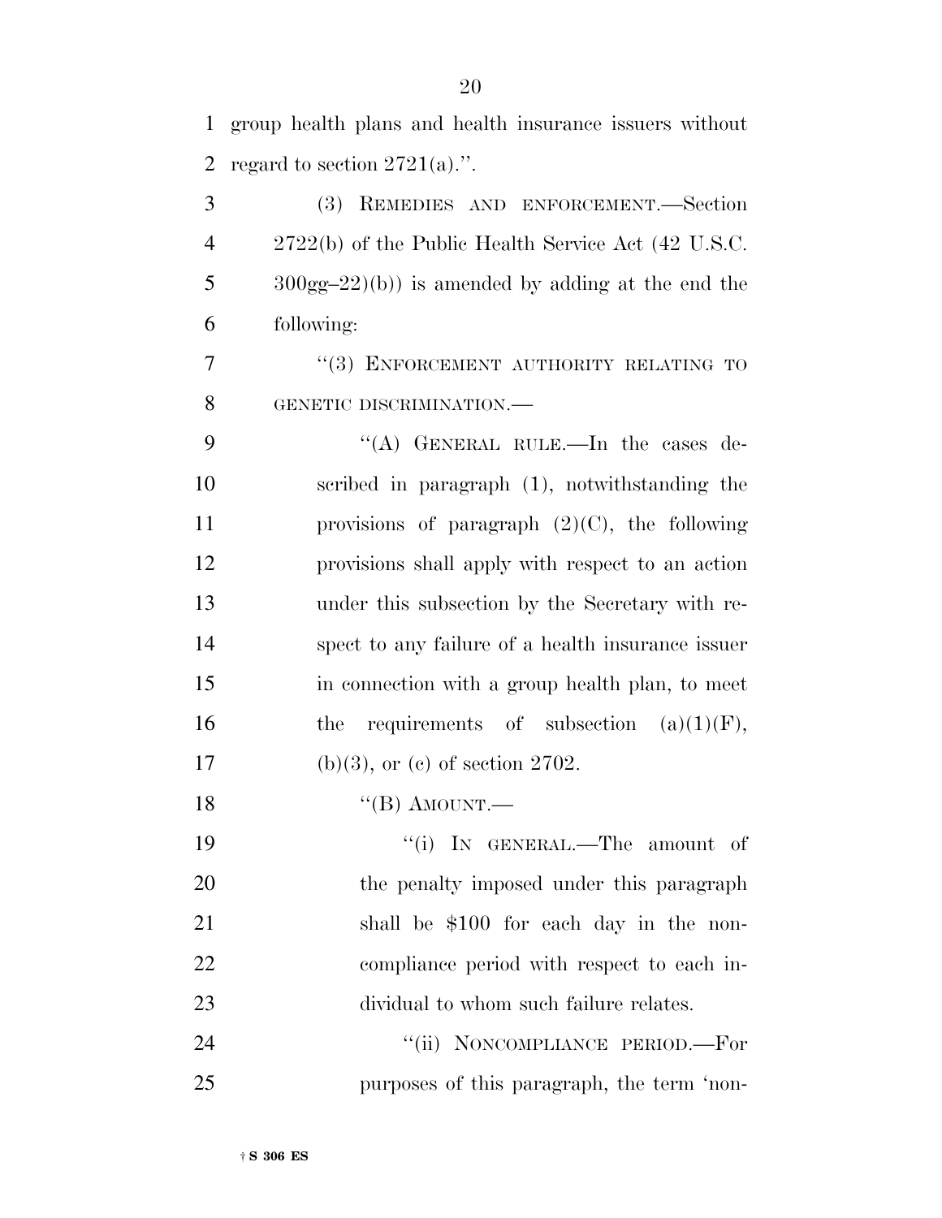group health plans and health insurance issuers without regard to section 2721(a).''.

(3) REMEDIES AND ENFORCEMENT.—Section 2722(b) of the Public Health Service Act (42 U.S.C. 300gg–22)(b)) is amended by adding at the end the following:

''(3) ENFORCEMENT AUTHORITY RELATING TO GENETIC DISCRIMINATION.—

''(A) GENERAL RULE.—In the cases described in paragraph (1), notwithstanding the provisions of paragraph (2)(C), the following provisions shall apply with respect to an action under this subsection by the Secretary with respect to any failure of a health insurance issuer in connection with a group health plan, to meet the requirements of subsection (a)(1)(F), (b)(3), or (c) of section 2702.

''(B) AMOUNT.—

''(i) IN GENERAL.—The amount of the penalty imposed under this paragraph shall be $100 for each day in the noncompliance period with respect to each individual to whom such failure relates.

''(ii) NONCOMPLIANCE PERIOD.—For purposes of this paragraph, the term 'non-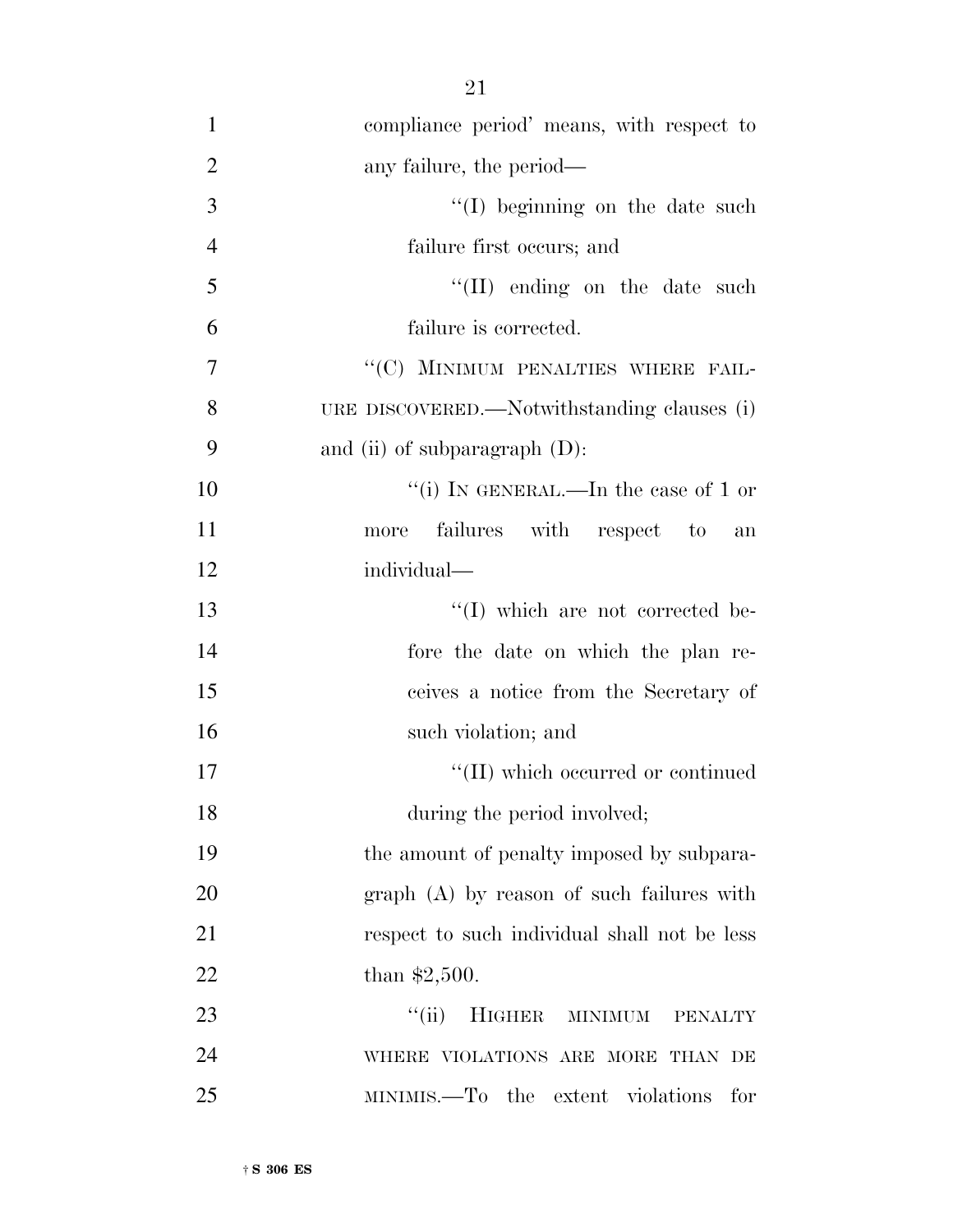compliance period' means, with respect to any failure, the period—

''(I) beginning on the date such failure first occurs; and

''(II) ending on the date such failure is corrected.

''(C) MINIMUM PENALTIES WHERE FAILURE DISCOVERED.—Notwithstanding clauses (i) and (ii) of subparagraph (D):

''(i) IN GENERAL.—In the case of 1 or more failures with respect to an individual—

''(I) which are not corrected before the date on which the plan receives a notice from the Secretary of such violation; and

''(II) which occurred or continued during the period involved;

the amount of penalty imposed by subparagraph (A) by reason of such failures with respect to such individual shall not be less than $2,500.

''(ii) HIGHER MINIMUM PENALTY WHERE VIOLATIONS ARE MORE THAN DE MINIMIS.—To the extent violations for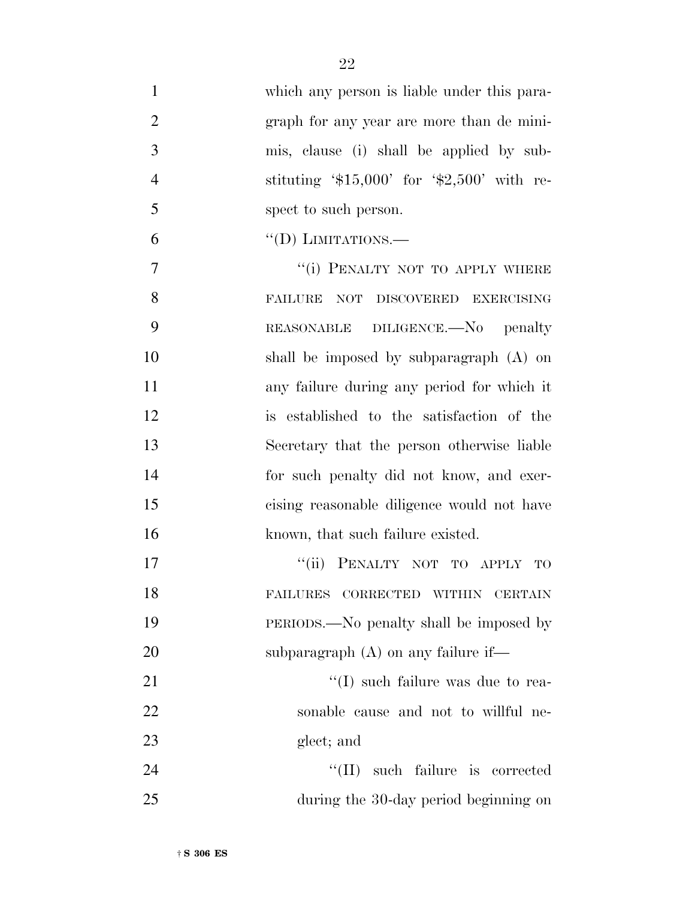which any person is liable under this paragraph for any year are more than de minimis, clause (i) shall be applied by substituting '$15,000' for '$2,500' with respect to such person.

"(D) LIMITATIONS.—

"(i) PENALTY NOT TO APPLY WHERE FAILURE NOT DISCOVERED EXERCISING REASONABLE DILIGENCE.—No penalty shall be imposed by subparagraph (A) on any failure during any period for which it is established to the satisfaction of the Secretary that the person otherwise liable for such penalty did not know, and exercising reasonable diligence would not have known, that such failure existed.

"(ii) PENALTY NOT TO APPLY TO FAILURES CORRECTED WITHIN CERTAIN PERIODS.—No penalty shall be imposed by subparagraph (A) on any failure if—

"(I) such failure was due to reasonable cause and not to willful neglect; and

"(II) such failure is corrected during the 30-day period beginning on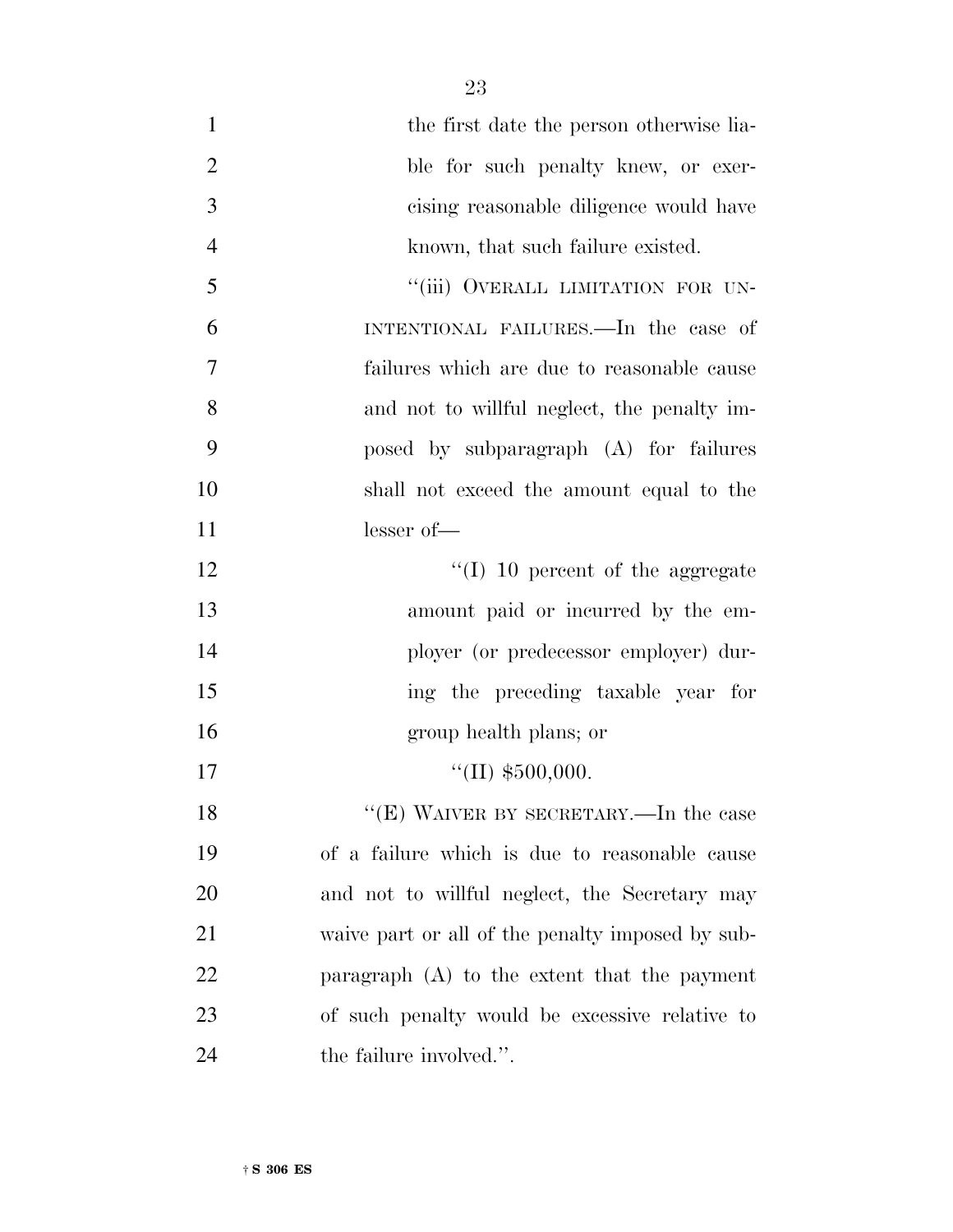the first date the person otherwise liable for such penalty knew, or exercising reasonable diligence would have known, that such failure existed.

"(iii) OVERALL LIMITATION FOR UNINTENTIONAL FAILURES.—In the case of failures which are due to reasonable cause and not to willful neglect, the penalty imposed by subparagraph (A) for failures shall not exceed the amount equal to the lesser of—

"(I) 10 percent of the aggregate amount paid or incurred by the employer (or predecessor employer) during the preceding taxable year for group health plans; or

"(II) $500,000.

"(E) WAIVER BY SECRETARY.—In the case of a failure which is due to reasonable cause and not to willful neglect, the Secretary may waive part or all of the penalty imposed by subparagraph (A) to the extent that the payment of such penalty would be excessive relative to the failure involved.".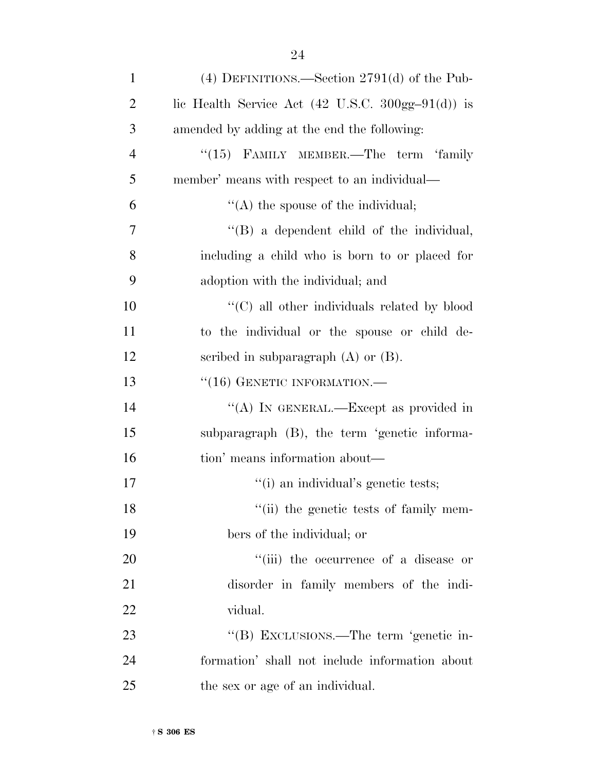(4) DEFINITIONS.—Section 2791(d) of the Public Health Service Act (42 U.S.C. 300gg–91(d)) is amended by adding at the end the following:

"(15) FAMILY MEMBER.—The term 'family member' means with respect to an individual—

"(A) the spouse of the individual;

"(B) a dependent child of the individual, including a child who is born to or placed for adoption with the individual; and

"(C) all other individuals related by blood to the individual or the spouse or child described in subparagraph (A) or (B).

"(16) GENETIC INFORMATION.—

"(A) IN GENERAL.—Except as provided in subparagraph (B), the term 'genetic information' means information about—

"(i) an individual's genetic tests;

"(ii) the genetic tests of family members of the individual; or

"(iii) the occurrence of a disease or disorder in family members of the individual.

"(B) EXCLUSIONS.—The term 'genetic information' shall not include information about the sex or age of an individual.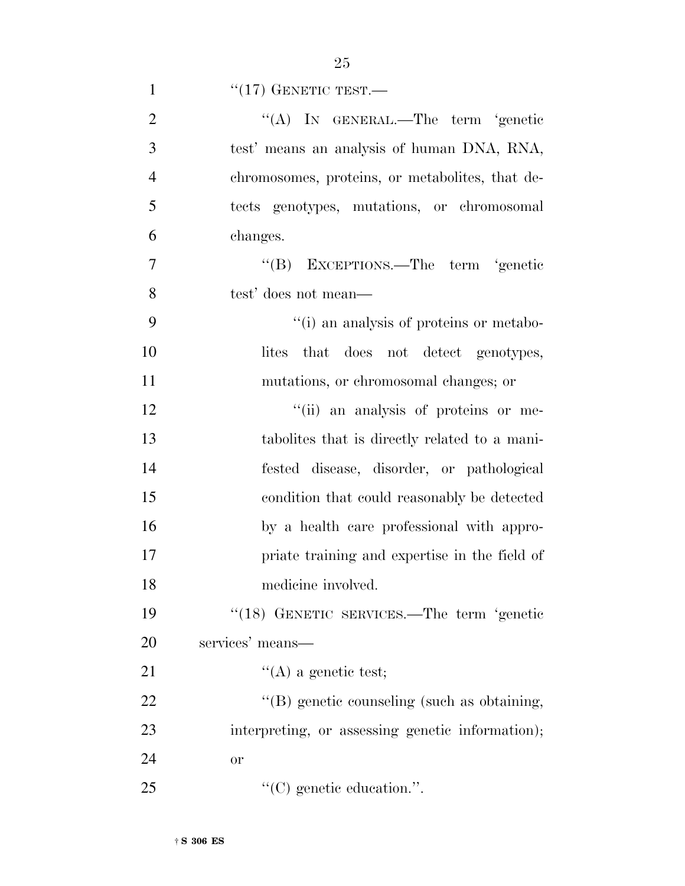“(17) GENETIC TEST.—

“(A) IN GENERAL.—The term ‘genetic test’ means an analysis of human DNA, RNA, chromosomes, proteins, or metabolites, that detects genotypes, mutations, or chromosomal changes.

“(B) EXCEPTIONS.—The term ‘genetic test’ does not mean—

“(i) an analysis of proteins or metabolites that does not detect genotypes, mutations, or chromosomal changes; or

“(ii) an analysis of proteins or metabolites that is directly related to a manifested disease, disorder, or pathological condition that could reasonably be detected by a health care professional with appropriate training and expertise in the field of medicine involved.

“(18) GENETIC SERVICES.—The term ‘genetic services’ means—

“(A) a genetic test;

“(B) genetic counseling (such as obtaining, interpreting, or assessing genetic information); or

“(C) genetic education.”.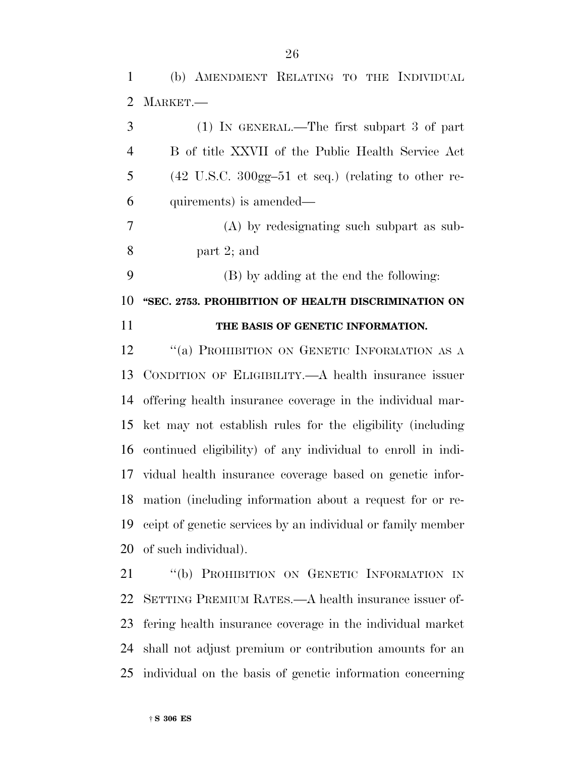(b) AMENDMENT RELATING TO THE INDIVIDUAL MARKET.—

(1) IN GENERAL.—The first subpart 3 of part B of title XXVII of the Public Health Service Act (42 U.S.C. 300gg–51 et seq.) (relating to other requirements) is amended—

(A) by redesignating such subpart as subpart 2; and

(B) by adding at the end the following:

**"SEC. 2753. PROHIBITION OF HEALTH DISCRIMINATION ON THE BASIS OF GENETIC INFORMATION.**

"(a) PROHIBITION ON GENETIC INFORMATION AS A CONDITION OF ELIGIBILITY.—A health insurance issuer offering health insurance coverage in the individual market may not establish rules for the eligibility (including continued eligibility) of any individual to enroll in individual health insurance coverage based on genetic information (including information about a request for or receipt of genetic services by an individual or family member of such individual).

"(b) PROHIBITION ON GENETIC INFORMATION IN SETTING PREMIUM RATES.—A health insurance issuer offering health insurance coverage in the individual market shall not adjust premium or contribution amounts for an individual on the basis of genetic information concerning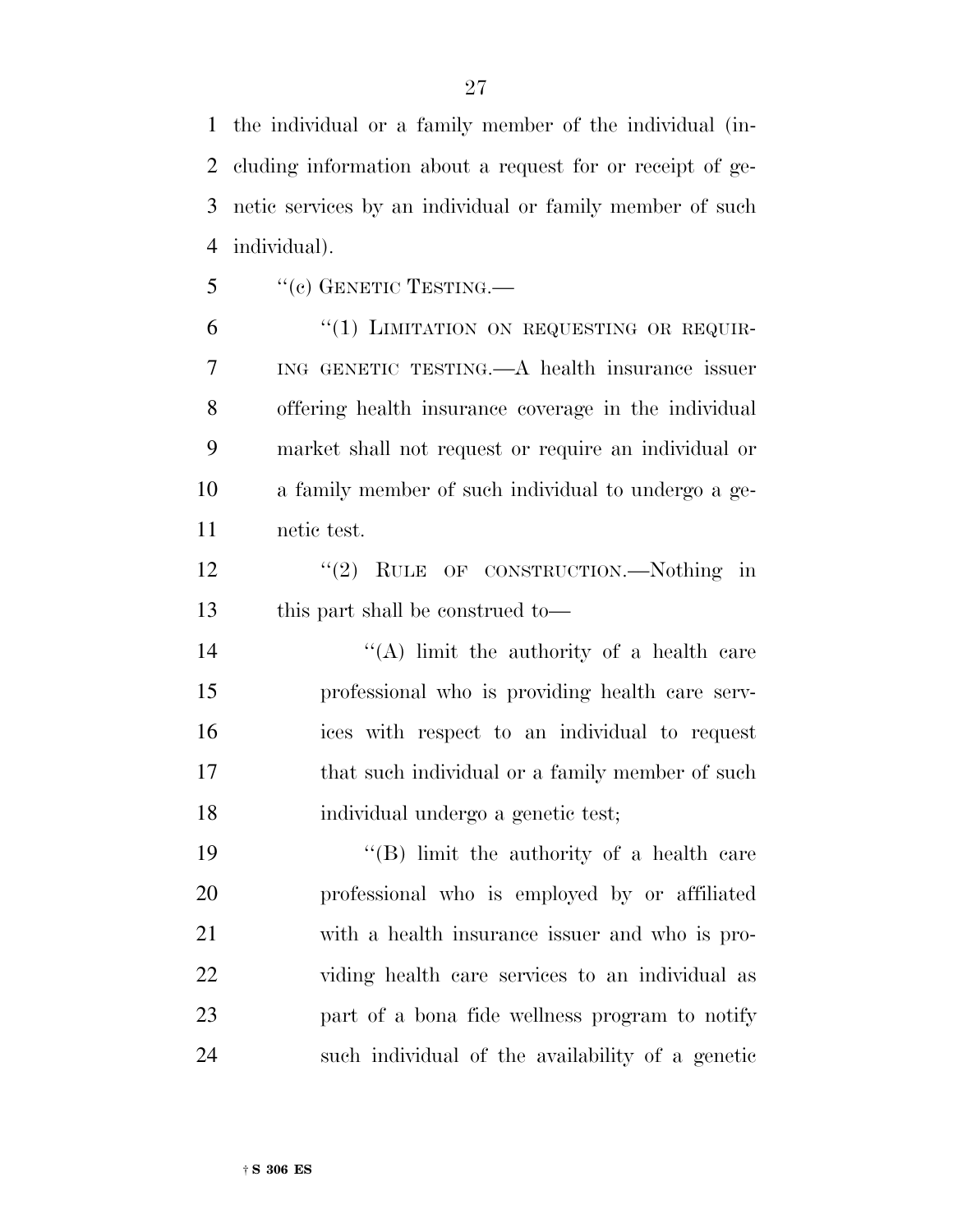the individual or a family member of the individual (including information about a request for or receipt of genetic services by an individual or family member of such individual).

"(c) GENETIC TESTING.—

"(1) LIMITATION ON REQUESTING OR REQUIRING GENETIC TESTING.—A health insurance issuer offering health insurance coverage in the individual market shall not request or require an individual or a family member of such individual to undergo a genetic test.

"(2) RULE OF CONSTRUCTION.—Nothing in this part shall be construed to—

"(A) limit the authority of a health care professional who is providing health care services with respect to an individual to request that such individual or a family member of such individual undergo a genetic test;

"(B) limit the authority of a health care professional who is employed by or affiliated with a health insurance issuer and who is providing health care services to an individual as part of a bona fide wellness program to notify such individual of the availability of a genetic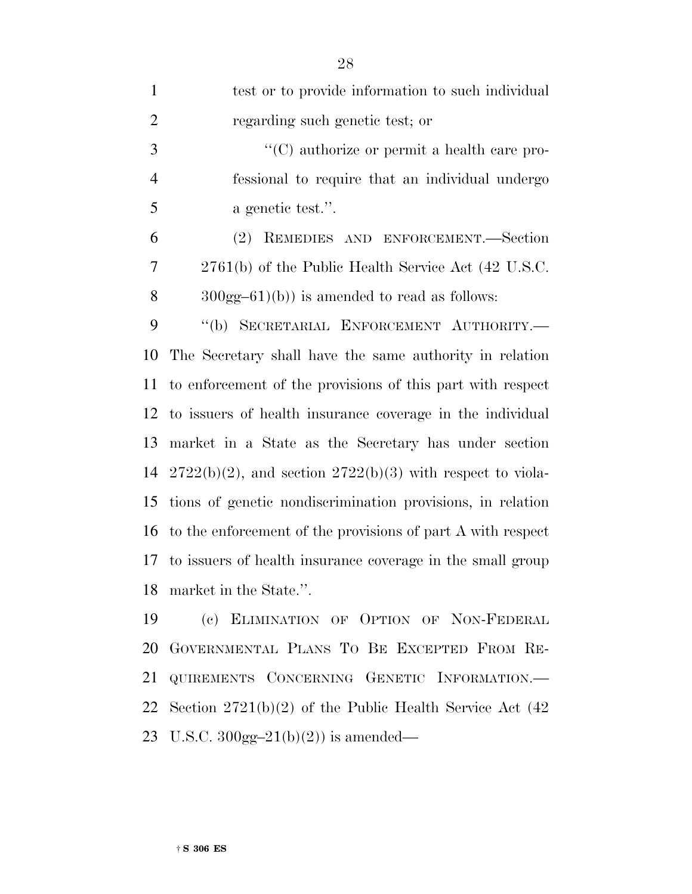test or to provide information to such individual regarding such genetic test; or

"(C) authorize or permit a health care professional to require that an individual undergo a genetic test.".

(2) REMEDIES AND ENFORCEMENT.—Section 2761(b) of the Public Health Service Act (42 U.S.C. 300gg–61(b)) is amended to read as follows:

"(b) SECRETARIAL ENFORCEMENT AUTHORITY.—The Secretary shall have the same authority in relation to enforcement of the provisions of this part with respect to issuers of health insurance coverage in the individual market in a State as the Secretary has under section 2722(b)(2), and section 2722(b)(3) with respect to violations of genetic nondiscrimination provisions, in relation to the enforcement of the provisions of part A with respect to issuers of health insurance coverage in the small group market in the State.".

(c) ELIMINATION OF OPTION OF NON-FEDERAL GOVERNMENTAL PLANS TO BE EXCEPTED FROM REQUIREMENTS CONCERNING GENETIC INFORMATION.—Section 2721(b)(2) of the Public Health Service Act (42 U.S.C. 300gg–21(b)(2)) is amended—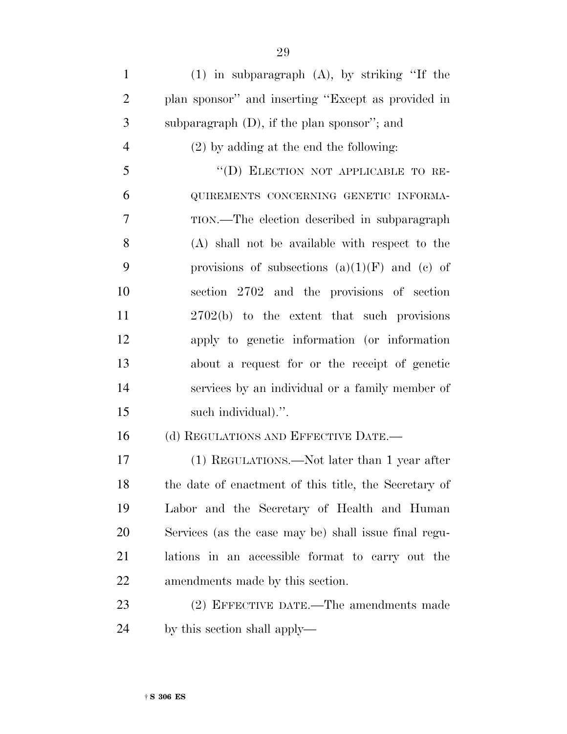(1) in subparagraph (A), by striking ''If the plan sponsor'' and inserting ''Except as provided in subparagraph (D), if the plan sponsor''; and

(2) by adding at the end the following:

''(D) ELECTION NOT APPLICABLE TO REQUIREMENTS CONCERNING GENETIC INFORMATION.—The election described in subparagraph (A) shall not be available with respect to the provisions of subsections (a)(1)(F) and (c) of section 2702 and the provisions of section 2702(b) to the extent that such provisions apply to genetic information (or information about a request for or the receipt of genetic services by an individual or a family member of such individual).''.

(d) REGULATIONS AND EFFECTIVE DATE.—

(1) REGULATIONS.—Not later than 1 year after the date of enactment of this title, the Secretary of Labor and the Secretary of Health and Human Services (as the case may be) shall issue final regulations in an accessible format to carry out the amendments made by this section.

(2) EFFECTIVE DATE.—The amendments made by this section shall apply—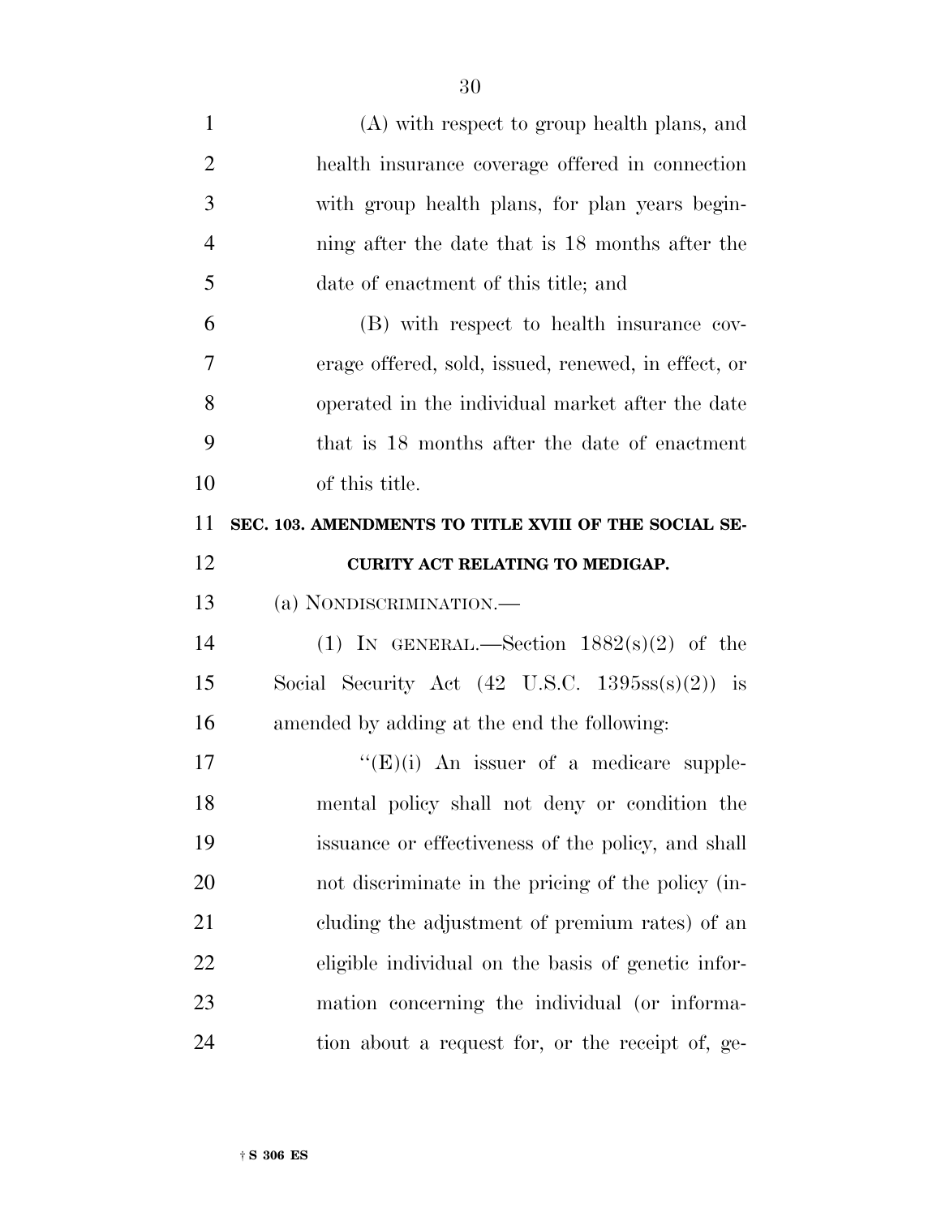(A) with respect to group health plans, and health insurance coverage offered in connection with group health plans, for plan years beginning after the date that is 18 months after the date of enactment of this title; and

(B) with respect to health insurance coverage offered, sold, issued, renewed, in effect, or operated in the individual market after the date that is 18 months after the date of enactment of this title.

**SEC. 103. AMENDMENTS TO TITLE XVIII OF THE SOCIAL SECURITY ACT RELATING TO MEDIGAP.**

(a) NONDISCRIMINATION.—

(1) IN GENERAL.—Section 1882(s)(2) of the Social Security Act (42 U.S.C. 1395ss(s)(2)) is amended by adding at the end the following:

"(E)(i) An issuer of a medicare supplemental policy shall not deny or condition the issuance or effectiveness of the policy, and shall not discriminate in the pricing of the policy (including the adjustment of premium rates) of an eligible individual on the basis of genetic information concerning the individual (or information about a request for, or the receipt of, ge-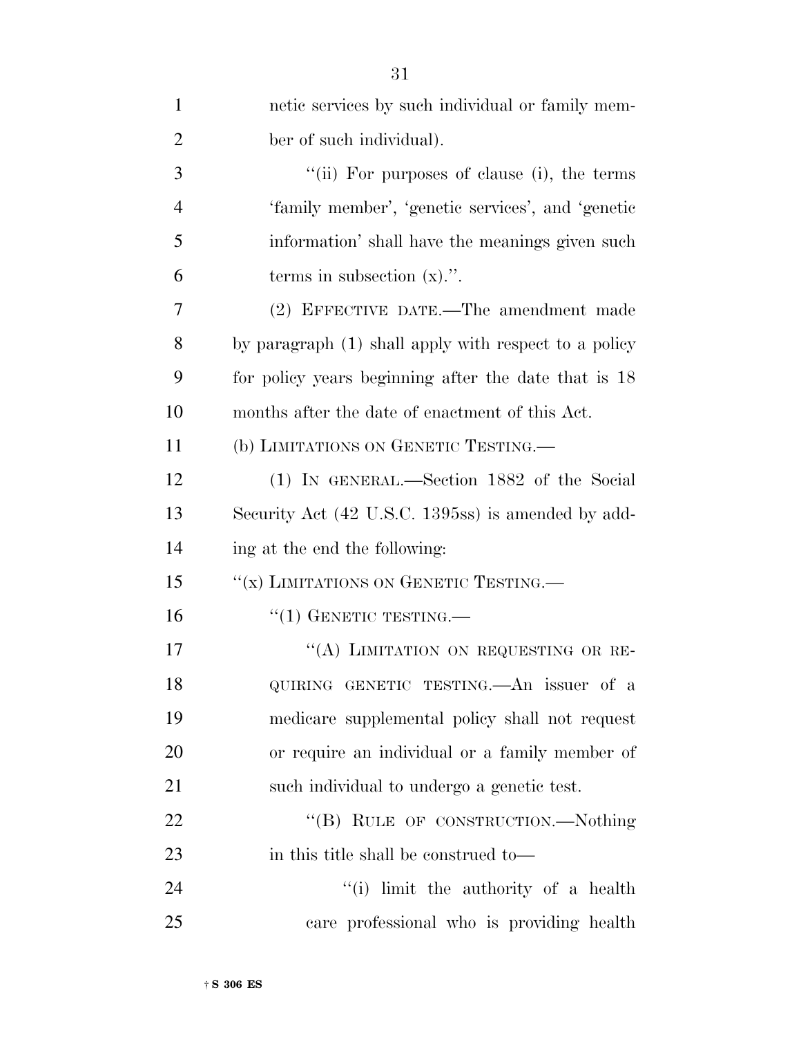netic services by such individual or family member of such individual).

"(ii) For purposes of clause (i), the terms 'family member', 'genetic services', and 'genetic information' shall have the meanings given such terms in subsection (x).".

(2) EFFECTIVE DATE.—The amendment made by paragraph (1) shall apply with respect to a policy for policy years beginning after the date that is 18 months after the date of enactment of this Act.

(b) LIMITATIONS ON GENETIC TESTING.—

(1) IN GENERAL.—Section 1882 of the Social Security Act (42 U.S.C. 1395ss) is amended by adding at the end the following:

"(x) LIMITATIONS ON GENETIC TESTING.—

"(1) GENETIC TESTING.—

"(A) LIMITATION ON REQUESTING OR REQUIRING GENETIC TESTING.—An issuer of a medicare supplemental policy shall not request or require an individual or a family member of such individual to undergo a genetic test.

"(B) RULE OF CONSTRUCTION.—Nothing in this title shall be construed to—

"(i) limit the authority of a health care professional who is providing health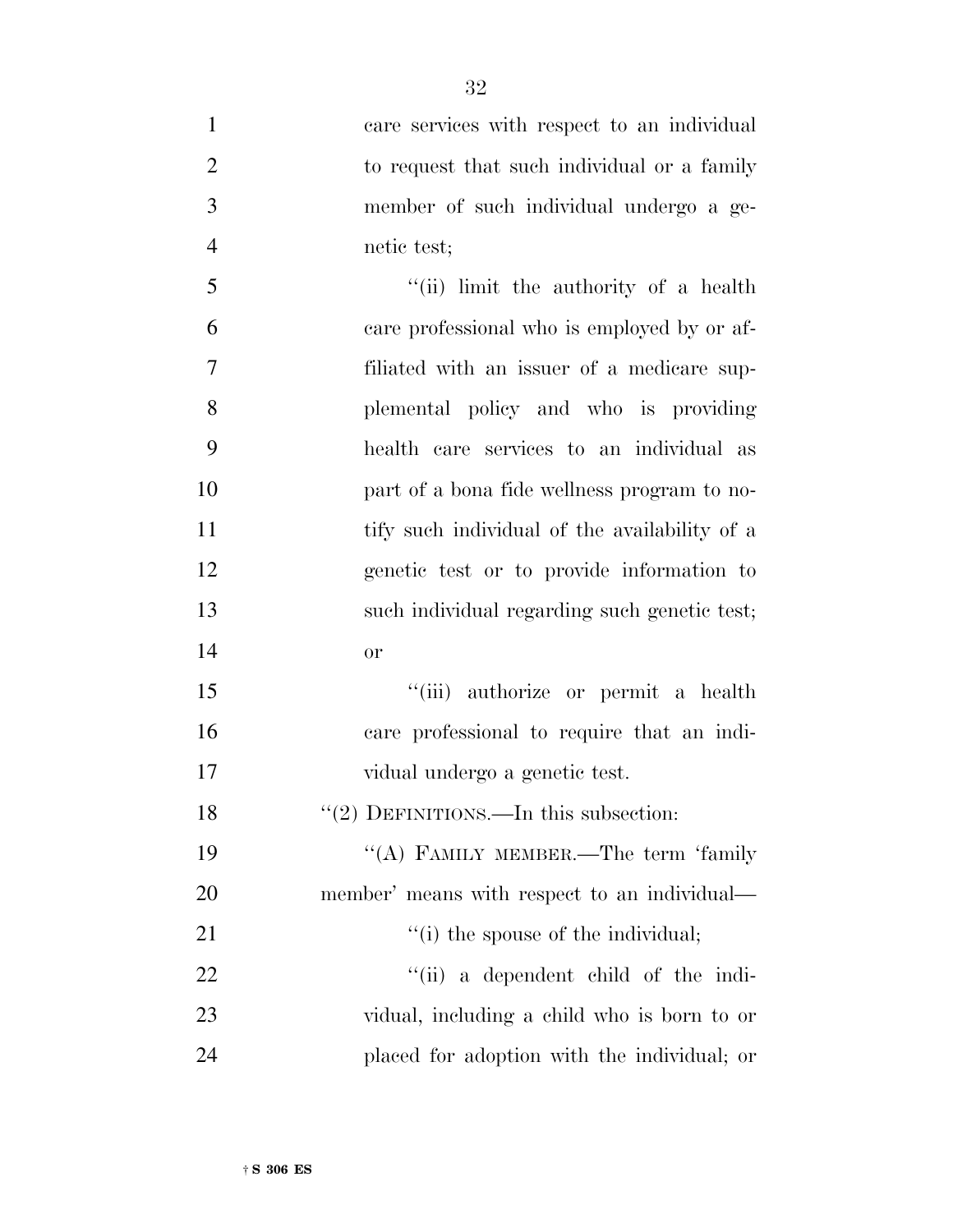care services with respect to an individual to request that such individual or a family member of such individual undergo a genetic test;

"(ii) limit the authority of a health care professional who is employed by or affiliated with an issuer of a medicare supplemental policy and who is providing health care services to an individual as part of a bona fide wellness program to notify such individual of the availability of a genetic test or to provide information to such individual regarding such genetic test; or

"(iii) authorize or permit a health care professional to require that an individual undergo a genetic test.

"(2) DEFINITIONS.—In this subsection:

"(A) FAMILY MEMBER.—The term 'family member' means with respect to an individual—

"(i) the spouse of the individual;

"(ii) a dependent child of the individual, including a child who is born to or placed for adoption with the individual; or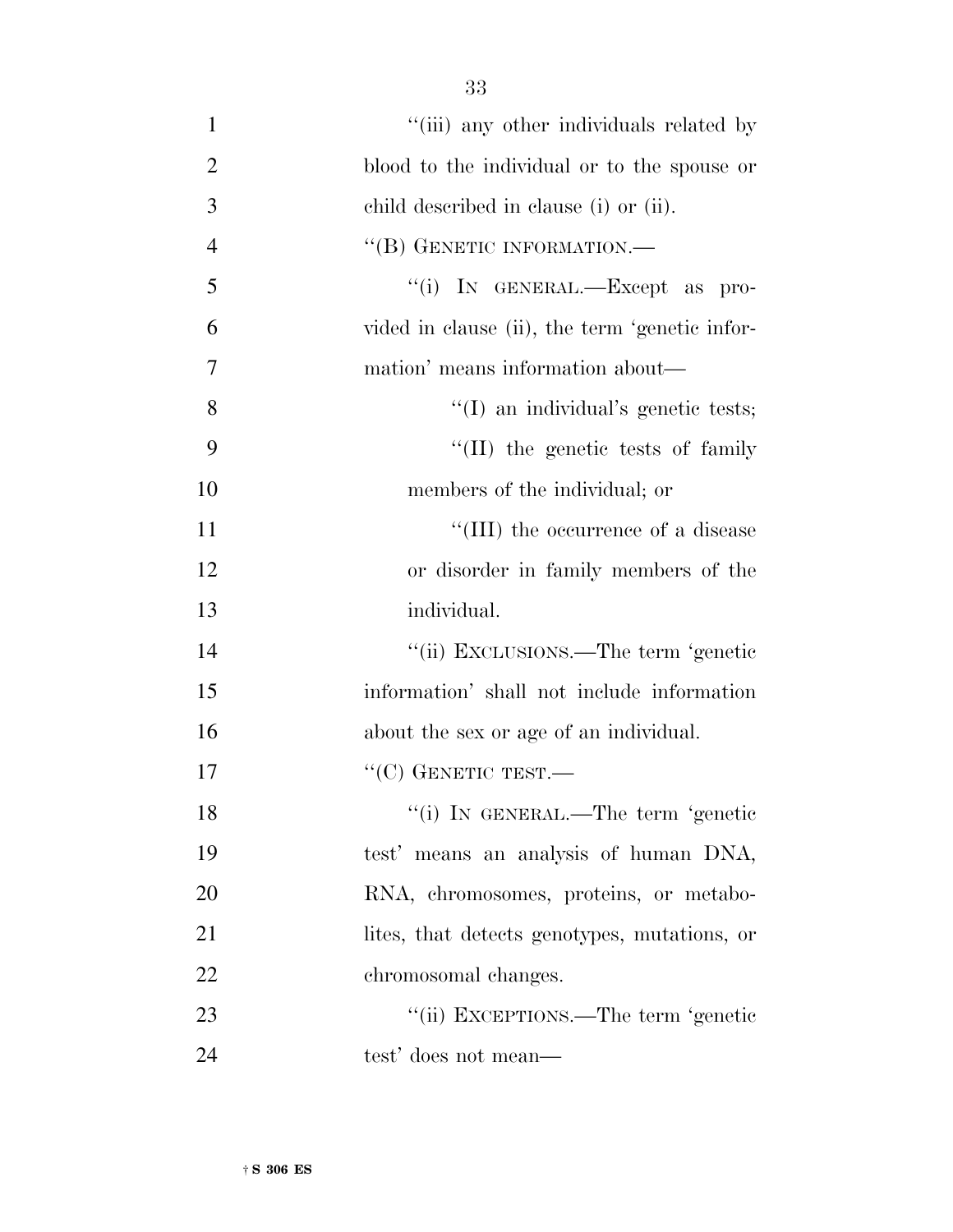"(iii) any other individuals related by blood to the individual or to the spouse or child described in clause (i) or (ii).

"(B) GENETIC INFORMATION.—

"(i) IN GENERAL.—Except as provided in clause (ii), the term 'genetic information' means information about—

"(I) an individual's genetic tests;

"(II) the genetic tests of family members of the individual; or

"(III) the occurrence of a disease or disorder in family members of the individual.

"(ii) EXCLUSIONS.—The term 'genetic information' shall not include information about the sex or age of an individual.

"(C) GENETIC TEST.—

"(i) IN GENERAL.—The term 'genetic test' means an analysis of human DNA, RNA, chromosomes, proteins, or metabolites, that detects genotypes, mutations, or chromosomal changes.

"(ii) EXCEPTIONS.—The term 'genetic test' does not mean—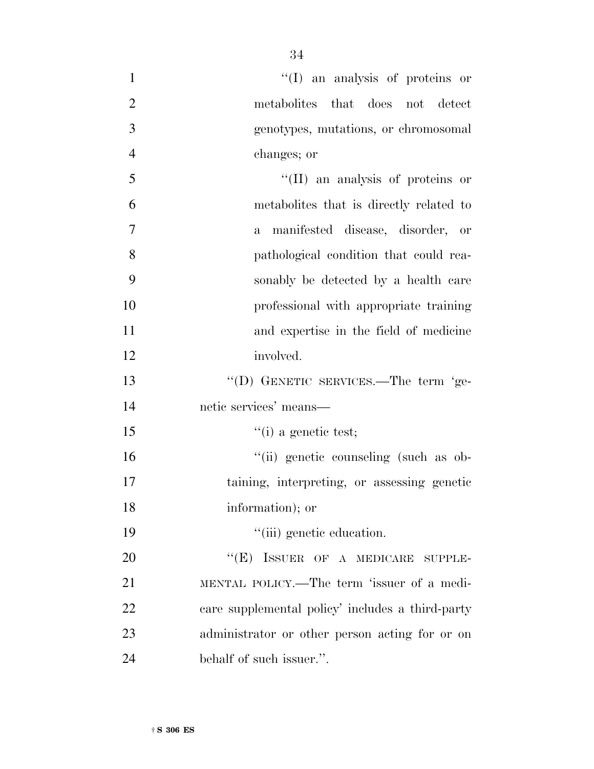''(I) an analysis of proteins or metabolites that does not detect genotypes, mutations, or chromosomal changes; or

''(II) an analysis of proteins or metabolites that is directly related to a manifested disease, disorder, or pathological condition that could reasonably be detected by a health care professional with appropriate training and expertise in the field of medicine involved.

''(D) GENETIC SERVICES.—The term 'genetic services' means—

''(i) a genetic test;

''(ii) genetic counseling (such as obtaining, interpreting, or assessing genetic information); or

''(iii) genetic education.

''(E) ISSUER OF A MEDICARE SUPPLEMENTAL POLICY.—The term 'issuer of a medicare supplemental policy' includes a third-party administrator or other person acting for or on behalf of such issuer.''.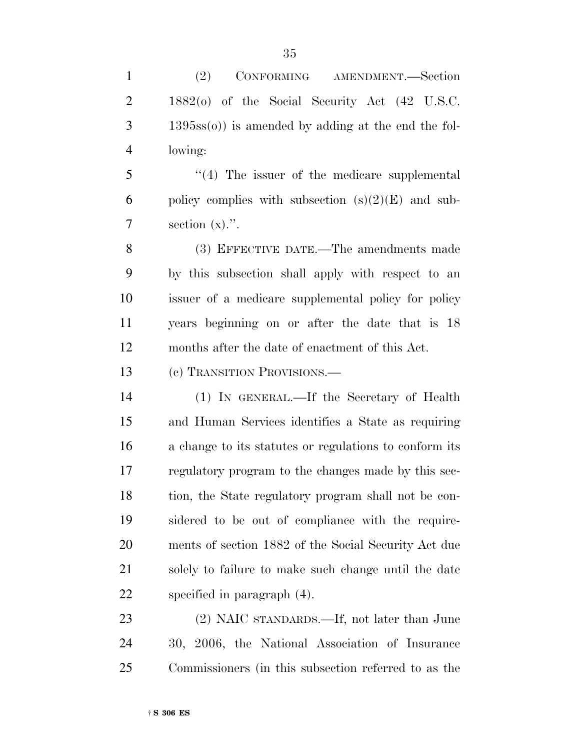(2) CONFORMING AMENDMENT.—Section 1882(o) of the Social Security Act (42 U.S.C. 1395ss(o)) is amended by adding at the end the following:

"(4) The issuer of the medicare supplemental policy complies with subsection (s)(2)(E) and subsection (x).".

(3) EFFECTIVE DATE.—The amendments made by this subsection shall apply with respect to an issuer of a medicare supplemental policy for policy years beginning on or after the date that is 18 months after the date of enactment of this Act.

(c) TRANSITION PROVISIONS.—

(1) IN GENERAL.—If the Secretary of Health and Human Services identifies a State as requiring a change to its statutes or regulations to conform its regulatory program to the changes made by this section, the State regulatory program shall not be considered to be out of compliance with the requirements of section 1882 of the Social Security Act due solely to failure to make such change until the date specified in paragraph (4).

(2) NAIC STANDARDS.—If, not later than June 30, 2006, the National Association of Insurance Commissioners (in this subsection referred to as the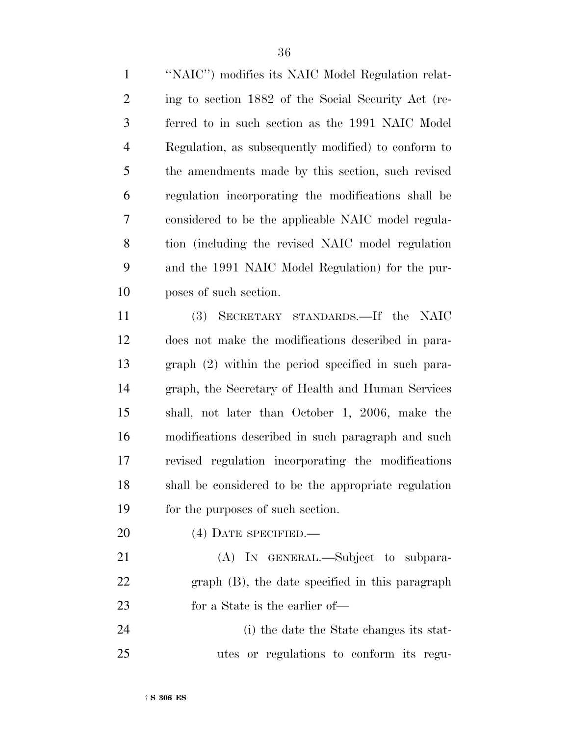"NAIC") modifies its NAIC Model Regulation relating to section 1882 of the Social Security Act (referred to in such section as the 1991 NAIC Model Regulation, as subsequently modified) to conform to the amendments made by this section, such revised regulation incorporating the modifications shall be considered to be the applicable NAIC model regulation (including the revised NAIC model regulation and the 1991 NAIC Model Regulation) for the purposes of such section.

(3) SECRETARY STANDARDS.—If the NAIC does not make the modifications described in paragraph (2) within the period specified in such paragraph, the Secretary of Health and Human Services shall, not later than October 1, 2006, make the modifications described in such paragraph and such revised regulation incorporating the modifications shall be considered to be the appropriate regulation for the purposes of such section.

(4) DATE SPECIFIED.—

(A) IN GENERAL.—Subject to subparagraph (B), the date specified in this paragraph for a State is the earlier of—

(i) the date the State changes its statutes or regulations to conform its regu-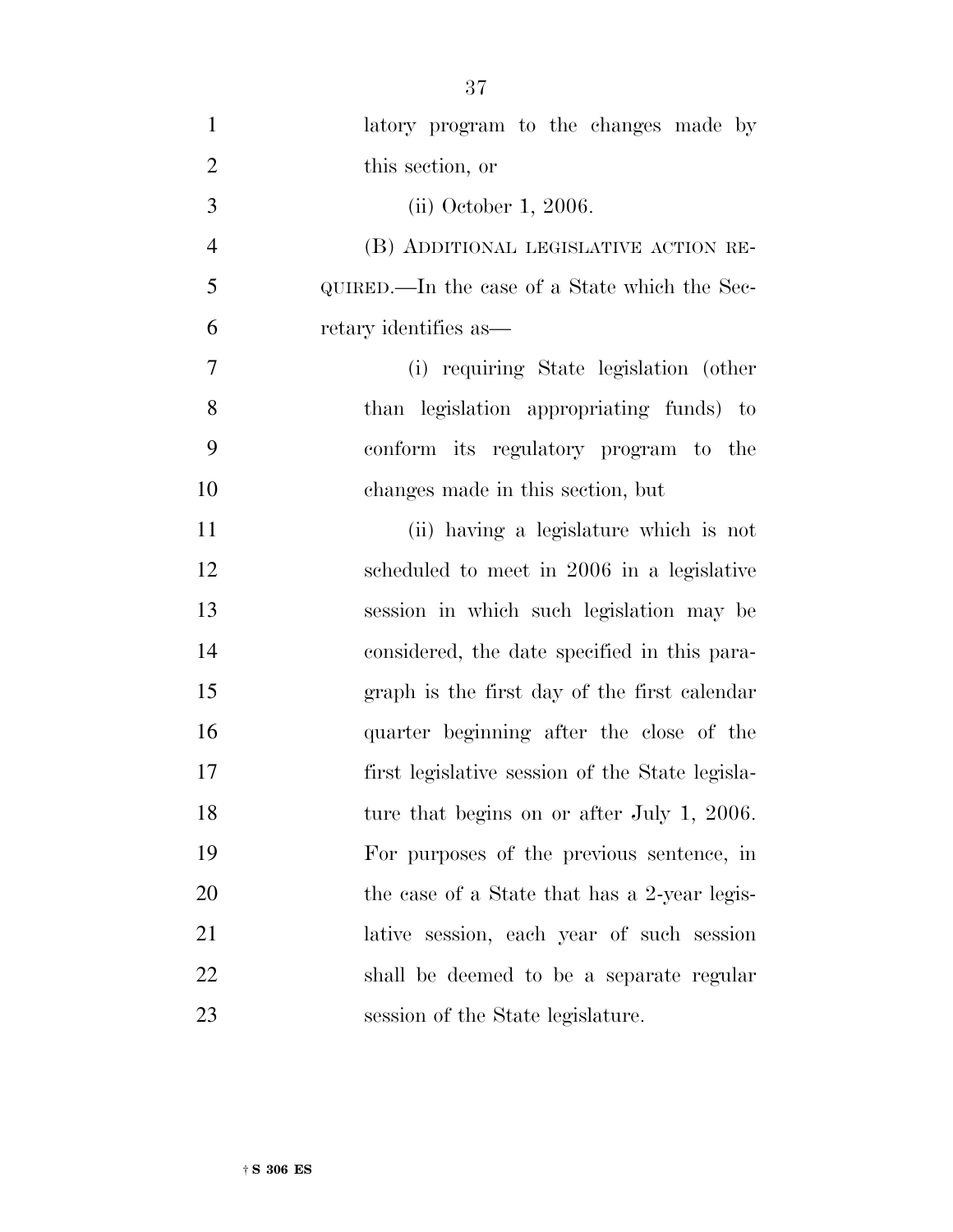latory program to the changes made by this section, or

(ii) October 1, 2006.

(B) ADDITIONAL LEGISLATIVE ACTION REQUIRED.—In the case of a State which the Secretary identifies as—

(i) requiring State legislation (other than legislation appropriating funds) to conform its regulatory program to the changes made in this section, but

(ii) having a legislature which is not scheduled to meet in 2006 in a legislative session in which such legislation may be considered, the date specified in this paragraph is the first day of the first calendar quarter beginning after the close of the first legislative session of the State legislature that begins on or after July 1, 2006. For purposes of the previous sentence, in the case of a State that has a 2-year legislative session, each year of such session shall be deemed to be a separate regular session of the State legislature.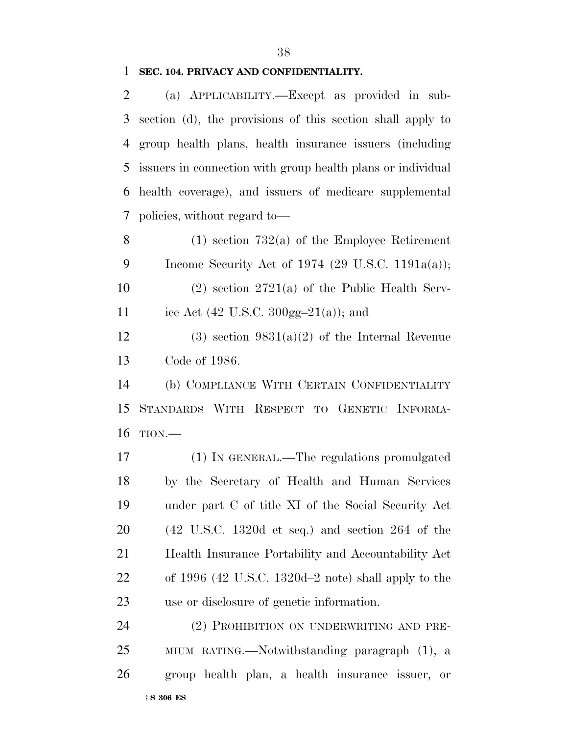**SEC. 104. PRIVACY AND CONFIDENTIALITY.**

(a) APPLICABILITY.—Except as provided in subsection (d), the provisions of this section shall apply to group health plans, health insurance issuers (including issuers in connection with group health plans or individual health coverage), and issuers of medicare supplemental policies, without regard to—

(1) section 732(a) of the Employee Retirement Income Security Act of 1974 (29 U.S.C. 1191a(a));

(2) section 2721(a) of the Public Health Service Act (42 U.S.C. 300gg–21(a)); and

(3) section 9831(a)(2) of the Internal Revenue Code of 1986.

(b) COMPLIANCE WITH CERTAIN CONFIDENTIALITY STANDARDS WITH RESPECT TO GENETIC INFORMATION.—

(1) IN GENERAL.—The regulations promulgated by the Secretary of Health and Human Services under part C of title XI of the Social Security Act (42 U.S.C. 1320d et seq.) and section 264 of the Health Insurance Portability and Accountability Act of 1996 (42 U.S.C. 1320d–2 note) shall apply to the use or disclosure of genetic information.

(2) PROHIBITION ON UNDERWRITING AND PREMIUM RATING.—Notwithstanding paragraph (1), a group health plan, a health insurance issuer, or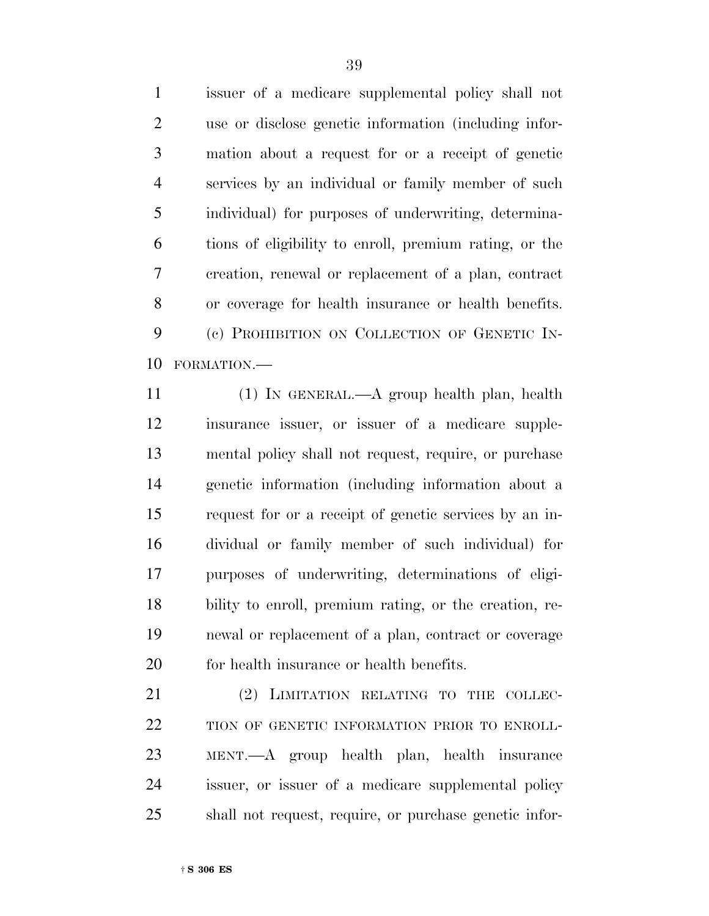issuer of a medicare supplemental policy shall not use or disclose genetic information (including information about a request for or a receipt of genetic services by an individual or family member of such individual) for purposes of underwriting, determinations of eligibility to enroll, premium rating, or the creation, renewal or replacement of a plan, contract or coverage for health insurance or health benefits.

(c) PROHIBITION ON COLLECTION OF GENETIC INFORMATION.—

(1) IN GENERAL.—A group health plan, health insurance issuer, or issuer of a medicare supplemental policy shall not request, require, or purchase genetic information (including information about a request for or a receipt of genetic services by an individual or family member of such individual) for purposes of underwriting, determinations of eligibility to enroll, premium rating, or the creation, renewal or replacement of a plan, contract or coverage for health insurance or health benefits.

(2) LIMITATION RELATING TO THE COLLECTION OF GENETIC INFORMATION PRIOR TO ENROLLMENT.—A group health plan, health insurance issuer, or issuer of a medicare supplemental policy shall not request, require, or purchase genetic infor-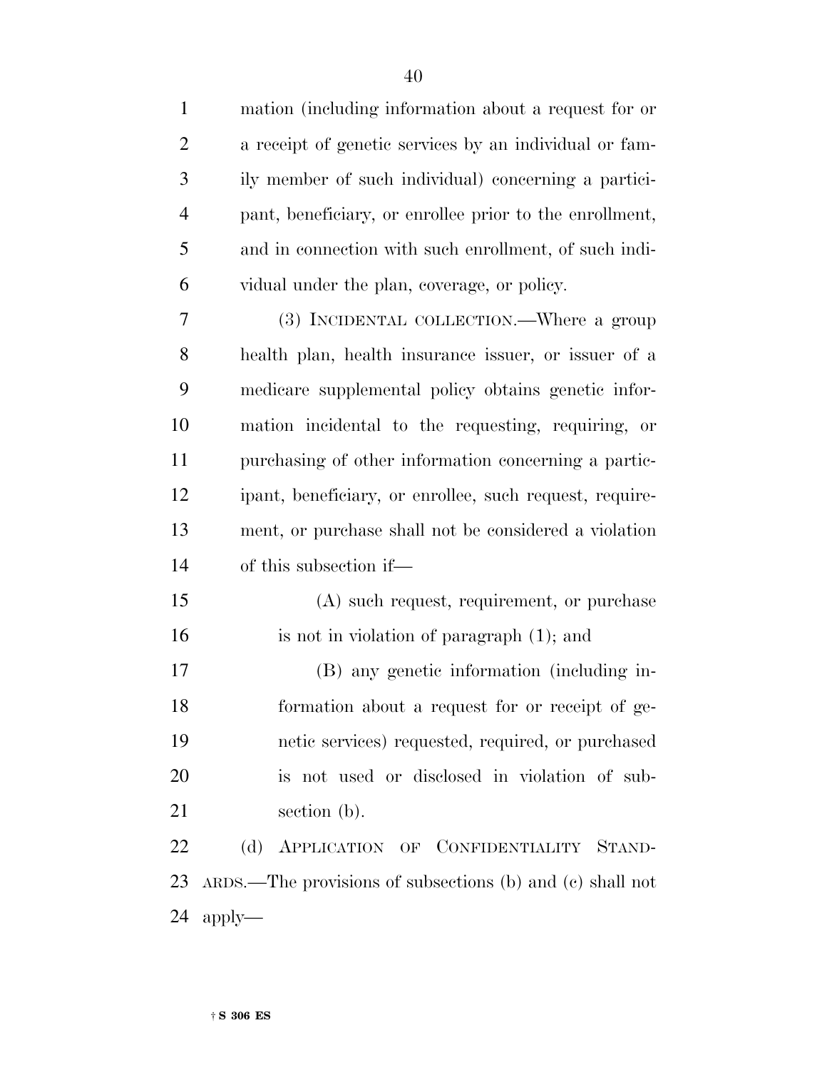mation (including information about a request for or a receipt of genetic services by an individual or family member of such individual) concerning a participant, beneficiary, or enrollee prior to the enrollment, and in connection with such enrollment, of such individual under the plan, coverage, or policy.

(3) INCIDENTAL COLLECTION.—Where a group health plan, health insurance issuer, or issuer of a medicare supplemental policy obtains genetic information incidental to the requesting, requiring, or purchasing of other information concerning a participant, beneficiary, or enrollee, such request, requirement, or purchase shall not be considered a violation of this subsection if—

(A) such request, requirement, or purchase is not in violation of paragraph (1); and

(B) any genetic information (including information about a request for or receipt of genetic services) requested, required, or purchased is not used or disclosed in violation of subsection (b).

(d) APPLICATION OF CONFIDENTIALITY STANDARDS.—The provisions of subsections (b) and (c) shall not apply—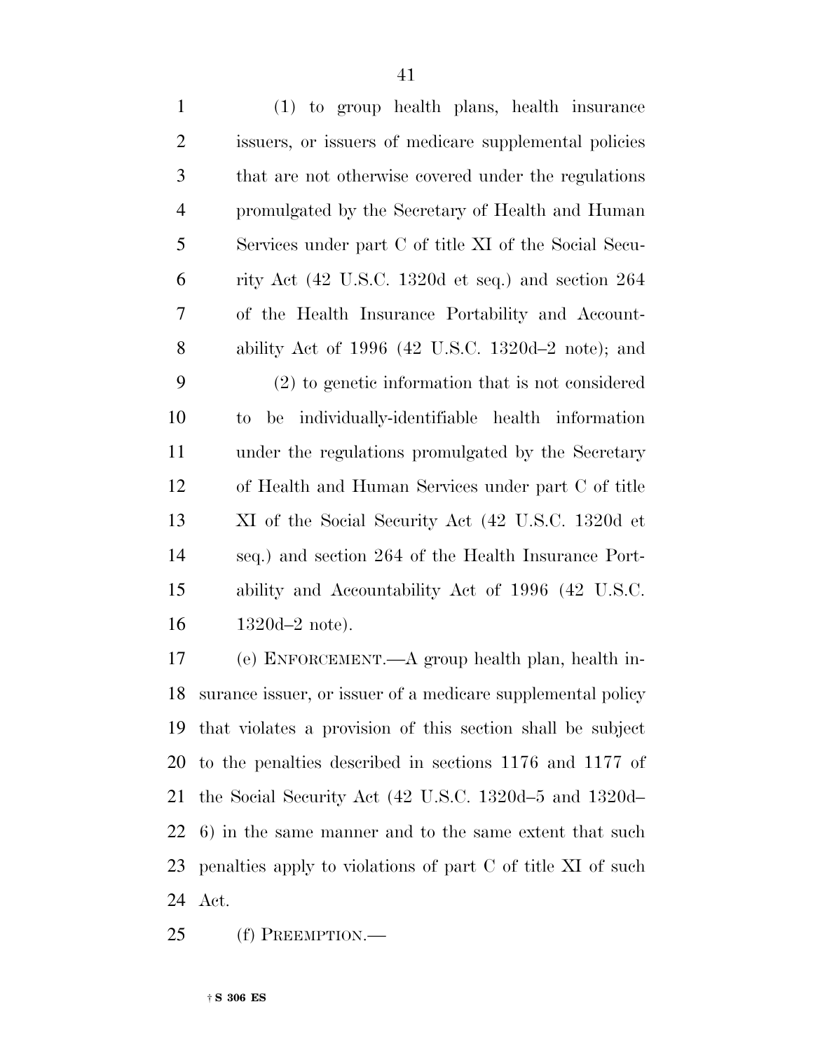(1) to group health plans, health insurance issuers, or issuers of medicare supplemental policies that are not otherwise covered under the regulations promulgated by the Secretary of Health and Human Services under part C of title XI of the Social Security Act (42 U.S.C. 1320d et seq.) and section 264 of the Health Insurance Portability and Accountability Act of 1996 (42 U.S.C. 1320d–2 note); and

(2) to genetic information that is not considered to be individually-identifiable health information under the regulations promulgated by the Secretary of Health and Human Services under part C of title XI of the Social Security Act (42 U.S.C. 1320d et seq.) and section 264 of the Health Insurance Portability and Accountability Act of 1996 (42 U.S.C. 1320d–2 note).

(e) ENFORCEMENT.—A group health plan, health insurance issuer, or issuer of a medicare supplemental policy that violates a provision of this section shall be subject to the penalties described in sections 1176 and 1177 of the Social Security Act (42 U.S.C. 1320d–5 and 1320d–6) in the same manner and to the same extent that such penalties apply to violations of part C of title XI of such Act.

(f) PREEMPTION.—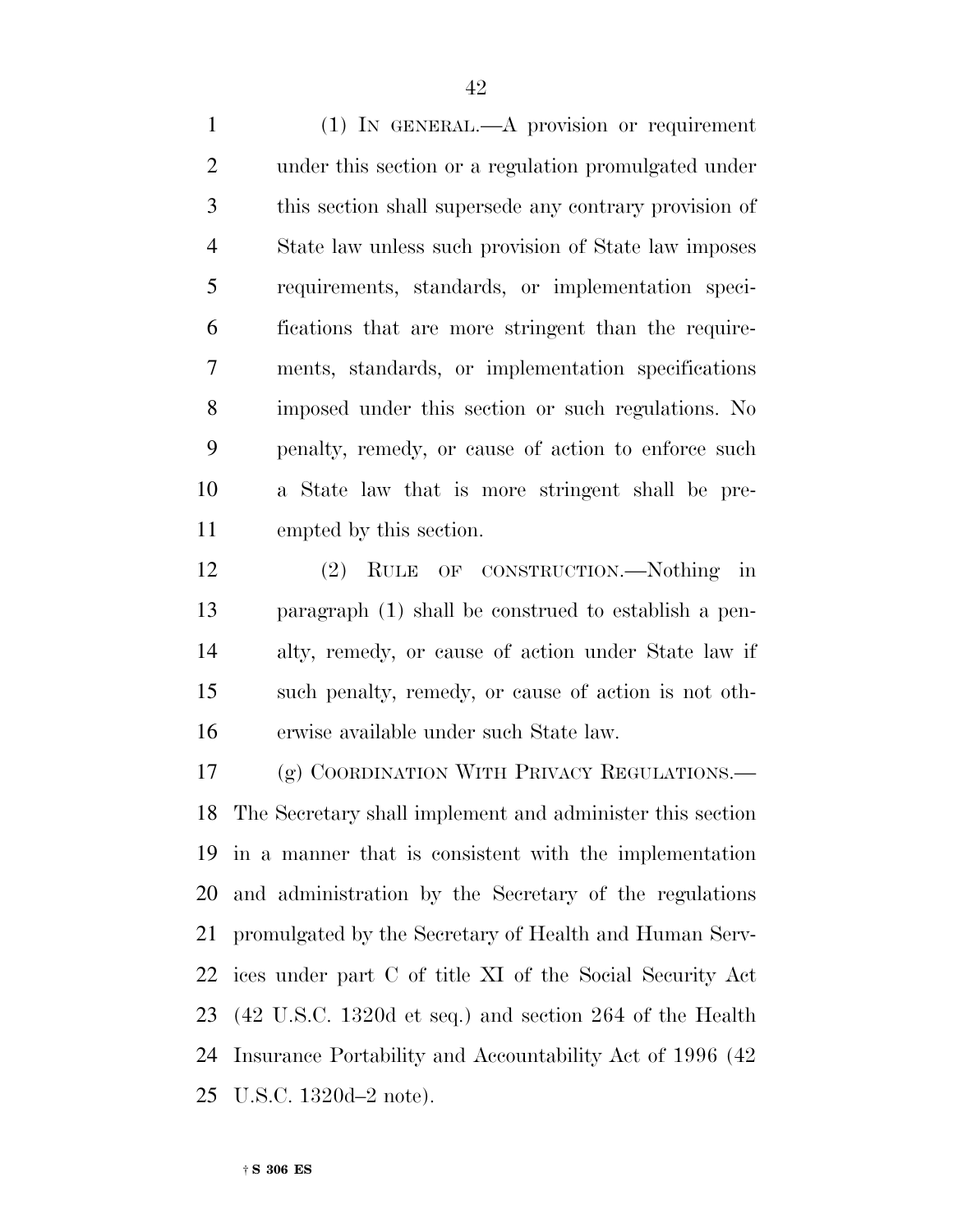(1) IN GENERAL.—A provision or requirement under this section or a regulation promulgated under this section shall supersede any contrary provision of State law unless such provision of State law imposes requirements, standards, or implementation specifications that are more stringent than the requirements, standards, or implementation specifications imposed under this section or such regulations. No penalty, remedy, or cause of action to enforce such a State law that is more stringent shall be preempted by this section.

(2) RULE OF CONSTRUCTION.—Nothing in paragraph (1) shall be construed to establish a penalty, remedy, or cause of action under State law if such penalty, remedy, or cause of action is not otherwise available under such State law.

(g) COORDINATION WITH PRIVACY REGULATIONS.—The Secretary shall implement and administer this section in a manner that is consistent with the implementation and administration by the Secretary of the regulations promulgated by the Secretary of Health and Human Services under part C of title XI of the Social Security Act (42 U.S.C. 1320d et seq.) and section 264 of the Health Insurance Portability and Accountability Act of 1996 (42 U.S.C. 1320d–2 note).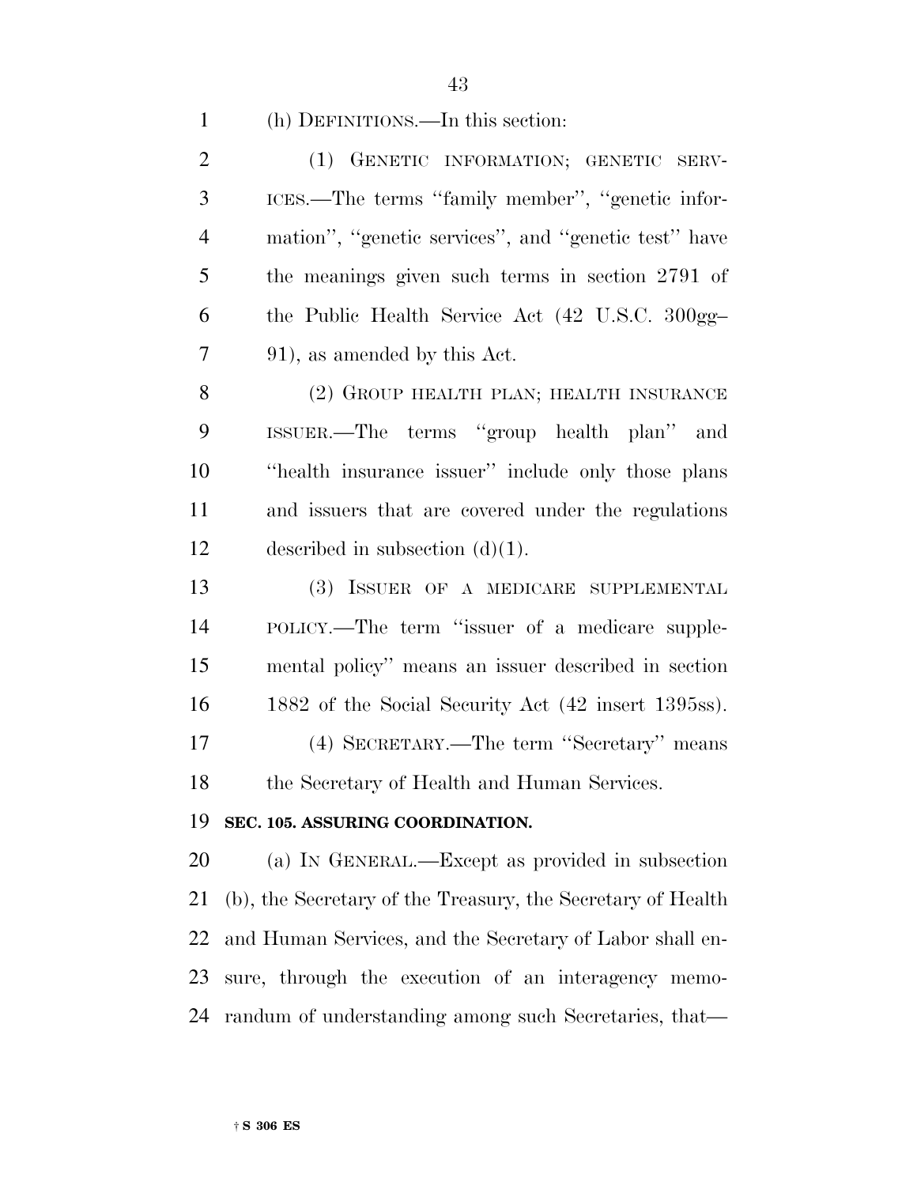(h) DEFINITIONS.—In this section:

(1) GENETIC INFORMATION; GENETIC SERVICES.—The terms ''family member'', ''genetic information'', ''genetic services'', and ''genetic test'' have the meanings given such terms in section 2791 of the Public Health Service Act (42 U.S.C. 300gg–91), as amended by this Act.

(2) GROUP HEALTH PLAN; HEALTH INSURANCE ISSUER.—The terms ''group health plan'' and ''health insurance issuer'' include only those plans and issuers that are covered under the regulations described in subsection (d)(1).

(3) ISSUER OF A MEDICARE SUPPLEMENTAL POLICY.—The term ''issuer of a medicare supplemental policy'' means an issuer described in section 1882 of the Social Security Act (42 insert 1395ss).

(4) SECRETARY.—The term ''Secretary'' means the Secretary of Health and Human Services.

**SEC. 105. ASSURING COORDINATION.**

(a) IN GENERAL.—Except as provided in subsection (b), the Secretary of the Treasury, the Secretary of Health and Human Services, and the Secretary of Labor shall ensure, through the execution of an interagency memorandum of understanding among such Secretaries, that—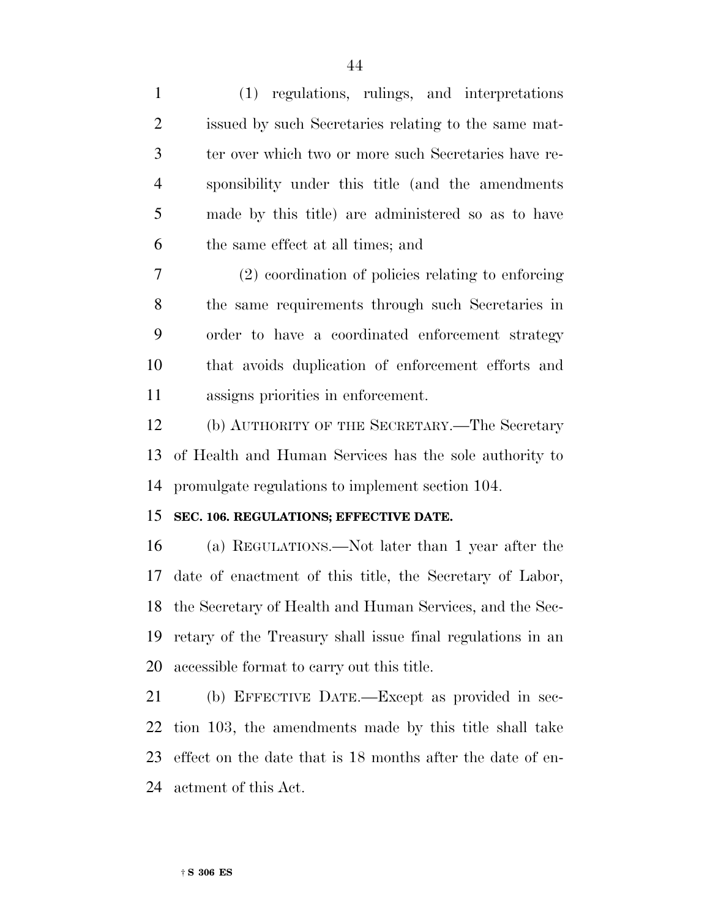(1) regulations, rulings, and interpretations issued by such Secretaries relating to the same matter over which two or more such Secretaries have responsibility under this title (and the amendments made by this title) are administered so as to have the same effect at all times; and

(2) coordination of policies relating to enforcing the same requirements through such Secretaries in order to have a coordinated enforcement strategy that avoids duplication of enforcement efforts and assigns priorities in enforcement.

(b) AUTHORITY OF THE SECRETARY.—The Secretary of Health and Human Services has the sole authority to promulgate regulations to implement section 104.

**SEC. 106. REGULATIONS; EFFECTIVE DATE.**

(a) REGULATIONS.—Not later than 1 year after the date of enactment of this title, the Secretary of Labor, the Secretary of Health and Human Services, and the Secretary of the Treasury shall issue final regulations in an accessible format to carry out this title.

(b) EFFECTIVE DATE.—Except as provided in section 103, the amendments made by this title shall take effect on the date that is 18 months after the date of enactment of this Act.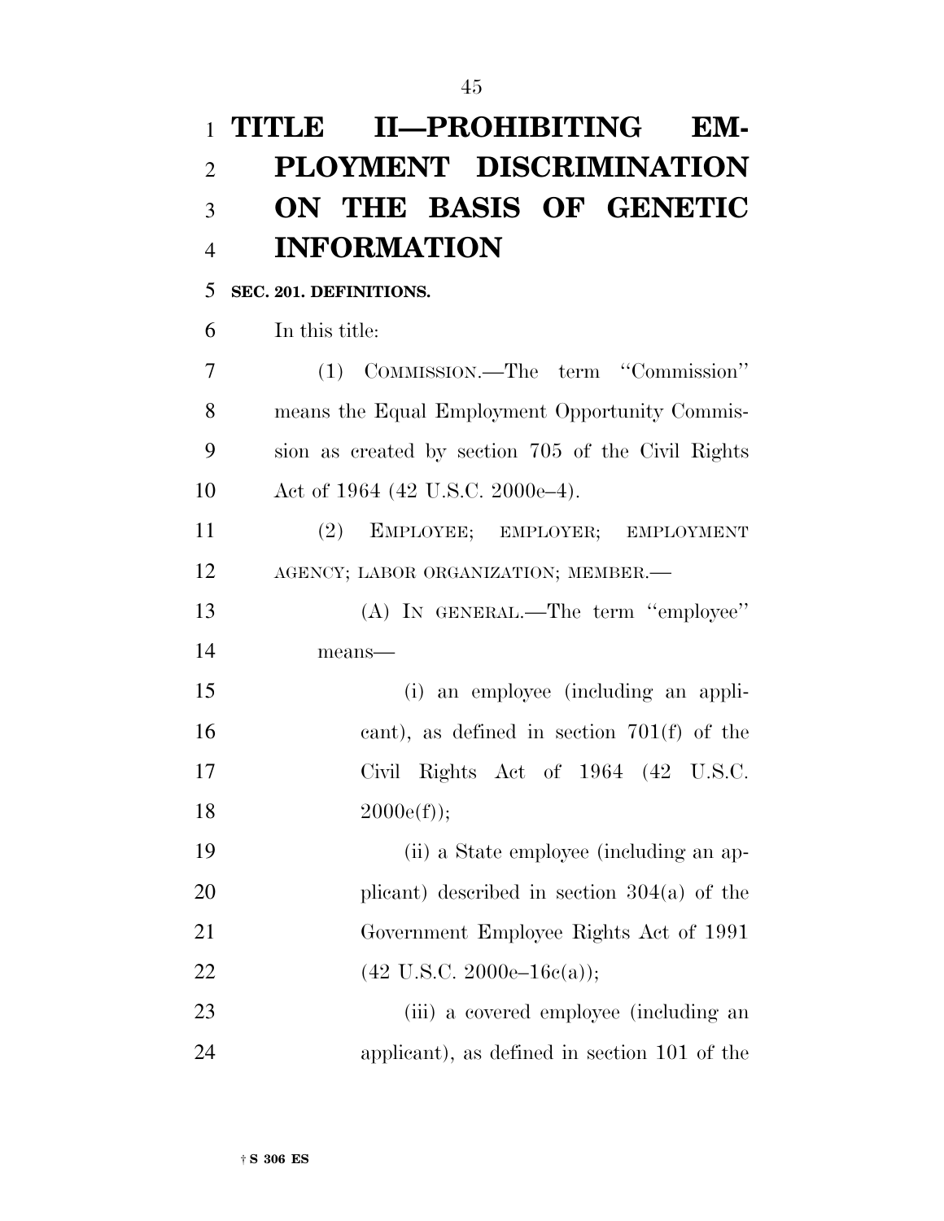# TITLE II—PROHIBITING EMPLOYMENT DISCRIMINATION ON THE BASIS OF GENETIC INFORMATION

**SEC. 201. DEFINITIONS.**

In this title:

(1) COMMISSION.—The term "Commission" means the Equal Employment Opportunity Commission as created by section 705 of the Civil Rights Act of 1964 (42 U.S.C. 2000e–4).

(2) EMPLOYEE; EMPLOYER; EMPLOYMENT AGENCY; LABOR ORGANIZATION; MEMBER.—

(A) IN GENERAL.—The term "employee" means—

(i) an employee (including an applicant), as defined in section 701(f) of the Civil Rights Act of 1964 (42 U.S.C. 2000e(f));

(ii) a State employee (including an applicant) described in section 304(a) of the Government Employee Rights Act of 1991 (42 U.S.C. 2000e–16c(a));

(iii) a covered employee (including an applicant), as defined in section 101 of the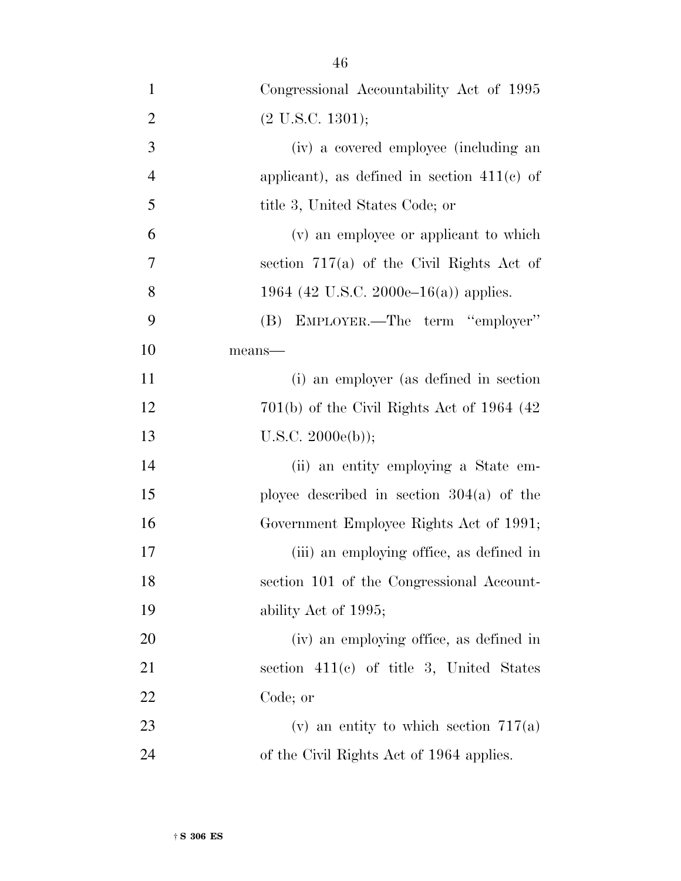Congressional Accountability Act of 1995 (2 U.S.C. 1301);

(iv) a covered employee (including an applicant), as defined in section 411(c) of title 3, United States Code; or

(v) an employee or applicant to which section 717(a) of the Civil Rights Act of 1964 (42 U.S.C. 2000e–16(a)) applies.

(B) EMPLOYER.—The term "employer" means—

(i) an employer (as defined in section 701(b) of the Civil Rights Act of 1964 (42 U.S.C. 2000e(b));

(ii) an entity employing a State employee described in section 304(a) of the Government Employee Rights Act of 1991;

(iii) an employing office, as defined in section 101 of the Congressional Accountability Act of 1995;

(iv) an employing office, as defined in section 411(c) of title 3, United States Code; or

(v) an entity to which section 717(a) of the Civil Rights Act of 1964 applies.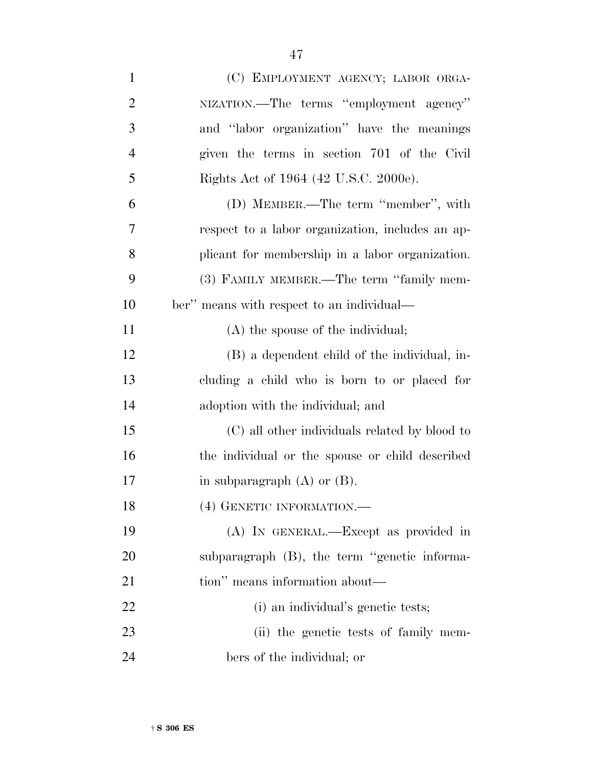(C) EMPLOYMENT AGENCY; LABOR ORGANIZATION.—The terms ''employment agency'' and ''labor organization'' have the meanings given the terms in section 701 of the Civil Rights Act of 1964 (42 U.S.C. 2000e).

(D) MEMBER.—The term ''member'', with respect to a labor organization, includes an applicant for membership in a labor organization.

(3) FAMILY MEMBER.—The term ''family member'' means with respect to an individual—

(A) the spouse of the individual;

(B) a dependent child of the individual, including a child who is born to or placed for adoption with the individual; and

(C) all other individuals related by blood to the individual or the spouse or child described in subparagraph (A) or (B).

(4) GENETIC INFORMATION.—

(A) IN GENERAL.—Except as provided in subparagraph (B), the term ''genetic information'' means information about—

(i) an individual's genetic tests;

(ii) the genetic tests of family members of the individual; or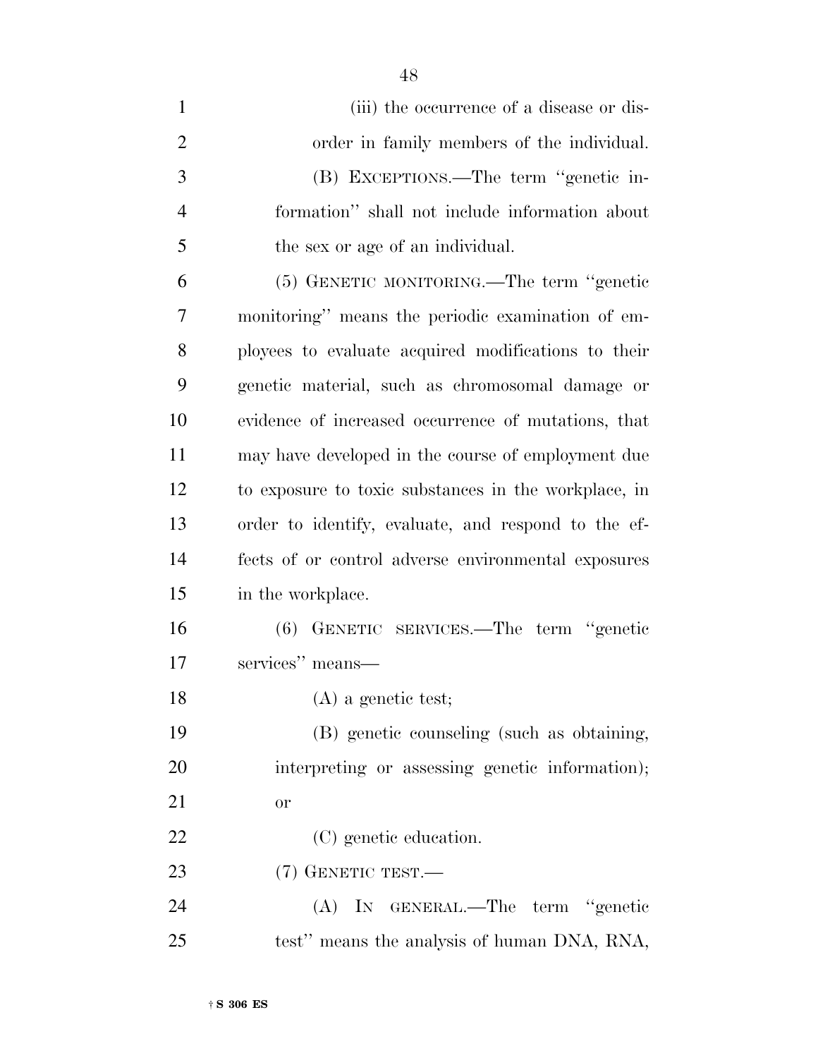(iii) the occurrence of a disease or disorder in family members of the individual.

(B) EXCEPTIONS.—The term "genetic information" shall not include information about the sex or age of an individual.

(5) GENETIC MONITORING.—The term "genetic monitoring" means the periodic examination of employees to evaluate acquired modifications to their genetic material, such as chromosomal damage or evidence of increased occurrence of mutations, that may have developed in the course of employment due to exposure to toxic substances in the workplace, in order to identify, evaluate, and respond to the effects of or control adverse environmental exposures in the workplace.

(6) GENETIC SERVICES.—The term "genetic services" means—

(A) a genetic test;

(B) genetic counseling (such as obtaining, interpreting or assessing genetic information); or

(C) genetic education.

(7) GENETIC TEST.—

(A) IN GENERAL.—The term "genetic test" means the analysis of human DNA, RNA,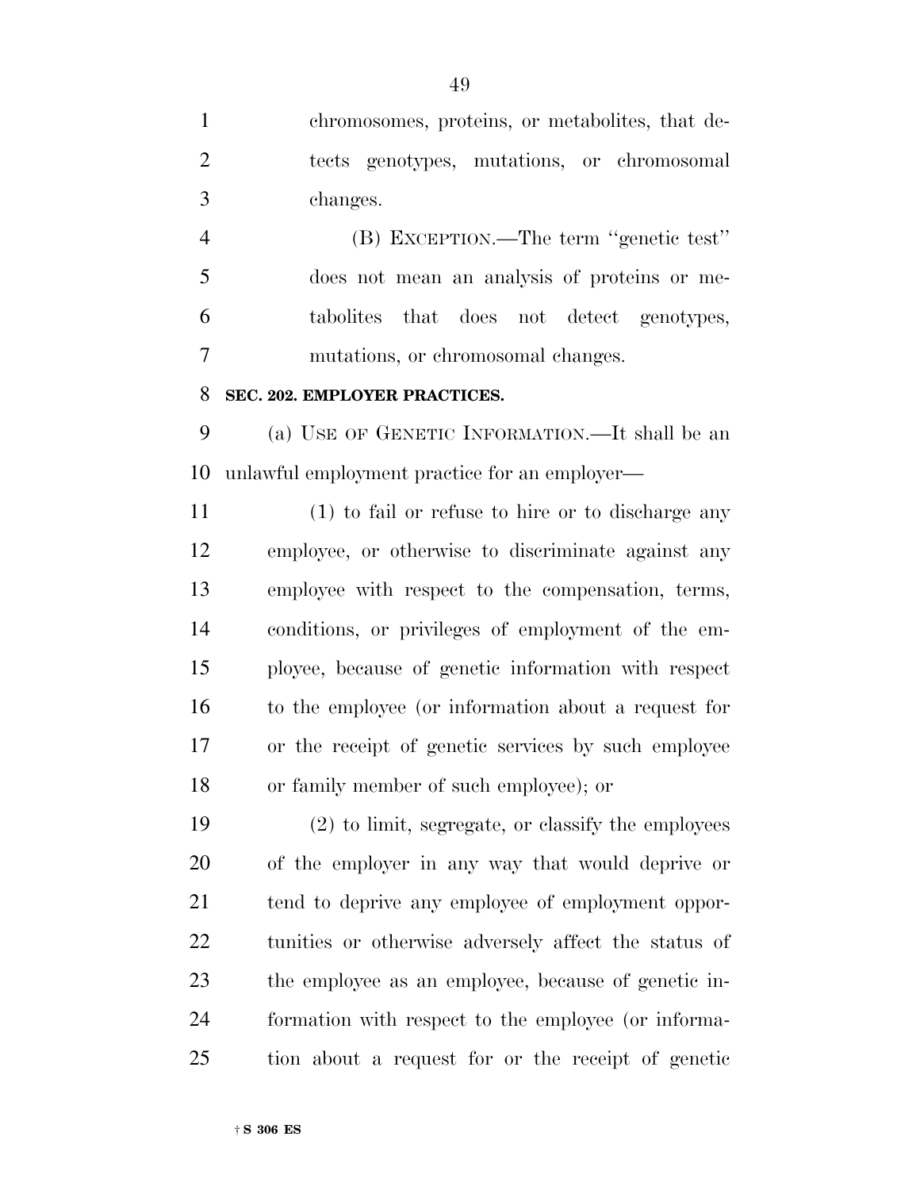chromosomes, proteins, or metabolites, that detects genotypes, mutations, or chromosomal changes.

(B) EXCEPTION.—The term ''genetic test'' does not mean an analysis of proteins or metabolites that does not detect genotypes, mutations, or chromosomal changes.

**SEC. 202. EMPLOYER PRACTICES.**

(a) USE OF GENETIC INFORMATION.—It shall be an unlawful employment practice for an employer—

(1) to fail or refuse to hire or to discharge any employee, or otherwise to discriminate against any employee with respect to the compensation, terms, conditions, or privileges of employment of the employee, because of genetic information with respect to the employee (or information about a request for or the receipt of genetic services by such employee or family member of such employee); or

(2) to limit, segregate, or classify the employees of the employer in any way that would deprive or tend to deprive any employee of employment opportunities or otherwise adversely affect the status of the employee as an employee, because of genetic information with respect to the employee (or information about a request for or the receipt of genetic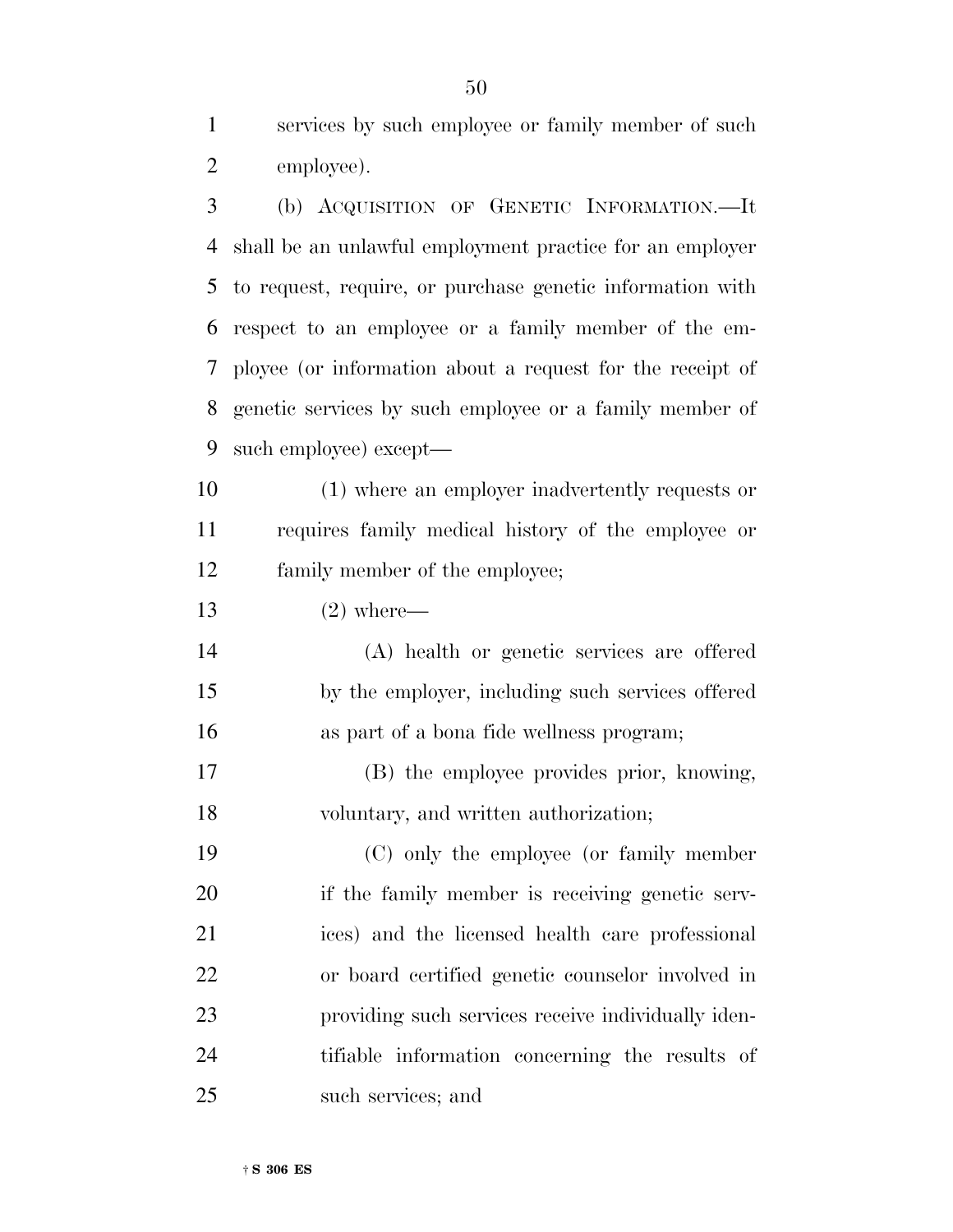services by such employee or family member of such employee).

(b) ACQUISITION OF GENETIC INFORMATION.—It shall be an unlawful employment practice for an employer to request, require, or purchase genetic information with respect to an employee or a family member of the employee (or information about a request for the receipt of genetic services by such employee or a family member of such employee) except—

(1) where an employer inadvertently requests or requires family medical history of the employee or family member of the employee;

(2) where—

(A) health or genetic services are offered by the employer, including such services offered as part of a bona fide wellness program;

(B) the employee provides prior, knowing, voluntary, and written authorization;

(C) only the employee (or family member if the family member is receiving genetic services) and the licensed health care professional or board certified genetic counselor involved in providing such services receive individually identifiable information concerning the results of such services; and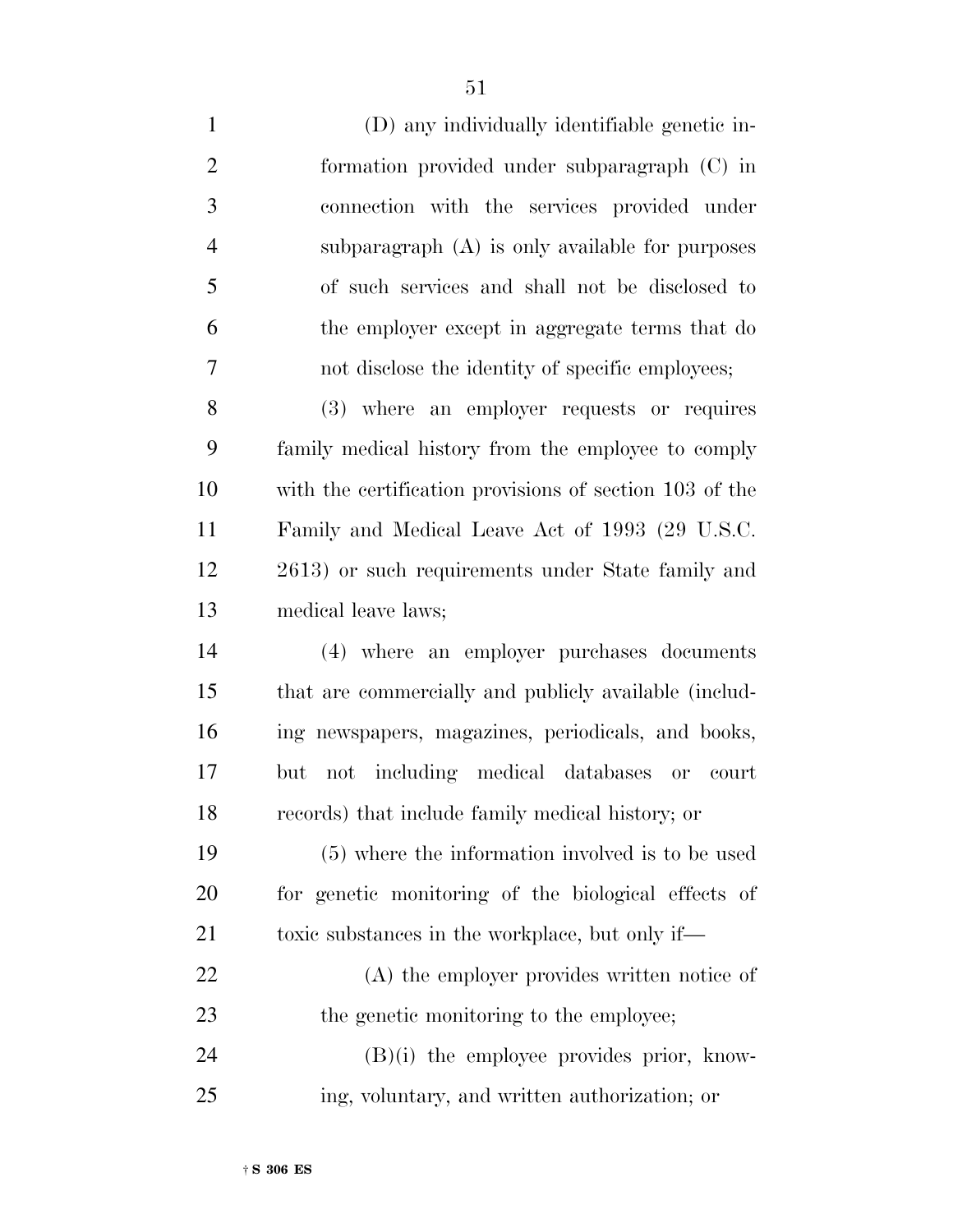(D) any individually identifiable genetic information provided under subparagraph (C) in connection with the services provided under subparagraph (A) is only available for purposes of such services and shall not be disclosed to the employer except in aggregate terms that do not disclose the identity of specific employees;

(3) where an employer requests or requires family medical history from the employee to comply with the certification provisions of section 103 of the Family and Medical Leave Act of 1993 (29 U.S.C. 2613) or such requirements under State family and medical leave laws;

(4) where an employer purchases documents that are commercially and publicly available (including newspapers, magazines, periodicals, and books, but not including medical databases or court records) that include family medical history; or

(5) where the information involved is to be used for genetic monitoring of the biological effects of toxic substances in the workplace, but only if—

(A) the employer provides written notice of the genetic monitoring to the employee;

(B)(i) the employee provides prior, knowing, voluntary, and written authorization; or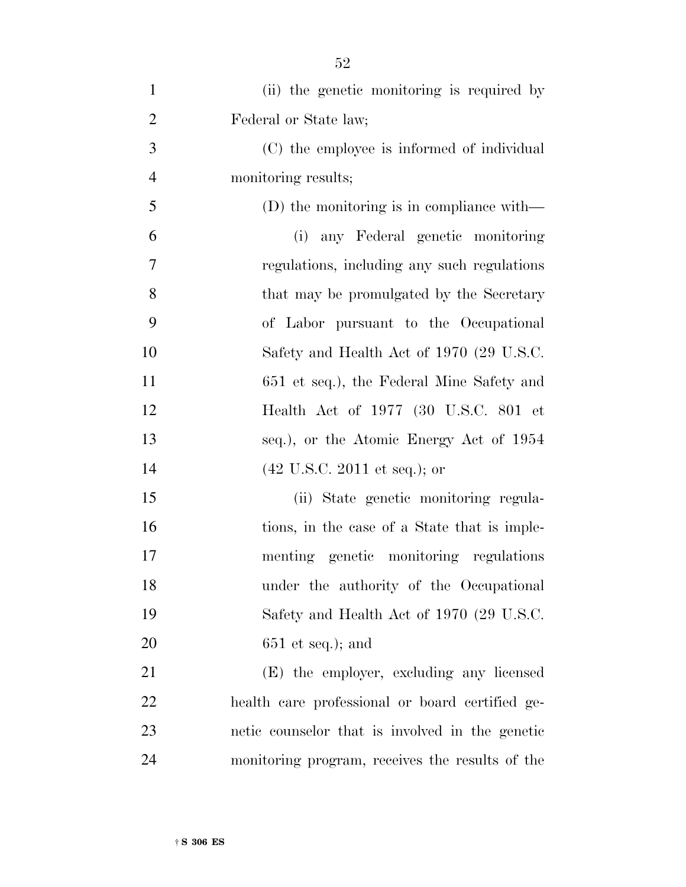(ii) the genetic monitoring is required by Federal or State law;

(C) the employee is informed of individual monitoring results;

(D) the monitoring is in compliance with—

(i) any Federal genetic monitoring regulations, including any such regulations that may be promulgated by the Secretary of Labor pursuant to the Occupational Safety and Health Act of 1970 (29 U.S.C. 651 et seq.), the Federal Mine Safety and Health Act of 1977 (30 U.S.C. 801 et seq.), or the Atomic Energy Act of 1954 (42 U.S.C. 2011 et seq.); or

(ii) State genetic monitoring regulations, in the case of a State that is implementing genetic monitoring regulations under the authority of the Occupational Safety and Health Act of 1970 (29 U.S.C. 651 et seq.); and

(E) the employer, excluding any licensed health care professional or board certified genetic counselor that is involved in the genetic monitoring program, receives the results of the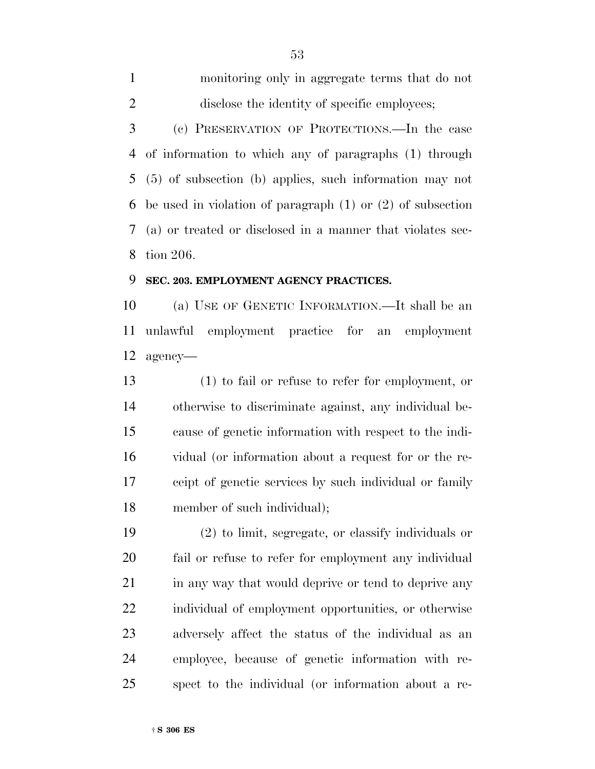monitoring only in aggregate terms that do not disclose the identity of specific employees;

(c) PRESERVATION OF PROTECTIONS.—In the case of information to which any of paragraphs (1) through (5) of subsection (b) applies, such information may not be used in violation of paragraph (1) or (2) of subsection (a) or treated or disclosed in a manner that violates section 206.

**SEC. 203. EMPLOYMENT AGENCY PRACTICES.**

(a) USE OF GENETIC INFORMATION.—It shall be an unlawful employment practice for an employment agency—

(1) to fail or refuse to refer for employment, or otherwise to discriminate against, any individual because of genetic information with respect to the individual (or information about a request for or the receipt of genetic services by such individual or family member of such individual);

(2) to limit, segregate, or classify individuals or fail or refuse to refer for employment any individual in any way that would deprive or tend to deprive any individual of employment opportunities, or otherwise adversely affect the status of the individual as an employee, because of genetic information with respect to the individual (or information about a re-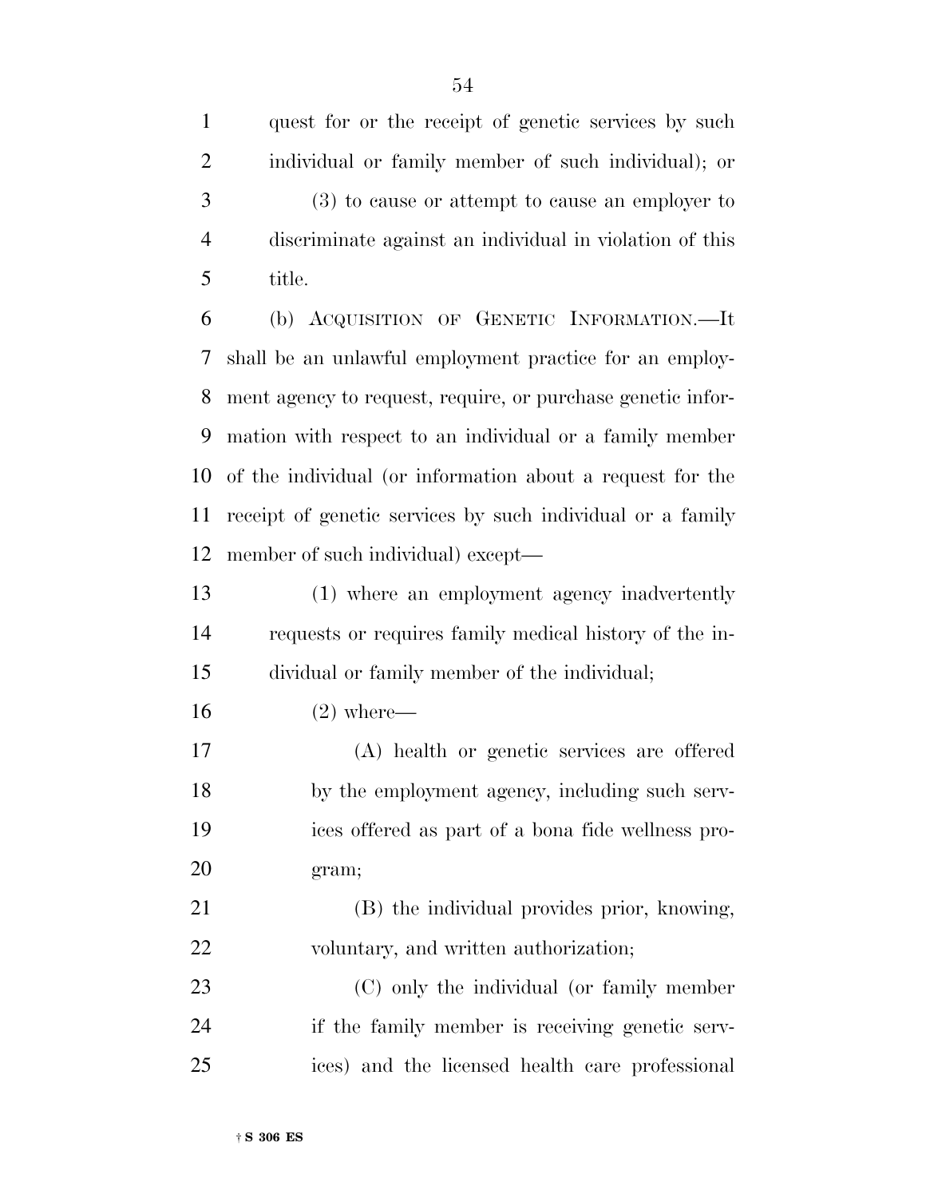quest for or the receipt of genetic services by such individual or family member of such individual); or

(3) to cause or attempt to cause an employer to discriminate against an individual in violation of this title.

(b) ACQUISITION OF GENETIC INFORMATION.—It shall be an unlawful employment practice for an employment agency to request, require, or purchase genetic information with respect to an individual or a family member of the individual (or information about a request for the receipt of genetic services by such individual or a family member of such individual) except—

(1) where an employment agency inadvertently requests or requires family medical history of the individual or family member of the individual;

(2) where—

(A) health or genetic services are offered by the employment agency, including such services offered as part of a bona fide wellness program;

(B) the individual provides prior, knowing, voluntary, and written authorization;

(C) only the individual (or family member if the family member is receiving genetic services) and the licensed health care professional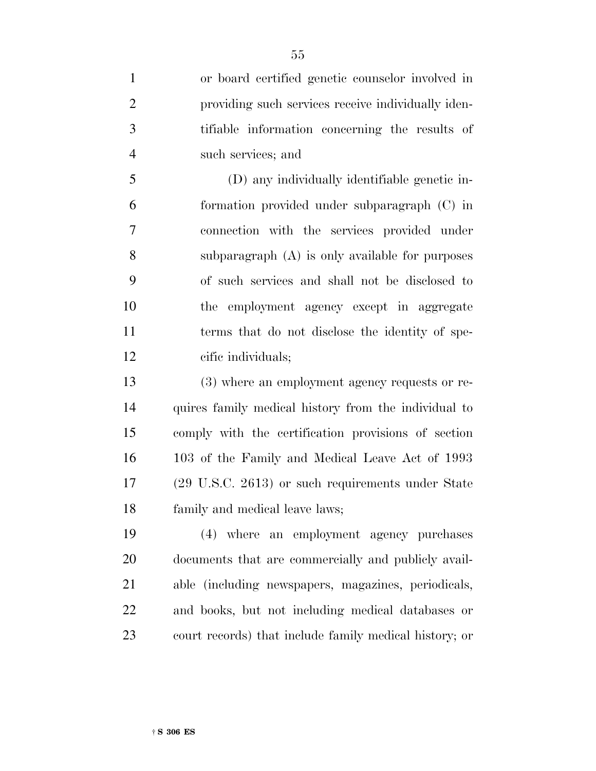or board certified genetic counselor involved in providing such services receive individually identifiable information concerning the results of such services; and

(D) any individually identifiable genetic information provided under subparagraph (C) in connection with the services provided under subparagraph (A) is only available for purposes of such services and shall not be disclosed to the employment agency except in aggregate terms that do not disclose the identity of specific individuals;

(3) where an employment agency requests or requires family medical history from the individual to comply with the certification provisions of section 103 of the Family and Medical Leave Act of 1993 (29 U.S.C. 2613) or such requirements under State family and medical leave laws;

(4) where an employment agency purchases documents that are commercially and publicly available (including newspapers, magazines, periodicals, and books, but not including medical databases or court records) that include family medical history; or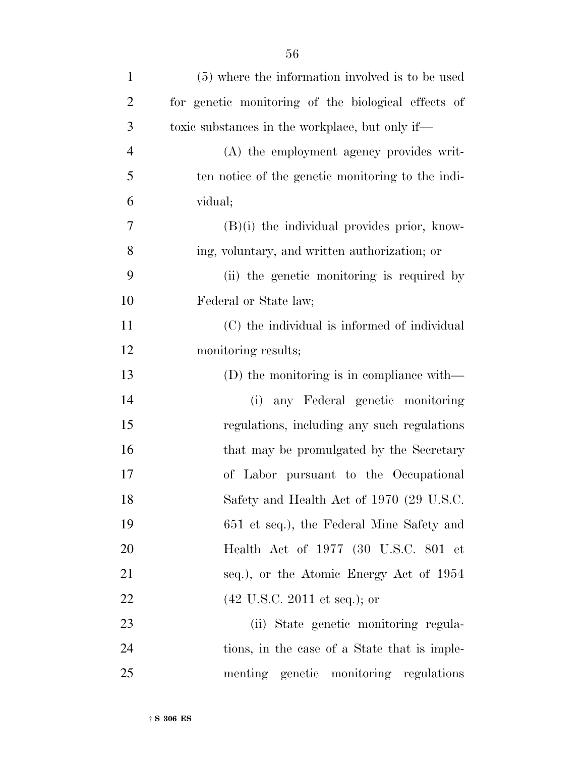(5) where the information involved is to be used for genetic monitoring of the biological effects of toxic substances in the workplace, but only if—

(A) the employment agency provides written notice of the genetic monitoring to the individual;

(B)(i) the individual provides prior, knowing, voluntary, and written authorization; or

(ii) the genetic monitoring is required by Federal or State law;

(C) the individual is informed of individual monitoring results;

(D) the monitoring is in compliance with—

(i) any Federal genetic monitoring regulations, including any such regulations that may be promulgated by the Secretary of Labor pursuant to the Occupational Safety and Health Act of 1970 (29 U.S.C. 651 et seq.), the Federal Mine Safety and Health Act of 1977 (30 U.S.C. 801 et seq.), or the Atomic Energy Act of 1954 (42 U.S.C. 2011 et seq.); or

(ii) State genetic monitoring regulations, in the case of a State that is implementing genetic monitoring regulations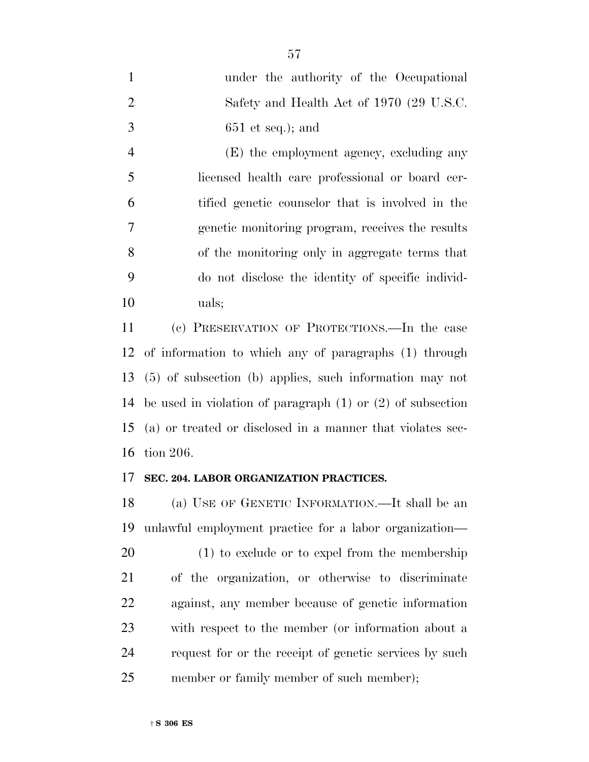under the authority of the Occupational Safety and Health Act of 1970 (29 U.S.C. 651 et seq.); and

(E) the employment agency, excluding any licensed health care professional or board certified genetic counselor that is involved in the genetic monitoring program, receives the results of the monitoring only in aggregate terms that do not disclose the identity of specific individuals;

(c) PRESERVATION OF PROTECTIONS.—In the case of information to which any of paragraphs (1) through (5) of subsection (b) applies, such information may not be used in violation of paragraph (1) or (2) of subsection (a) or treated or disclosed in a manner that violates section 206.

**SEC. 204. LABOR ORGANIZATION PRACTICES.**

(a) USE OF GENETIC INFORMATION.—It shall be an unlawful employment practice for a labor organization—

(1) to exclude or to expel from the membership of the organization, or otherwise to discriminate against, any member because of genetic information with respect to the member (or information about a request for or the receipt of genetic services by such member or family member of such member);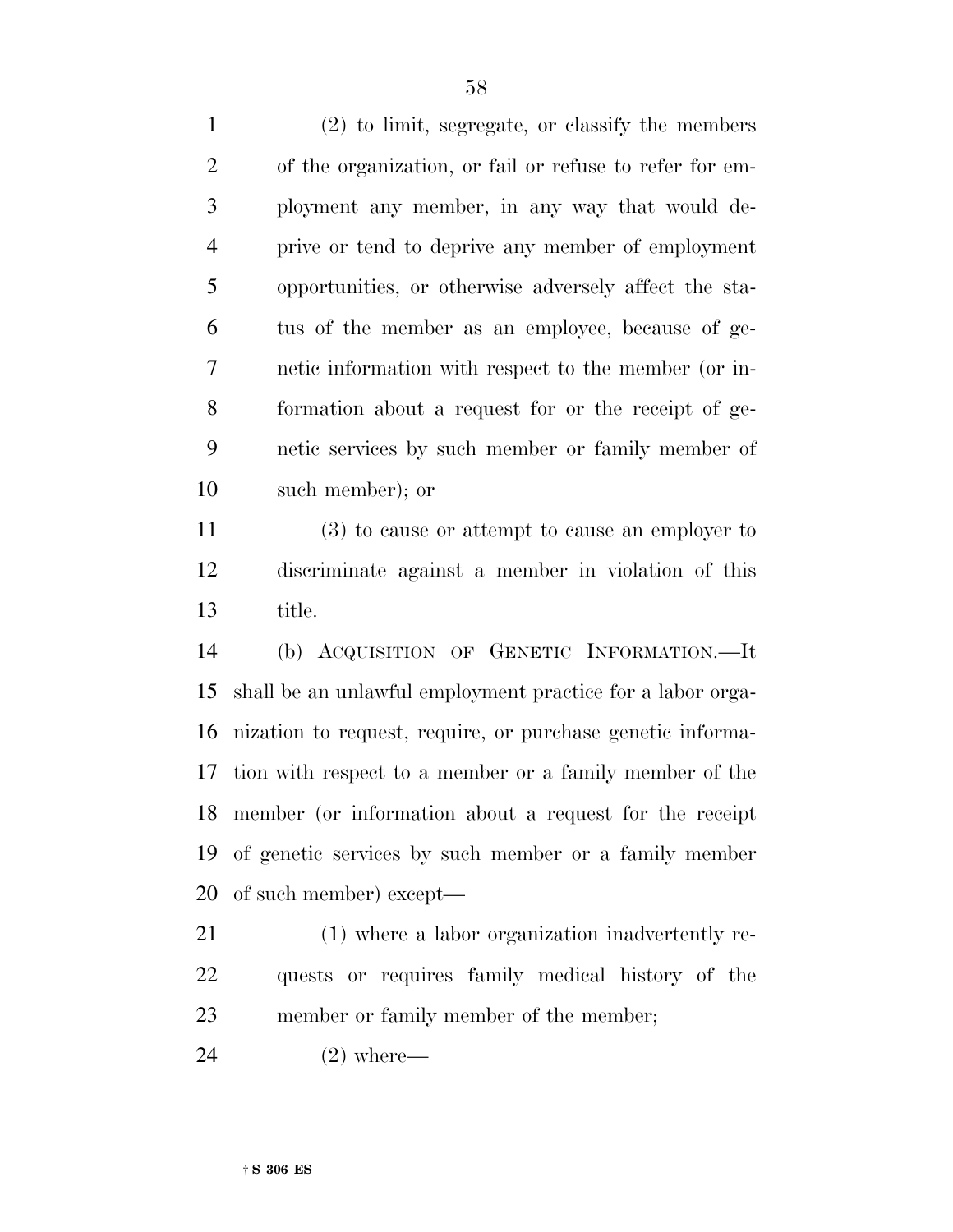(2) to limit, segregate, or classify the members of the organization, or fail or refuse to refer for employment any member, in any way that would deprive or tend to deprive any member of employment opportunities, or otherwise adversely affect the status of the member as an employee, because of genetic information with respect to the member (or information about a request for or the receipt of genetic services by such member or family member of such member); or

(3) to cause or attempt to cause an employer to discriminate against a member in violation of this title.

(b) ACQUISITION OF GENETIC INFORMATION.—It shall be an unlawful employment practice for a labor organization to request, require, or purchase genetic information with respect to a member or a family member of the member (or information about a request for the receipt of genetic services by such member or a family member of such member) except—

(1) where a labor organization inadvertently requests or requires family medical history of the member or family member of the member;

(2) where—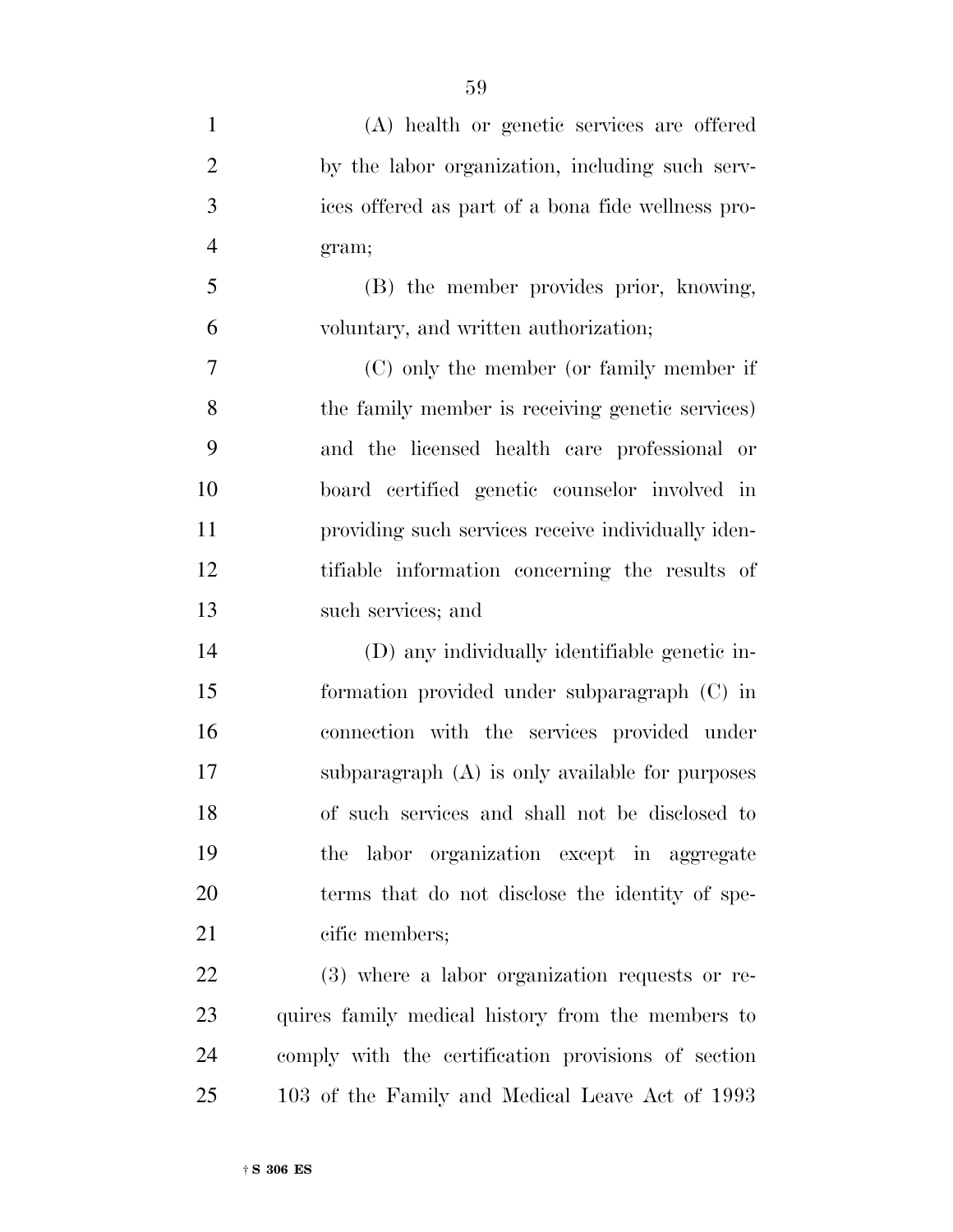(A) health or genetic services are offered by the labor organization, including such services offered as part of a bona fide wellness program;

(B) the member provides prior, knowing, voluntary, and written authorization;

(C) only the member (or family member if the family member is receiving genetic services) and the licensed health care professional or board certified genetic counselor involved in providing such services receive individually identifiable information concerning the results of such services; and

(D) any individually identifiable genetic information provided under subparagraph (C) in connection with the services provided under subparagraph (A) is only available for purposes of such services and shall not be disclosed to the labor organization except in aggregate terms that do not disclose the identity of specific members;

(3) where a labor organization requests or requires family medical history from the members to comply with the certification provisions of section 103 of the Family and Medical Leave Act of 1993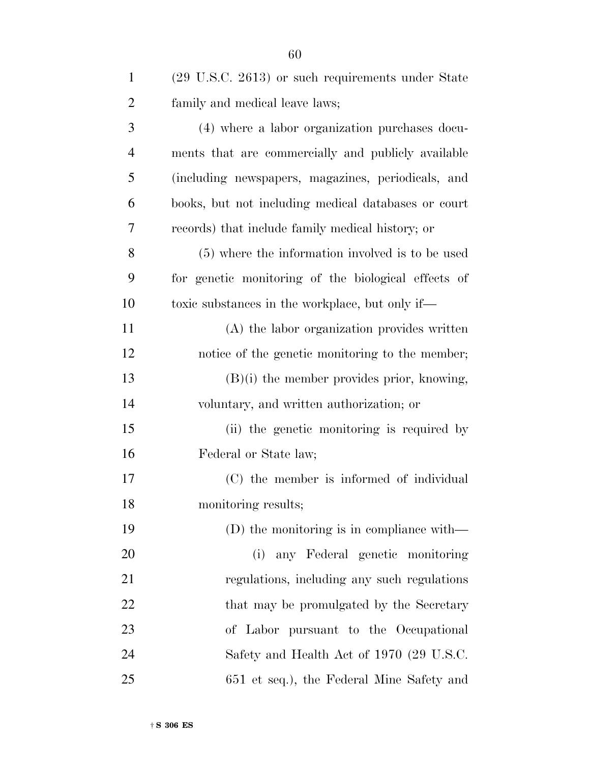(29 U.S.C. 2613) or such requirements under State family and medical leave laws;

(4) where a labor organization purchases documents that are commercially and publicly available (including newspapers, magazines, periodicals, and books, but not including medical databases or court records) that include family medical history; or

(5) where the information involved is to be used for genetic monitoring of the biological effects of toxic substances in the workplace, but only if—

(A) the labor organization provides written notice of the genetic monitoring to the member;

(B)(i) the member provides prior, knowing, voluntary, and written authorization; or

(ii) the genetic monitoring is required by Federal or State law;

(C) the member is informed of individual monitoring results;

(D) the monitoring is in compliance with—

(i) any Federal genetic monitoring regulations, including any such regulations that may be promulgated by the Secretary of Labor pursuant to the Occupational Safety and Health Act of 1970 (29 U.S.C. 651 et seq.), the Federal Mine Safety and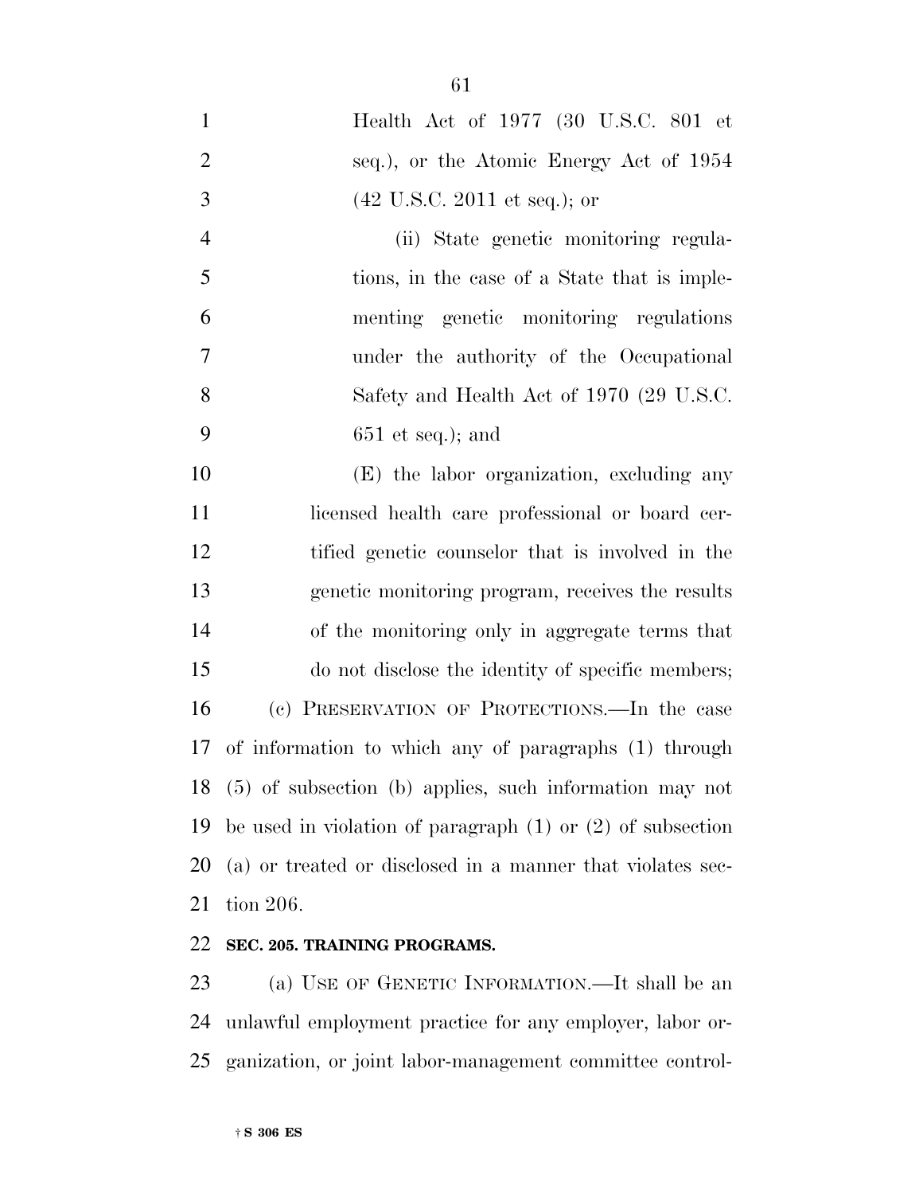Health Act of 1977 (30 U.S.C. 801 et seq.), or the Atomic Energy Act of 1954 (42 U.S.C. 2011 et seq.); or

(ii) State genetic monitoring regulations, in the case of a State that is implementing genetic monitoring regulations under the authority of the Occupational Safety and Health Act of 1970 (29 U.S.C. 651 et seq.); and

(E) the labor organization, excluding any licensed health care professional or board certified genetic counselor that is involved in the genetic monitoring program, receives the results of the monitoring only in aggregate terms that do not disclose the identity of specific members;

(c) PRESERVATION OF PROTECTIONS.—In the case of information to which any of paragraphs (1) through (5) of subsection (b) applies, such information may not be used in violation of paragraph (1) or (2) of subsection (a) or treated or disclosed in a manner that violates section 206.

**SEC. 205. TRAINING PROGRAMS.**

(a) USE OF GENETIC INFORMATION.—It shall be an unlawful employment practice for any employer, labor organization, or joint labor-management committee control-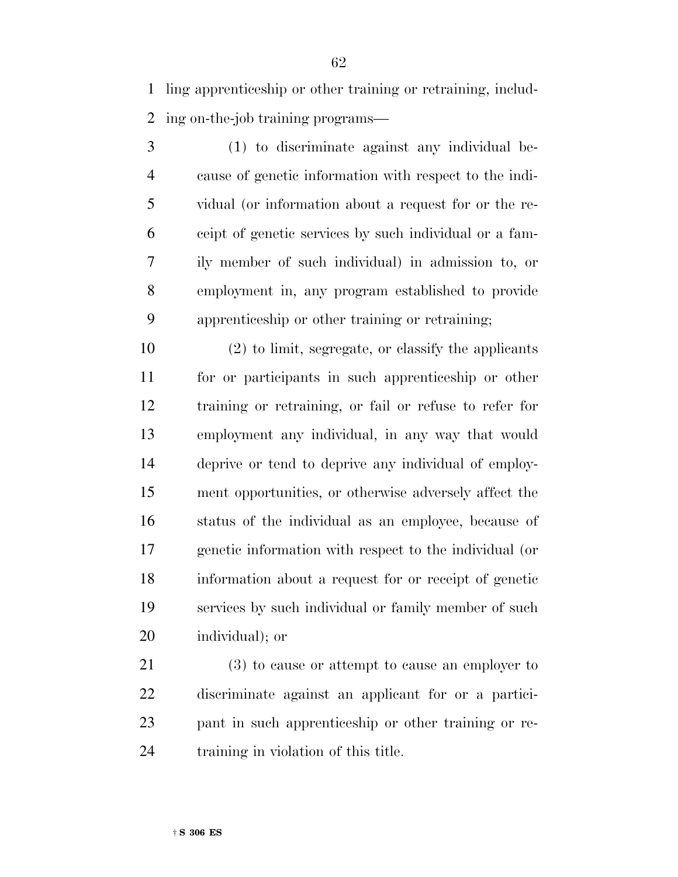ling apprenticeship or other training or retraining, including on-the-job training programs—

(1) to discriminate against any individual because of genetic information with respect to the individual (or information about a request for or the receipt of genetic services by such individual or a family member of such individual) in admission to, or employment in, any program established to provide apprenticeship or other training or retraining;

(2) to limit, segregate, or classify the applicants for or participants in such apprenticeship or other training or retraining, or fail or refuse to refer for employment any individual, in any way that would deprive or tend to deprive any individual of employment opportunities, or otherwise adversely affect the status of the individual as an employee, because of genetic information with respect to the individual (or information about a request for or receipt of genetic services by such individual or family member of such individual); or

(3) to cause or attempt to cause an employer to discriminate against an applicant for or a participant in such apprenticeship or other training or retraining in violation of this title.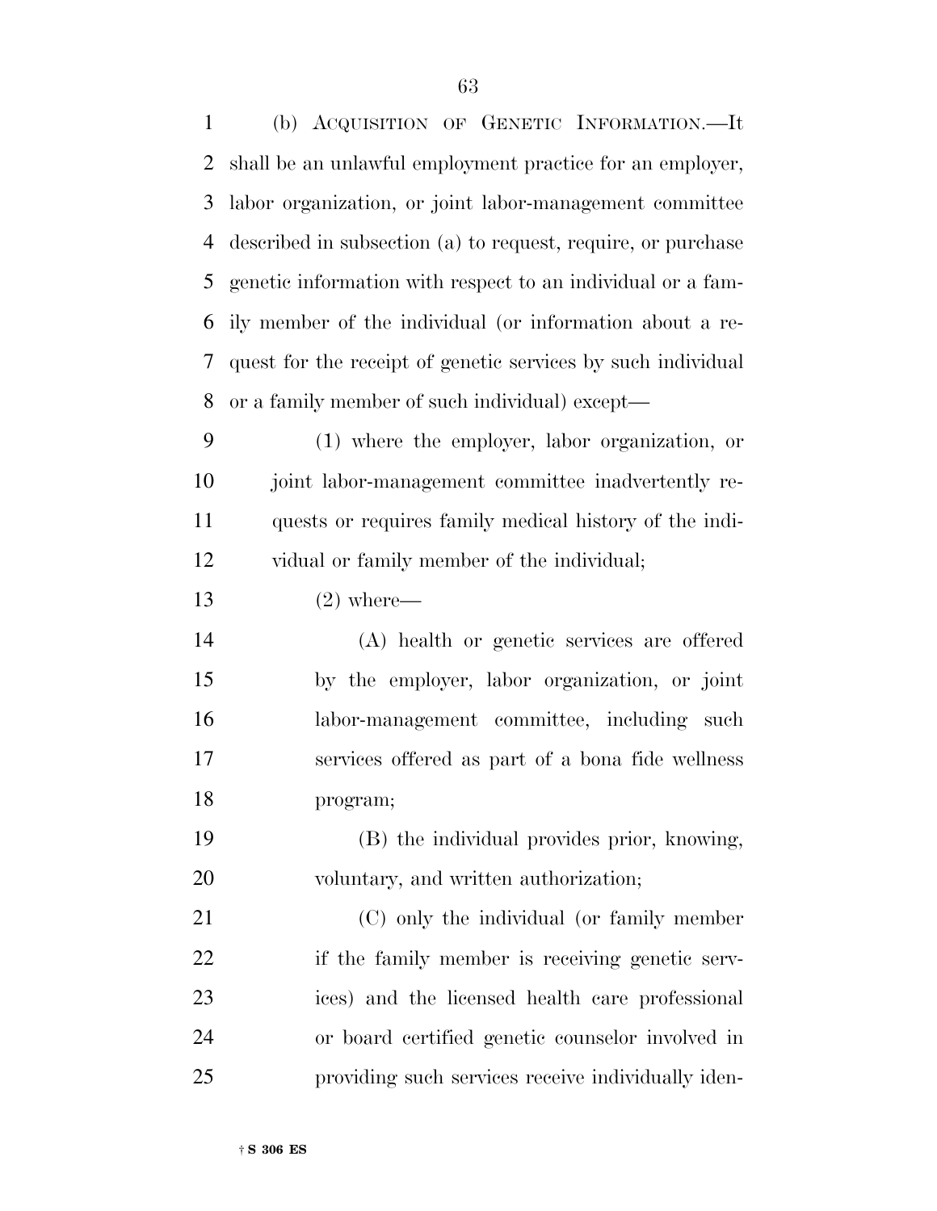(b) ACQUISITION OF GENETIC INFORMATION.—It shall be an unlawful employment practice for an employer, labor organization, or joint labor-management committee described in subsection (a) to request, require, or purchase genetic information with respect to an individual or a family member of the individual (or information about a request for the receipt of genetic services by such individual or a family member of such individual) except—

(1) where the employer, labor organization, or joint labor-management committee inadvertently requests or requires family medical history of the individual or family member of the individual;

(2) where—

(A) health or genetic services are offered by the employer, labor organization, or joint labor-management committee, including such services offered as part of a bona fide wellness program;

(B) the individual provides prior, knowing, voluntary, and written authorization;

(C) only the individual (or family member if the family member is receiving genetic services) and the licensed health care professional or board certified genetic counselor involved in providing such services receive individually iden-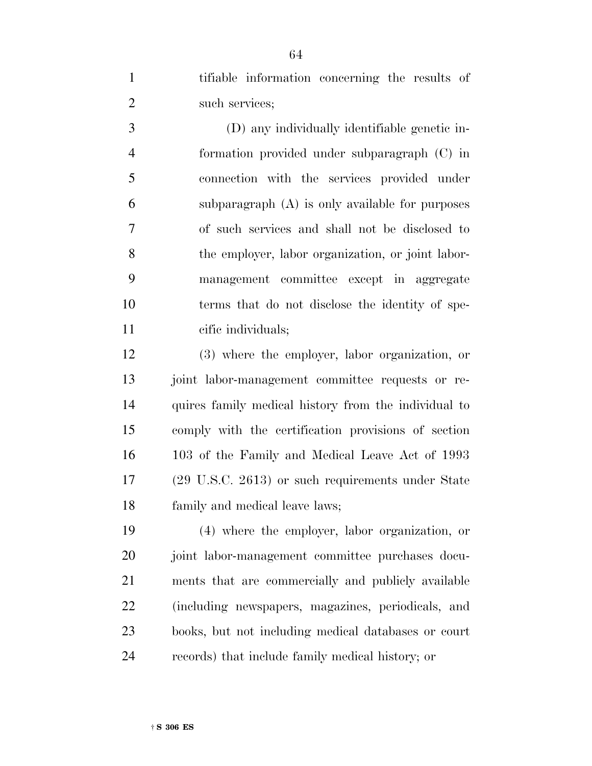tifiable information concerning the results of such services;

(D) any individually identifiable genetic information provided under subparagraph (C) in connection with the services provided under subparagraph (A) is only available for purposes of such services and shall not be disclosed to the employer, labor organization, or joint labor-management committee except in aggregate terms that do not disclose the identity of specific individuals;

(3) where the employer, labor organization, or joint labor-management committee requests or requires family medical history from the individual to comply with the certification provisions of section 103 of the Family and Medical Leave Act of 1993 (29 U.S.C. 2613) or such requirements under State family and medical leave laws;

(4) where the employer, labor organization, or joint labor-management committee purchases documents that are commercially and publicly available (including newspapers, magazines, periodicals, and books, but not including medical databases or court records) that include family medical history; or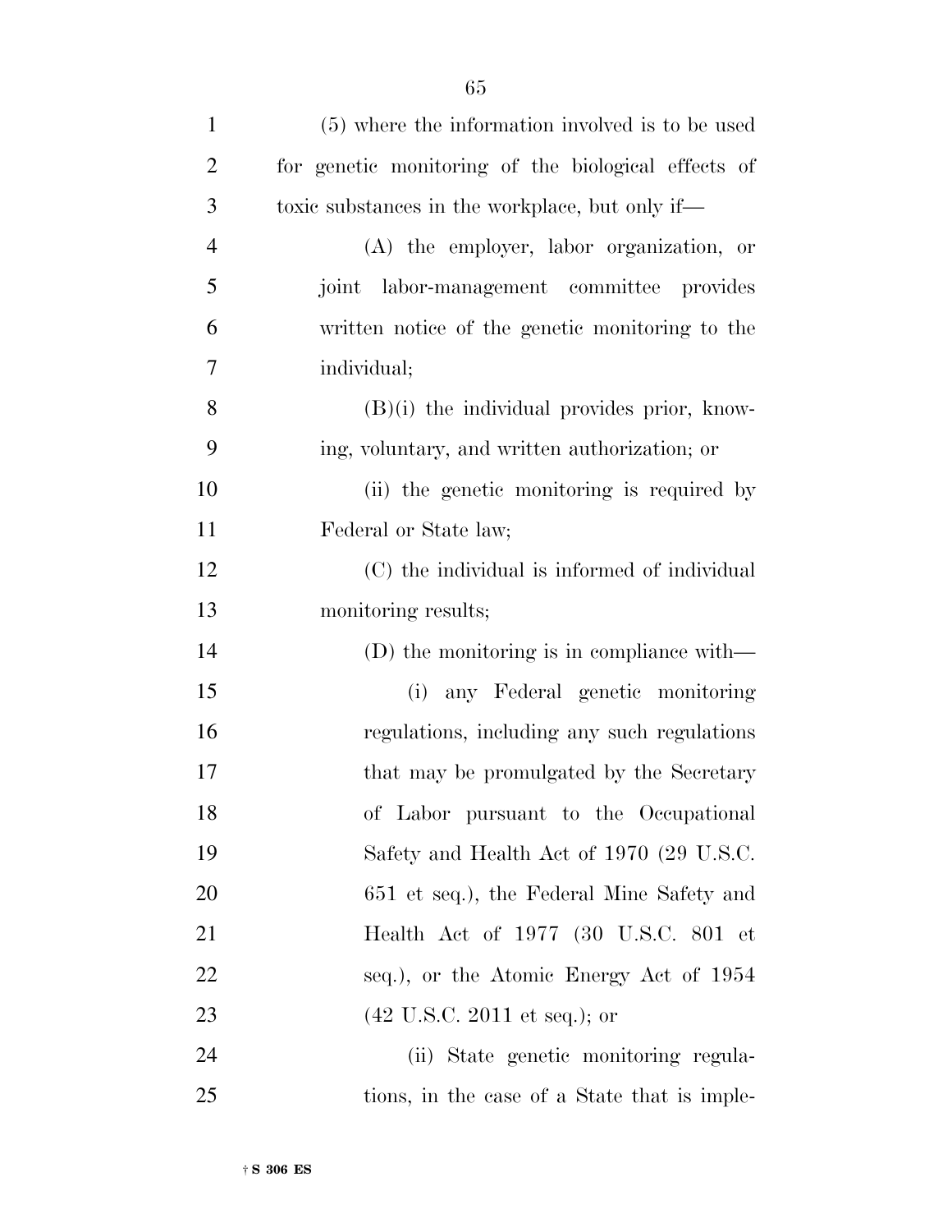(5) where the information involved is to be used for genetic monitoring of the biological effects of toxic substances in the workplace, but only if—

(A) the employer, labor organization, or joint labor-management committee provides written notice of the genetic monitoring to the individual;

(B)(i) the individual provides prior, knowing, voluntary, and written authorization; or

(ii) the genetic monitoring is required by Federal or State law;

(C) the individual is informed of individual monitoring results;

(D) the monitoring is in compliance with—

(i) any Federal genetic monitoring regulations, including any such regulations that may be promulgated by the Secretary of Labor pursuant to the Occupational Safety and Health Act of 1970 (29 U.S.C. 651 et seq.), the Federal Mine Safety and Health Act of 1977 (30 U.S.C. 801 et seq.), or the Atomic Energy Act of 1954 (42 U.S.C. 2011 et seq.); or

(ii) State genetic monitoring regulations, in the case of a State that is imple-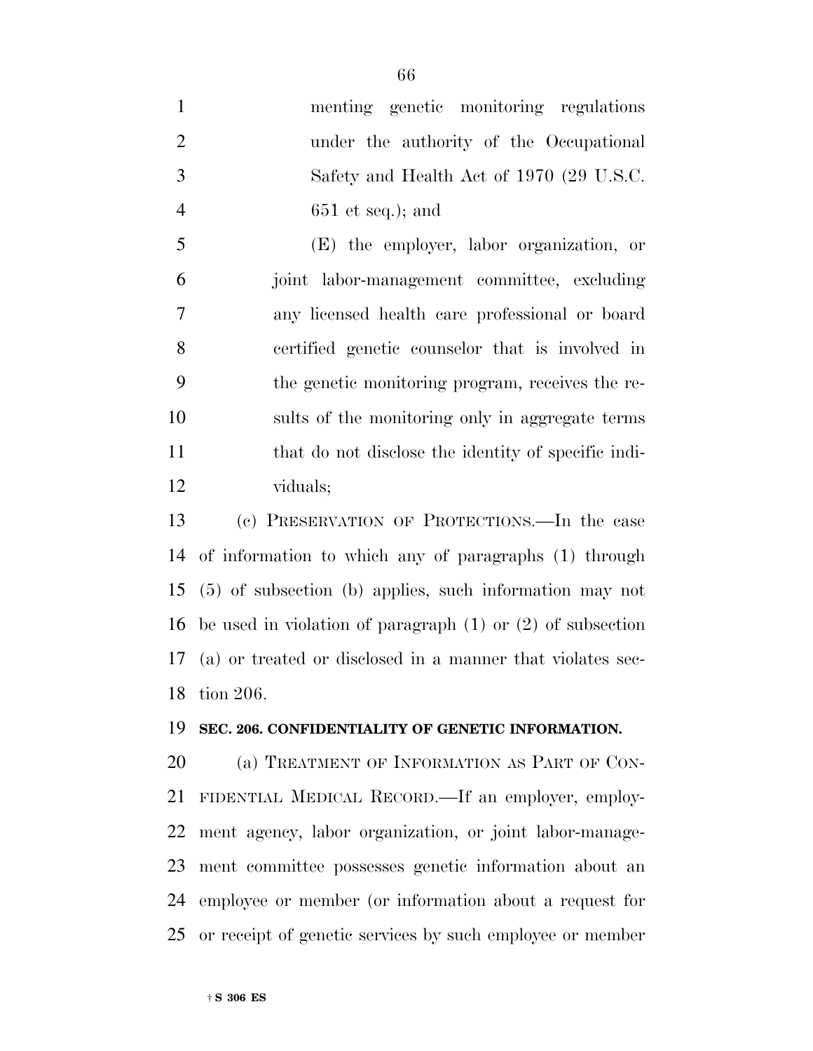menting genetic monitoring regulations under the authority of the Occupational Safety and Health Act of 1970 (29 U.S.C. 651 et seq.); and

(E) the employer, labor organization, or joint labor-management committee, excluding any licensed health care professional or board certified genetic counselor that is involved in the genetic monitoring program, receives the results of the monitoring only in aggregate terms that do not disclose the identity of specific individuals;

(c) PRESERVATION OF PROTECTIONS.—In the case of information to which any of paragraphs (1) through (5) of subsection (b) applies, such information may not be used in violation of paragraph (1) or (2) of subsection (a) or treated or disclosed in a manner that violates section 206.

**SEC. 206. CONFIDENTIALITY OF GENETIC INFORMATION.**

(a) TREATMENT OF INFORMATION AS PART OF CONFIDENTIAL MEDICAL RECORD.—If an employer, employment agency, labor organization, or joint labor-management committee possesses genetic information about an employee or member (or information about a request for or receipt of genetic services by such employee or member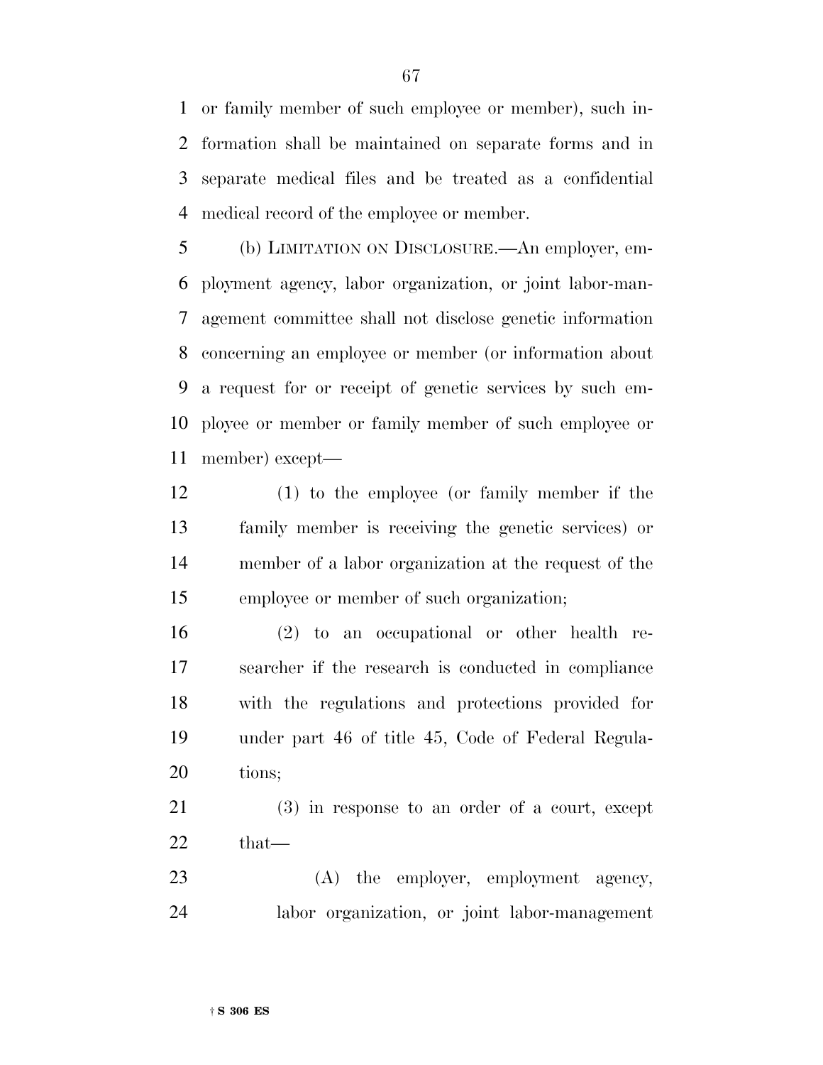or family member of such employee or member), such information shall be maintained on separate forms and in separate medical files and be treated as a confidential medical record of the employee or member.

(b) LIMITATION ON DISCLOSURE.—An employer, employment agency, labor organization, or joint labor-management committee shall not disclose genetic information concerning an employee or member (or information about a request for or receipt of genetic services by such employee or member or family member of such employee or member) except—

(1) to the employee (or family member if the family member is receiving the genetic services) or member of a labor organization at the request of the employee or member of such organization;

(2) to an occupational or other health researcher if the research is conducted in compliance with the regulations and protections provided for under part 46 of title 45, Code of Federal Regulations;

(3) in response to an order of a court, except that—

(A) the employer, employment agency, labor organization, or joint labor-management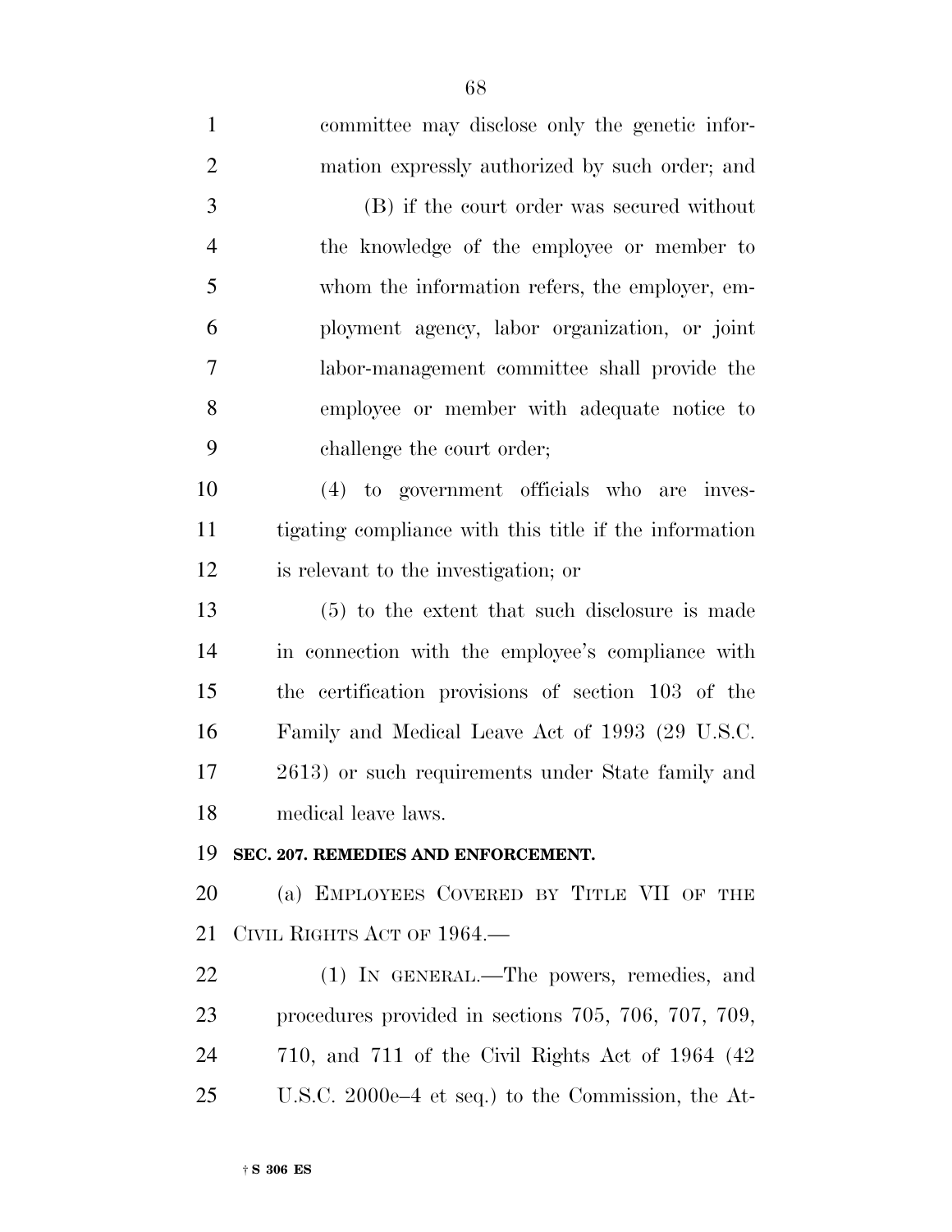committee may disclose only the genetic information expressly authorized by such order; and

(B) if the court order was secured without the knowledge of the employee or member to whom the information refers, the employer, employment agency, labor organization, or joint labor-management committee shall provide the employee or member with adequate notice to challenge the court order;

(4) to government officials who are investigating compliance with this title if the information is relevant to the investigation; or

(5) to the extent that such disclosure is made in connection with the employee's compliance with the certification provisions of section 103 of the Family and Medical Leave Act of 1993 (29 U.S.C. 2613) or such requirements under State family and medical leave laws.

**SEC. 207. REMEDIES AND ENFORCEMENT.**

(a) EMPLOYEES COVERED BY TITLE VII OF THE CIVIL RIGHTS ACT OF 1964.—

(1) IN GENERAL.—The powers, remedies, and procedures provided in sections 705, 706, 707, 709, 710, and 711 of the Civil Rights Act of 1964 (42 U.S.C. 2000e–4 et seq.) to the Commission, the At-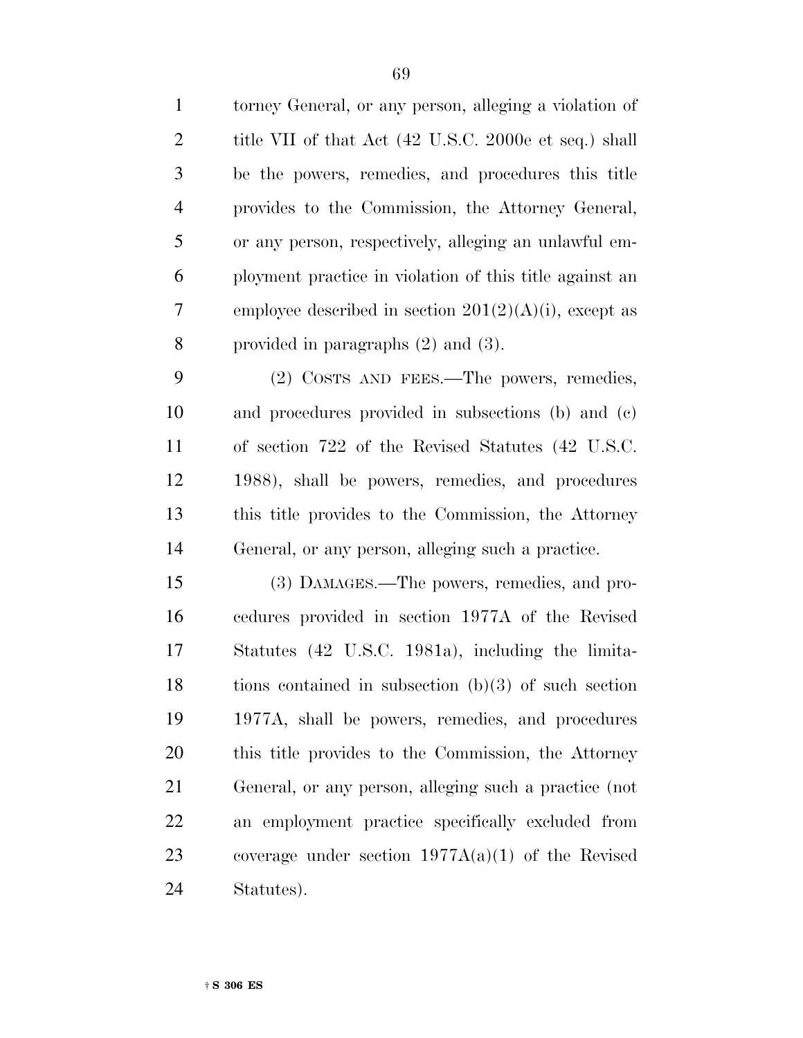torney General, or any person, alleging a violation of title VII of that Act (42 U.S.C. 2000e et seq.) shall be the powers, remedies, and procedures this title provides to the Commission, the Attorney General, or any person, respectively, alleging an unlawful employment practice in violation of this title against an employee described in section 201(2)(A)(i), except as provided in paragraphs (2) and (3).

(2) COSTS AND FEES.—The powers, remedies, and procedures provided in subsections (b) and (c) of section 722 of the Revised Statutes (42 U.S.C. 1988), shall be powers, remedies, and procedures this title provides to the Commission, the Attorney General, or any person, alleging such a practice.

(3) DAMAGES.—The powers, remedies, and procedures provided in section 1977A of the Revised Statutes (42 U.S.C. 1981a), including the limitations contained in subsection (b)(3) of such section 1977A, shall be powers, remedies, and procedures this title provides to the Commission, the Attorney General, or any person, alleging such a practice (not an employment practice specifically excluded from coverage under section 1977A(a)(1) of the Revised Statutes).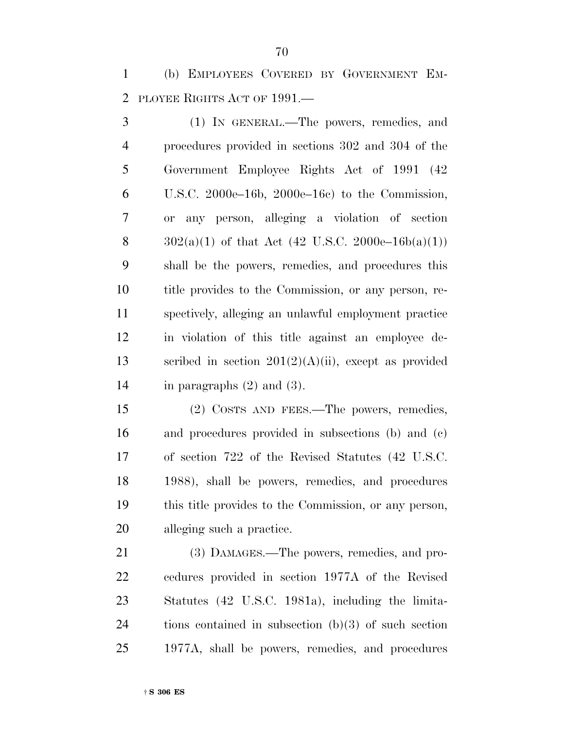(b) EMPLOYEES COVERED BY GOVERNMENT EMPLOYEE RIGHTS ACT OF 1991.—

(1) IN GENERAL.—The powers, remedies, and procedures provided in sections 302 and 304 of the Government Employee Rights Act of 1991 (42 U.S.C. 2000e–16b, 2000e–16c) to the Commission, or any person, alleging a violation of section 302(a)(1) of that Act (42 U.S.C. 2000e–16b(a)(1)) shall be the powers, remedies, and procedures this title provides to the Commission, or any person, respectively, alleging an unlawful employment practice in violation of this title against an employee described in section 201(2)(A)(ii), except as provided in paragraphs (2) and (3).

(2) COSTS AND FEES.—The powers, remedies, and procedures provided in subsections (b) and (c) of section 722 of the Revised Statutes (42 U.S.C. 1988), shall be powers, remedies, and procedures this title provides to the Commission, or any person, alleging such a practice.

(3) DAMAGES.—The powers, remedies, and procedures provided in section 1977A of the Revised Statutes (42 U.S.C. 1981a), including the limitations contained in subsection (b)(3) of such section 1977A, shall be powers, remedies, and procedures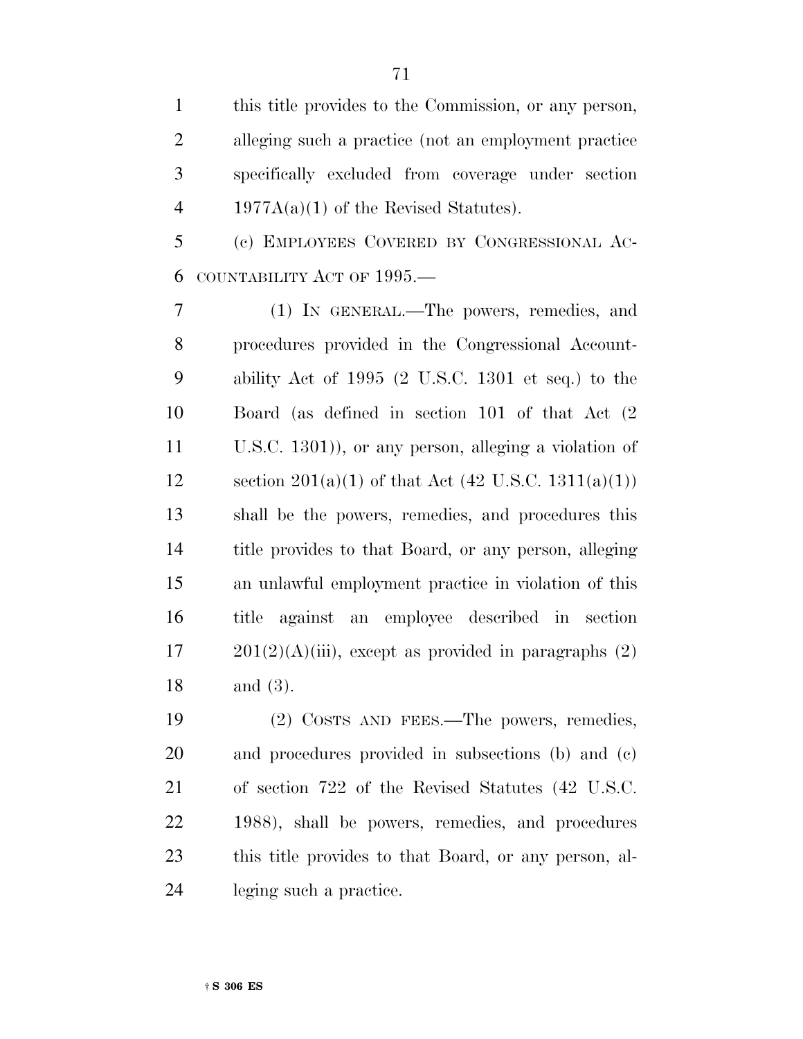this title provides to the Commission, or any person, alleging such a practice (not an employment practice specifically excluded from coverage under section 1977A(a)(1) of the Revised Statutes).

(c) EMPLOYEES COVERED BY CONGRESSIONAL ACCOUNTABILITY ACT OF 1995.—

(1) IN GENERAL.—The powers, remedies, and procedures provided in the Congressional Accountability Act of 1995 (2 U.S.C. 1301 et seq.) to the Board (as defined in section 101 of that Act (2 U.S.C. 1301)), or any person, alleging a violation of section 201(a)(1) of that Act (42 U.S.C. 1311(a)(1)) shall be the powers, remedies, and procedures this title provides to that Board, or any person, alleging an unlawful employment practice in violation of this title against an employee described in section 201(2)(A)(iii), except as provided in paragraphs (2) and (3).

(2) COSTS AND FEES.—The powers, remedies, and procedures provided in subsections (b) and (c) of section 722 of the Revised Statutes (42 U.S.C. 1988), shall be powers, remedies, and procedures this title provides to that Board, or any person, alleging such a practice.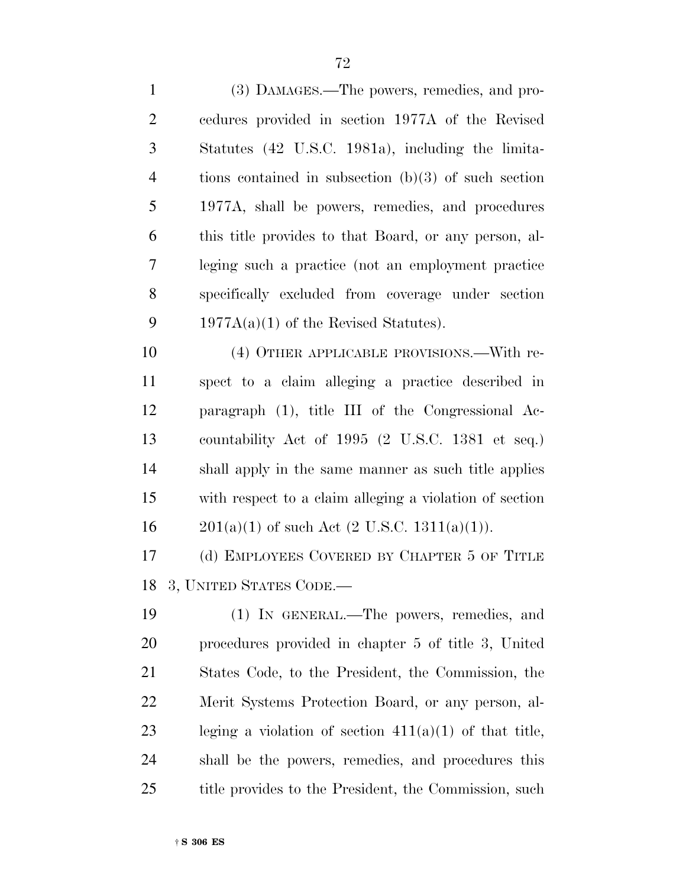(3) DAMAGES.—The powers, remedies, and procedures provided in section 1977A of the Revised Statutes (42 U.S.C. 1981a), including the limitations contained in subsection (b)(3) of such section 1977A, shall be powers, remedies, and procedures this title provides to that Board, or any person, alleging such a practice (not an employment practice specifically excluded from coverage under section 1977A(a)(1) of the Revised Statutes).

(4) OTHER APPLICABLE PROVISIONS.—With respect to a claim alleging a practice described in paragraph (1), title III of the Congressional Accountability Act of 1995 (2 U.S.C. 1381 et seq.) shall apply in the same manner as such title applies with respect to a claim alleging a violation of section 201(a)(1) of such Act (2 U.S.C. 1311(a)(1)).

(d) EMPLOYEES COVERED BY CHAPTER 5 OF TITLE 3, UNITED STATES CODE.—

(1) IN GENERAL.—The powers, remedies, and procedures provided in chapter 5 of title 3, United States Code, to the President, the Commission, the Merit Systems Protection Board, or any person, alleging a violation of section 411(a)(1) of that title, shall be the powers, remedies, and procedures this title provides to the President, the Commission, such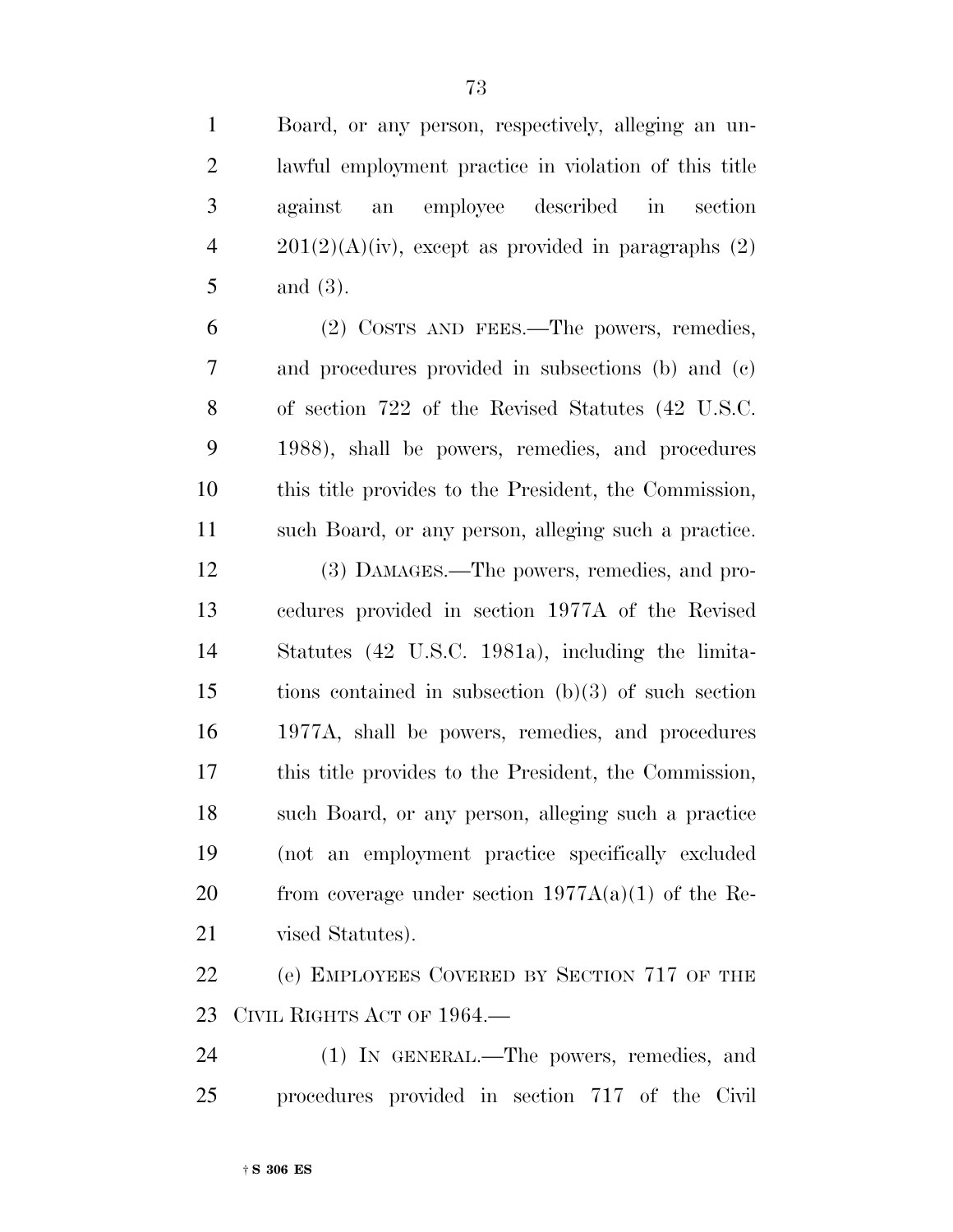Board, or any person, respectively, alleging an unlawful employment practice in violation of this title against an employee described in section 201(2)(A)(iv), except as provided in paragraphs (2) and (3).

(2) COSTS AND FEES.—The powers, remedies, and procedures provided in subsections (b) and (c) of section 722 of the Revised Statutes (42 U.S.C. 1988), shall be powers, remedies, and procedures this title provides to the President, the Commission, such Board, or any person, alleging such a practice.

(3) DAMAGES.—The powers, remedies, and procedures provided in section 1977A of the Revised Statutes (42 U.S.C. 1981a), including the limitations contained in subsection (b)(3) of such section 1977A, shall be powers, remedies, and procedures this title provides to the President, the Commission, such Board, or any person, alleging such a practice (not an employment practice specifically excluded from coverage under section 1977A(a)(1) of the Revised Statutes).

(e) EMPLOYEES COVERED BY SECTION 717 OF THE CIVIL RIGHTS ACT OF 1964.—

(1) IN GENERAL.—The powers, remedies, and procedures provided in section 717 of the Civil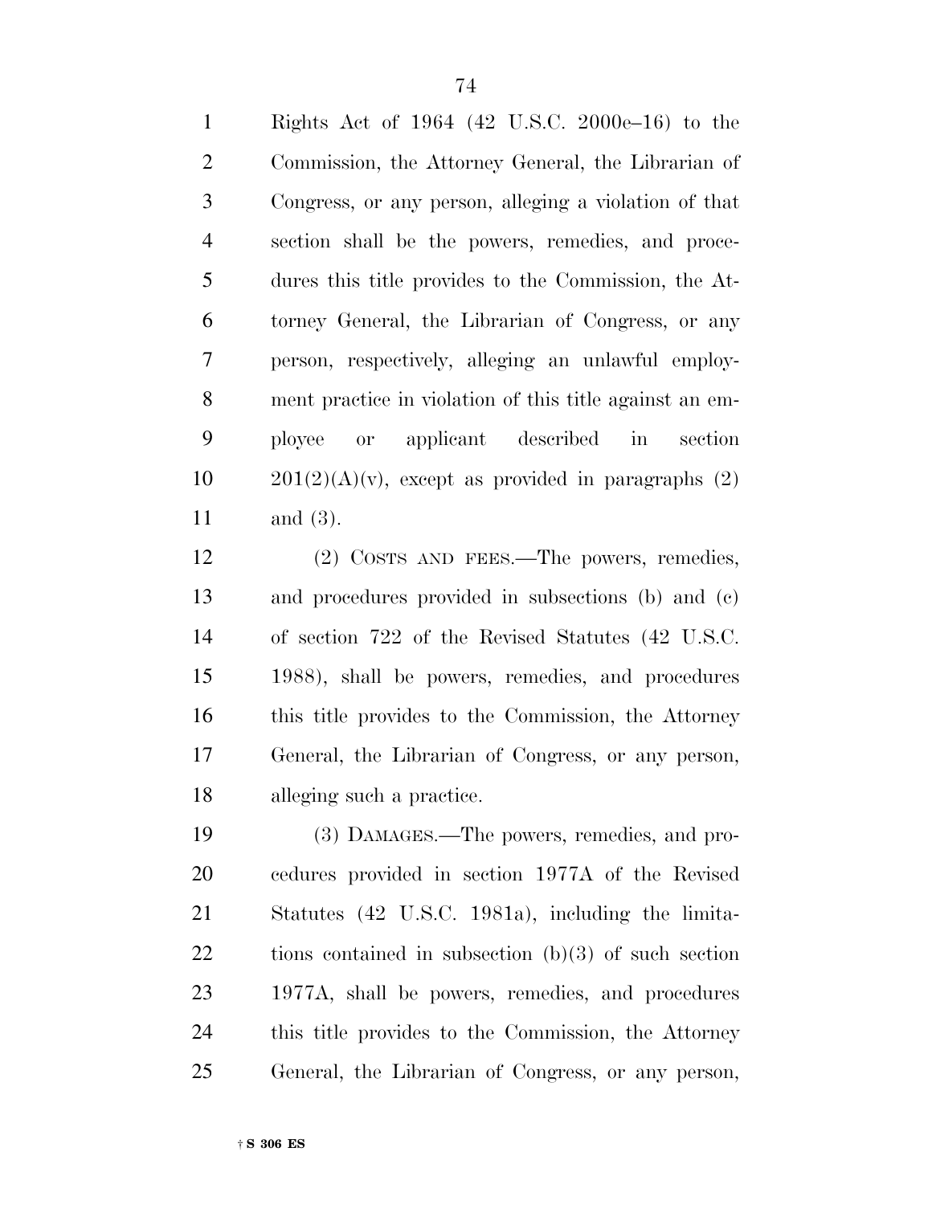Rights Act of 1964 (42 U.S.C. 2000e–16) to the Commission, the Attorney General, the Librarian of Congress, or any person, alleging a violation of that section shall be the powers, remedies, and procedures this title provides to the Commission, the Attorney General, the Librarian of Congress, or any person, respectively, alleging an unlawful employment practice in violation of this title against an employee or applicant described in section 201(2)(A)(v), except as provided in paragraphs (2) and (3).

(2) COSTS AND FEES.—The powers, remedies, and procedures provided in subsections (b) and (c) of section 722 of the Revised Statutes (42 U.S.C. 1988), shall be powers, remedies, and procedures this title provides to the Commission, the Attorney General, the Librarian of Congress, or any person, alleging such a practice.

(3) DAMAGES.—The powers, remedies, and procedures provided in section 1977A of the Revised Statutes (42 U.S.C. 1981a), including the limitations contained in subsection (b)(3) of such section 1977A, shall be powers, remedies, and procedures this title provides to the Commission, the Attorney General, the Librarian of Congress, or any person,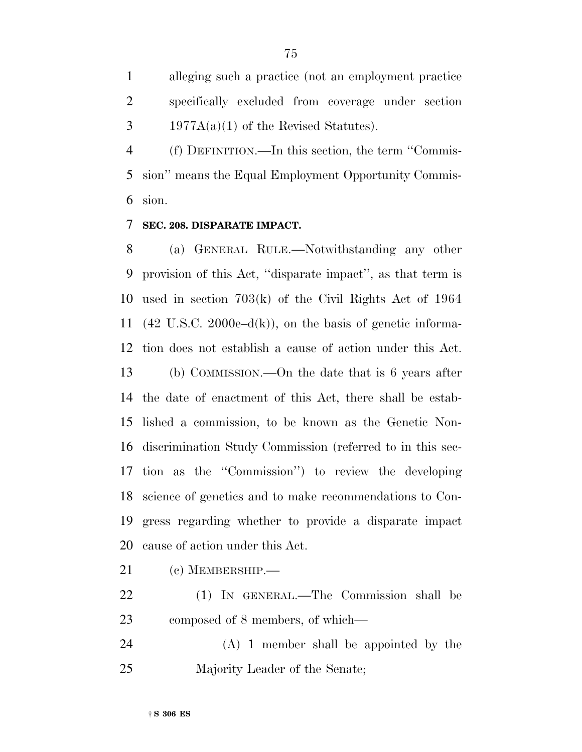alleging such a practice (not an employment practice specifically excluded from coverage under section 1977A(a)(1) of the Revised Statutes).

(f) DEFINITION.—In this section, the term ''Commission'' means the Equal Employment Opportunity Commission.

**SEC. 208. DISPARATE IMPACT.**

(a) GENERAL RULE.—Notwithstanding any other provision of this Act, ''disparate impact'', as that term is used in section 703(k) of the Civil Rights Act of 1964 (42 U.S.C. 2000e–d(k)), on the basis of genetic information does not establish a cause of action under this Act.

(b) COMMISSION.—On the date that is 6 years after the date of enactment of this Act, there shall be established a commission, to be known as the Genetic Nondiscrimination Study Commission (referred to in this section as the ''Commission'') to review the developing science of genetics and to make recommendations to Congress regarding whether to provide a disparate impact cause of action under this Act.

(c) MEMBERSHIP.—

(1) IN GENERAL.—The Commission shall be composed of 8 members, of which—

(A) 1 member shall be appointed by the Majority Leader of the Senate;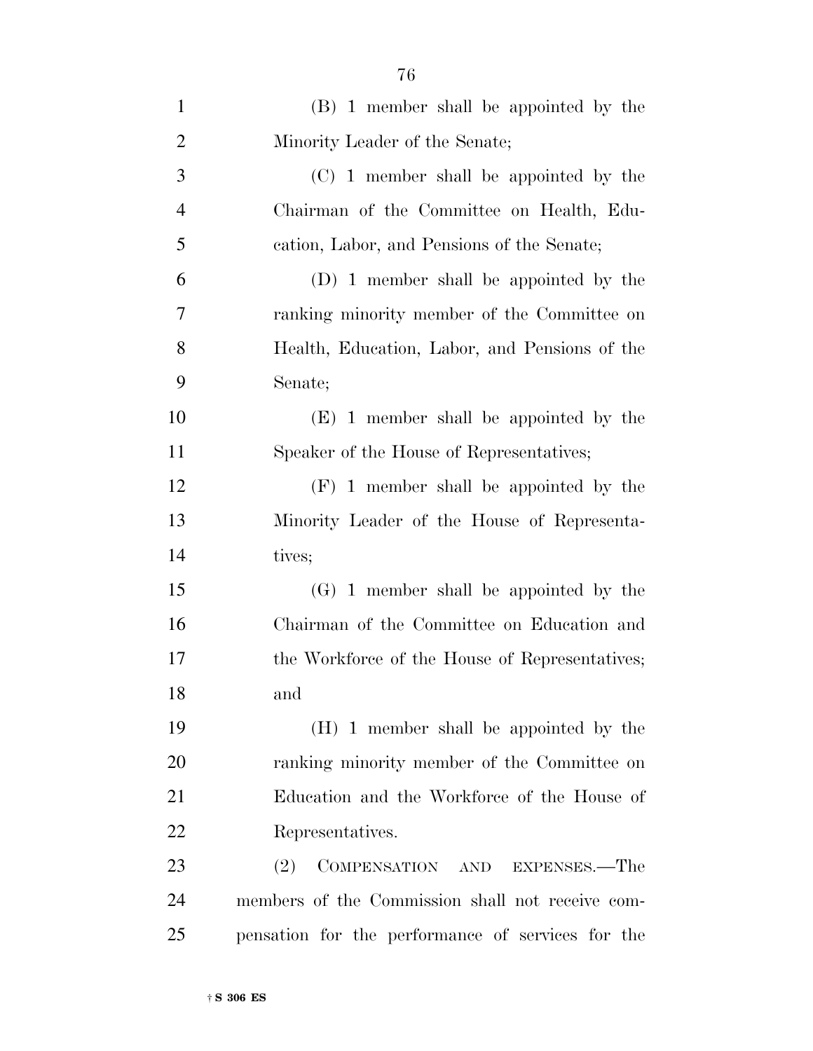(B) 1 member shall be appointed by the Minority Leader of the Senate;

(C) 1 member shall be appointed by the Chairman of the Committee on Health, Education, Labor, and Pensions of the Senate;

(D) 1 member shall be appointed by the ranking minority member of the Committee on Health, Education, Labor, and Pensions of the Senate;

(E) 1 member shall be appointed by the Speaker of the House of Representatives;

(F) 1 member shall be appointed by the Minority Leader of the House of Representatives;

(G) 1 member shall be appointed by the Chairman of the Committee on Education and the Workforce of the House of Representatives; and

(H) 1 member shall be appointed by the ranking minority member of the Committee on Education and the Workforce of the House of Representatives.

(2) COMPENSATION AND EXPENSES.—The members of the Commission shall not receive compensation for the performance of services for the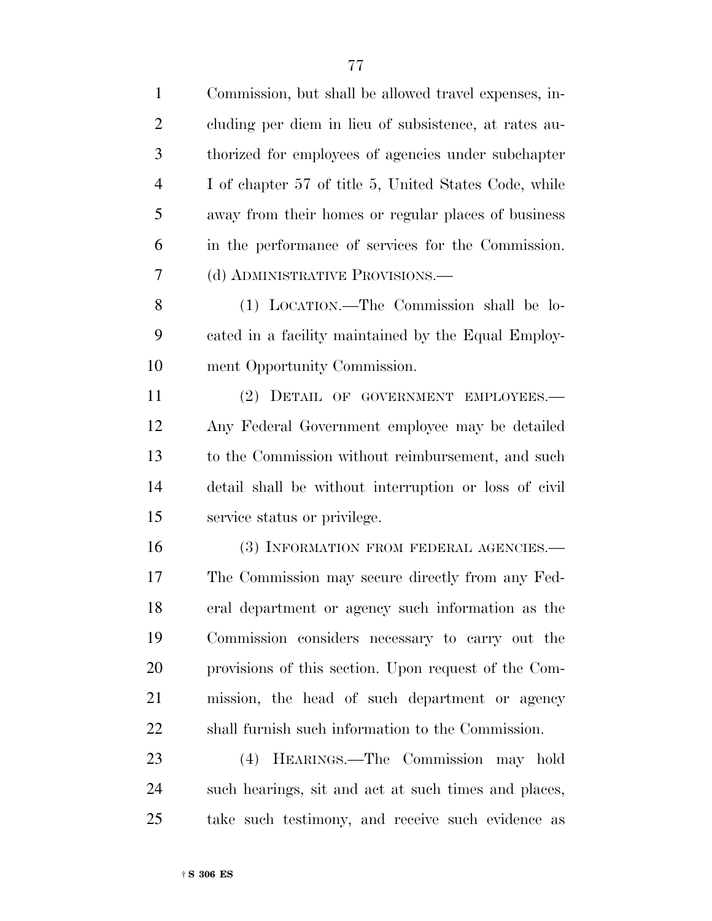Commission, but shall be allowed travel expenses, including per diem in lieu of subsistence, at rates authorized for employees of agencies under subchapter I of chapter 57 of title 5, United States Code, while away from their homes or regular places of business in the performance of services for the Commission.

(d) ADMINISTRATIVE PROVISIONS.—

(1) LOCATION.—The Commission shall be located in a facility maintained by the Equal Employment Opportunity Commission.

(2) DETAIL OF GOVERNMENT EMPLOYEES.—Any Federal Government employee may be detailed to the Commission without reimbursement, and such detail shall be without interruption or loss of civil service status or privilege.

(3) INFORMATION FROM FEDERAL AGENCIES.—The Commission may secure directly from any Federal department or agency such information as the Commission considers necessary to carry out the provisions of this section. Upon request of the Commission, the head of such department or agency shall furnish such information to the Commission.

(4) HEARINGS.—The Commission may hold such hearings, sit and act at such times and places, take such testimony, and receive such evidence as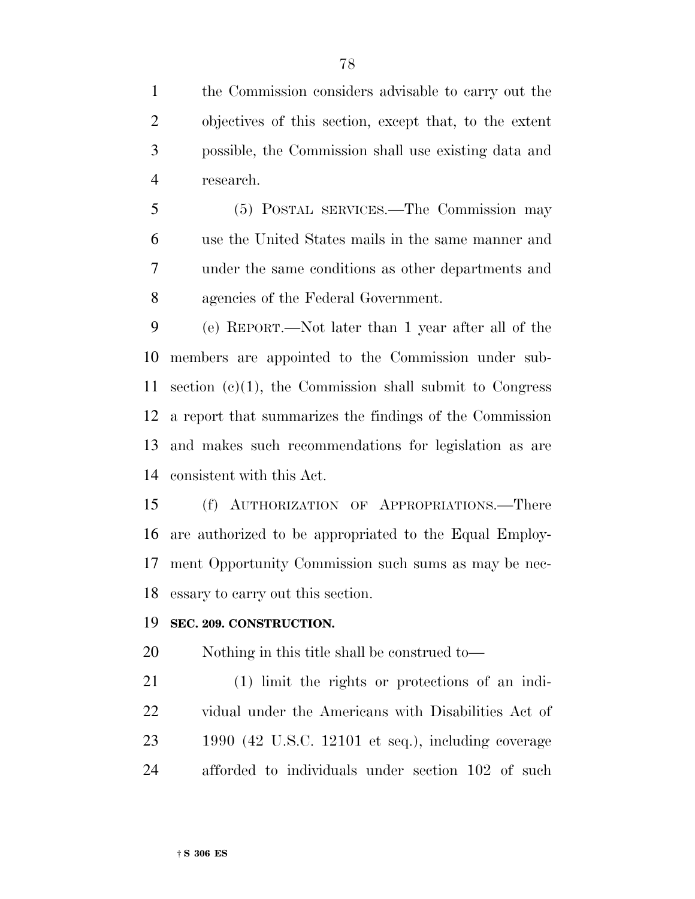the Commission considers advisable to carry out the objectives of this section, except that, to the extent possible, the Commission shall use existing data and research.

(5) POSTAL SERVICES.—The Commission may use the United States mails in the same manner and under the same conditions as other departments and agencies of the Federal Government.

(e) REPORT.—Not later than 1 year after all of the members are appointed to the Commission under subsection (c)(1), the Commission shall submit to Congress a report that summarizes the findings of the Commission and makes such recommendations for legislation as are consistent with this Act.

(f) AUTHORIZATION OF APPROPRIATIONS.—There are authorized to be appropriated to the Equal Employment Opportunity Commission such sums as may be necessary to carry out this section.

**SEC. 209. CONSTRUCTION.**

Nothing in this title shall be construed to—

(1) limit the rights or protections of an individual under the Americans with Disabilities Act of 1990 (42 U.S.C. 12101 et seq.), including coverage afforded to individuals under section 102 of such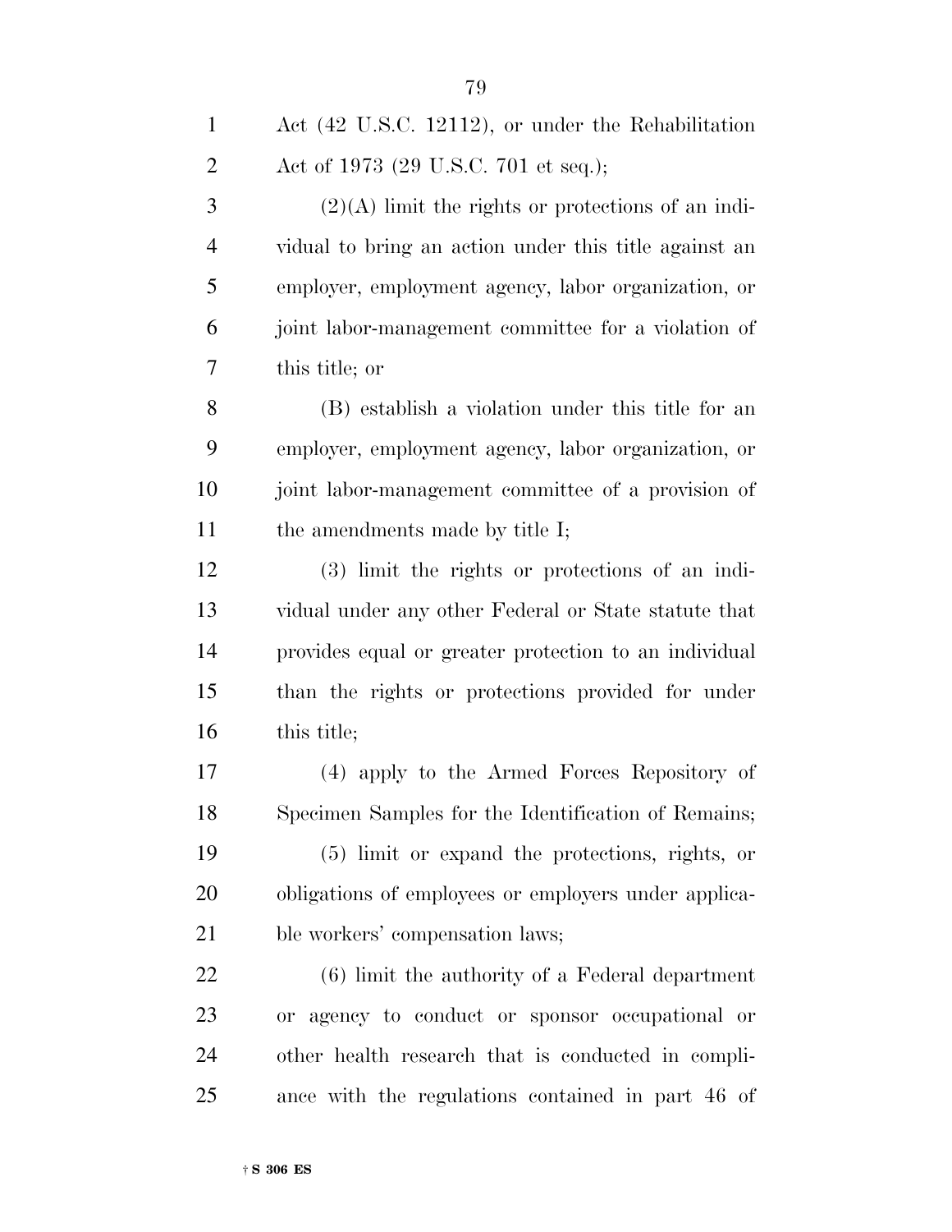Act (42 U.S.C. 12112), or under the Rehabilitation Act of 1973 (29 U.S.C. 701 et seq.);

(2)(A) limit the rights or protections of an individual to bring an action under this title against an employer, employment agency, labor organization, or joint labor-management committee for a violation of this title; or

(B) establish a violation under this title for an employer, employment agency, labor organization, or joint labor-management committee of a provision of the amendments made by title I;

(3) limit the rights or protections of an individual under any other Federal or State statute that provides equal or greater protection to an individual than the rights or protections provided for under this title;

(4) apply to the Armed Forces Repository of Specimen Samples for the Identification of Remains;

(5) limit or expand the protections, rights, or obligations of employees or employers under applicable workers' compensation laws;

(6) limit the authority of a Federal department or agency to conduct or sponsor occupational or other health research that is conducted in compliance with the regulations contained in part 46 of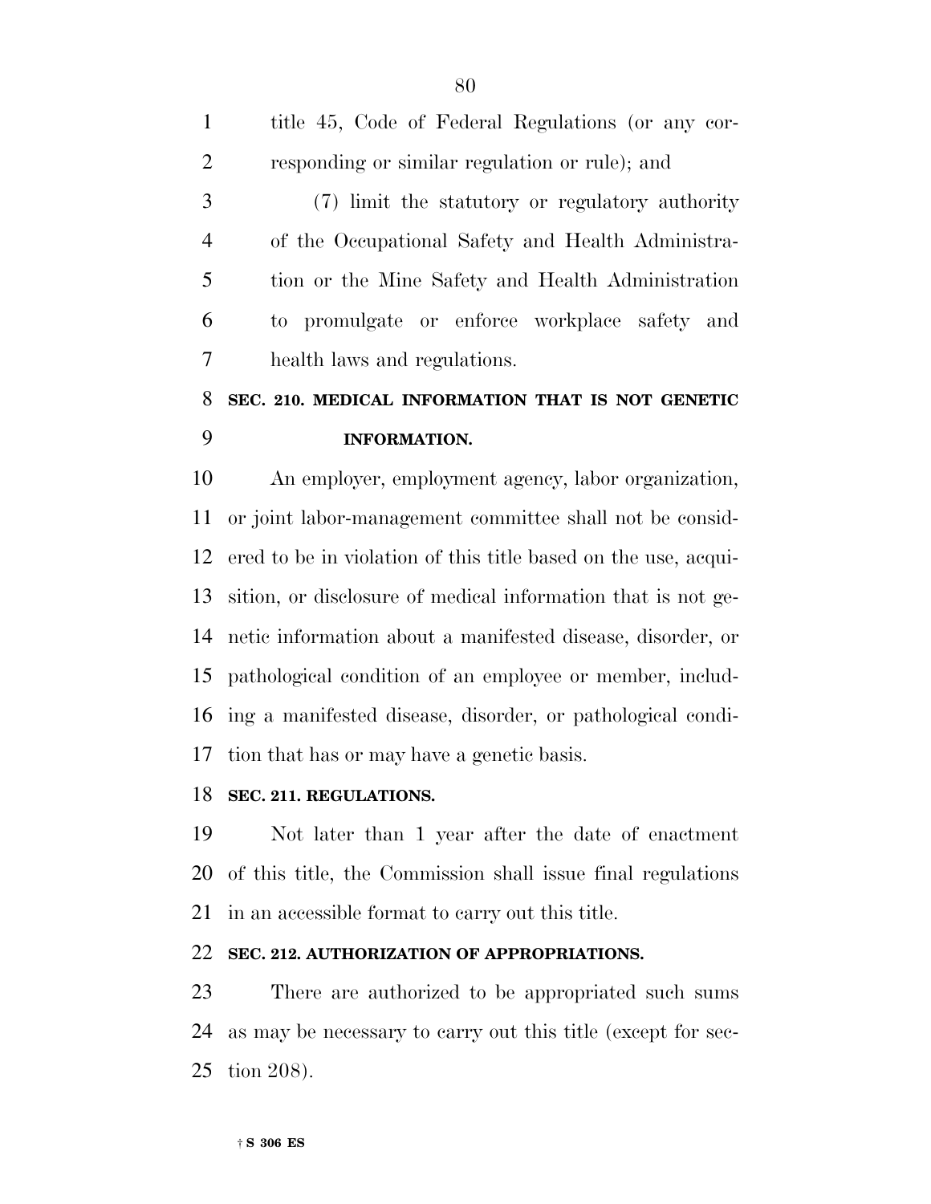title 45, Code of Federal Regulations (or any corresponding or similar regulation or rule); and

(7) limit the statutory or regulatory authority of the Occupational Safety and Health Administration or the Mine Safety and Health Administration to promulgate or enforce workplace safety and health laws and regulations.

## SEC. 210. MEDICAL INFORMATION THAT IS NOT GENETIC INFORMATION.

An employer, employment agency, labor organization, or joint labor-management committee shall not be considered to be in violation of this title based on the use, acquisition, or disclosure of medical information that is not genetic information about a manifested disease, disorder, or pathological condition of an employee or member, including a manifested disease, disorder, or pathological condition that has or may have a genetic basis.

## SEC. 211. REGULATIONS.

Not later than 1 year after the date of enactment of this title, the Commission shall issue final regulations in an accessible format to carry out this title.

## SEC. 212. AUTHORIZATION OF APPROPRIATIONS.

There are authorized to be appropriated such sums as may be necessary to carry out this title (except for section 208).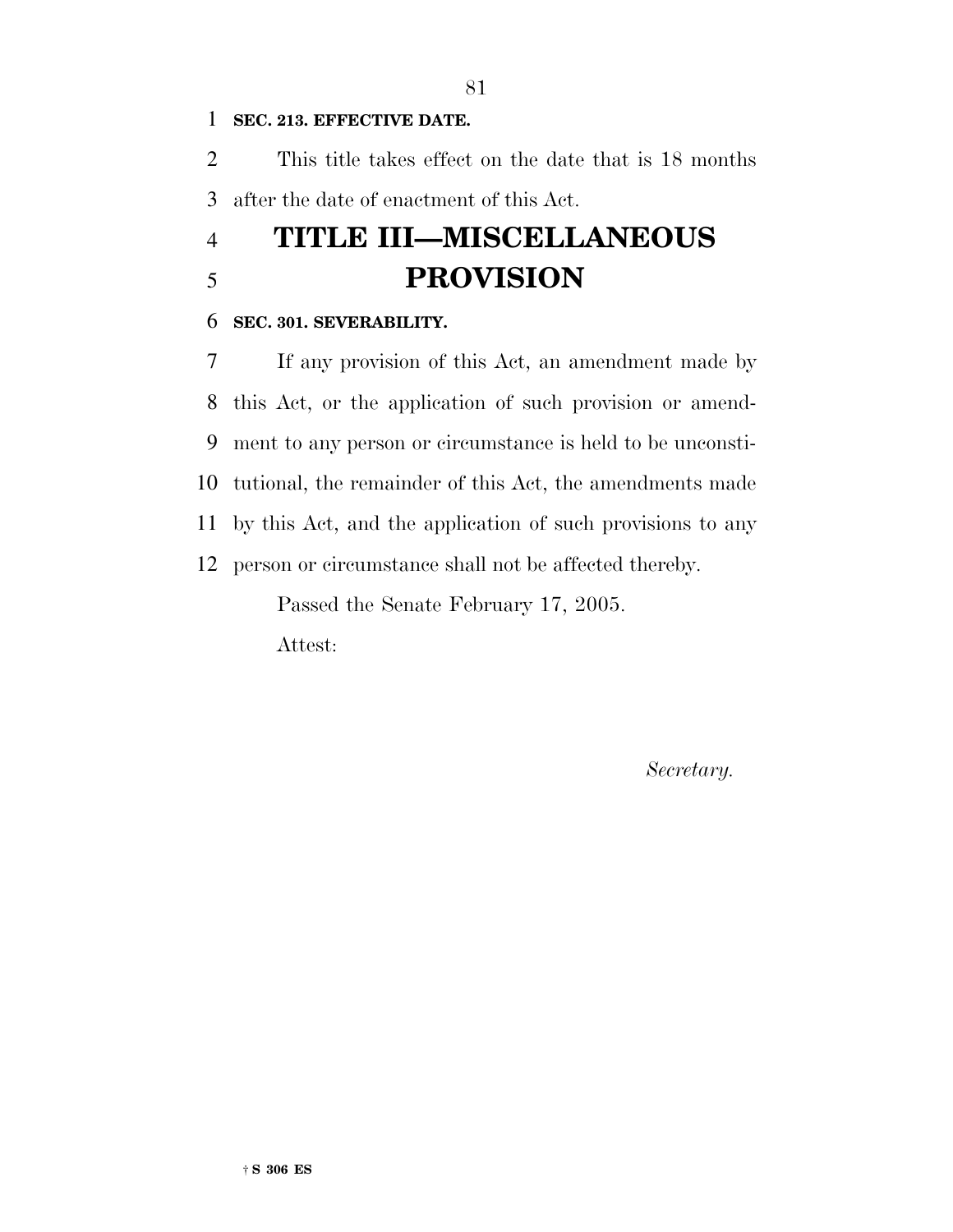**SEC. 213. EFFECTIVE DATE.**

This title takes effect on the date that is 18 months after the date of enactment of this Act.

# TITLE III—MISCELLANEOUS PROVISION

**SEC. 301. SEVERABILITY.**

If any provision of this Act, an amendment made by this Act, or the application of such provision or amendment to any person or circumstance is held to be unconstitutional, the remainder of this Act, the amendments made by this Act, and the application of such provisions to any person or circumstance shall not be affected thereby.

Passed the Senate February 17, 2005.

Attest:

*Secretary.*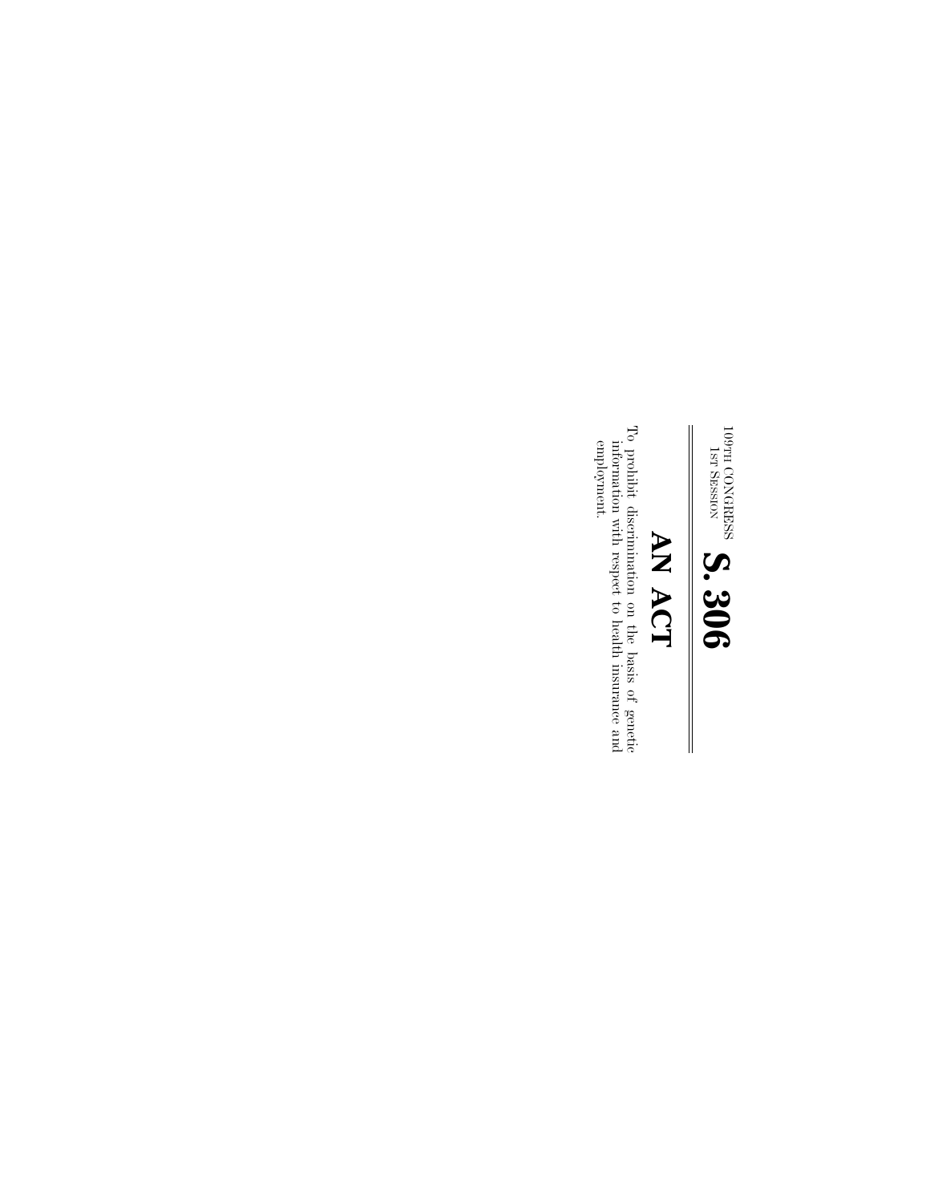109TH CONGRESS
1ST SESSION

# S. 306

# AN ACT

To prohibit discrimination on the basis of genetic information with respect to health insurance and employment.